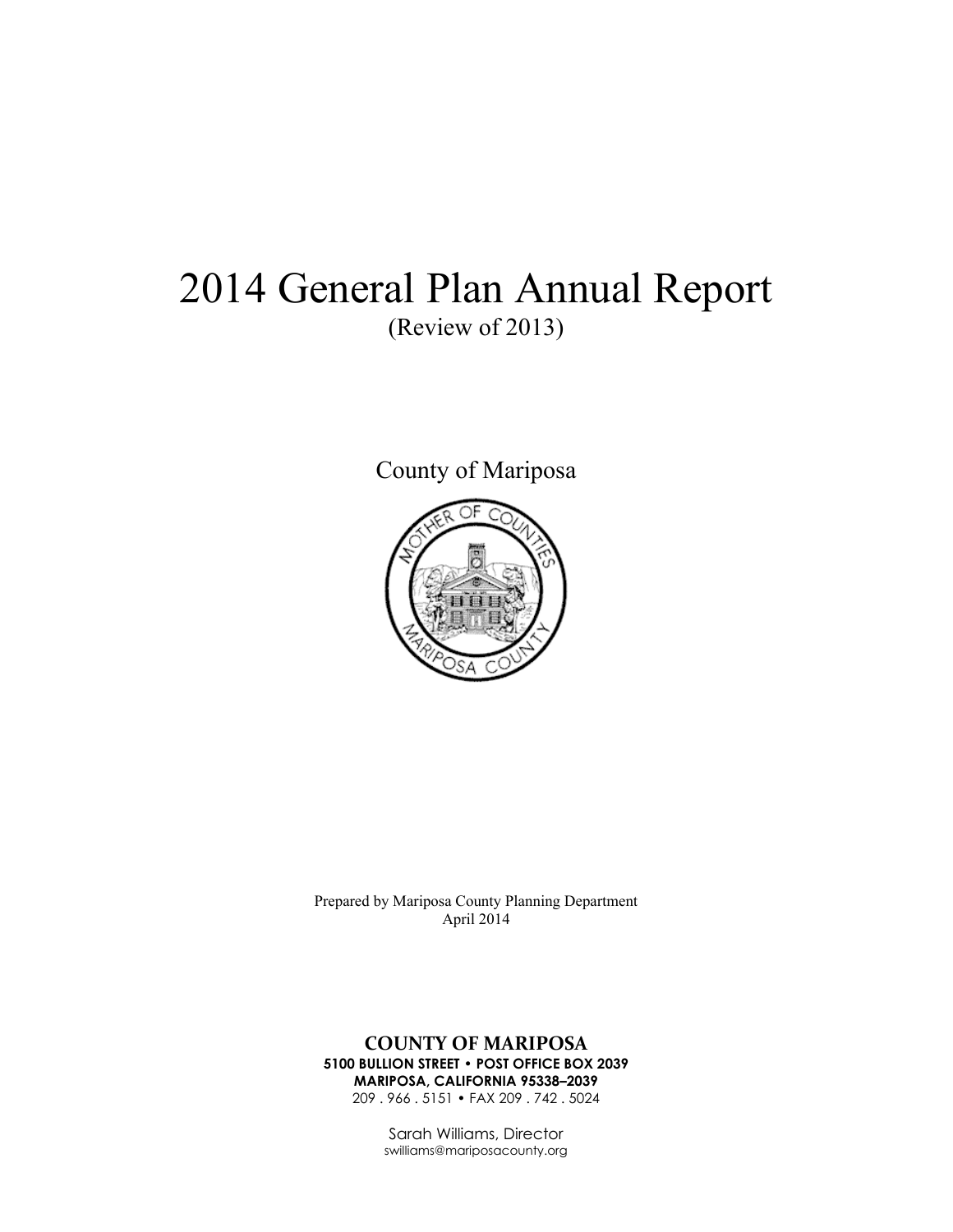# 2014 General Plan Annual Report

(Review of 2013)

County of Mariposa

Prepared by Mariposa County Planning Department
April 2014

**COUNTY OF MARIPOSA**
**5100 BULLION STREET • POST OFFICE BOX 2039**
**MARIPOSA, CALIFORNIA 95338–2039**
209 . 966 . 5151 • FAX 209 . 742 . 5024

Sarah Williams, Director
swilliams@mariposacounty.org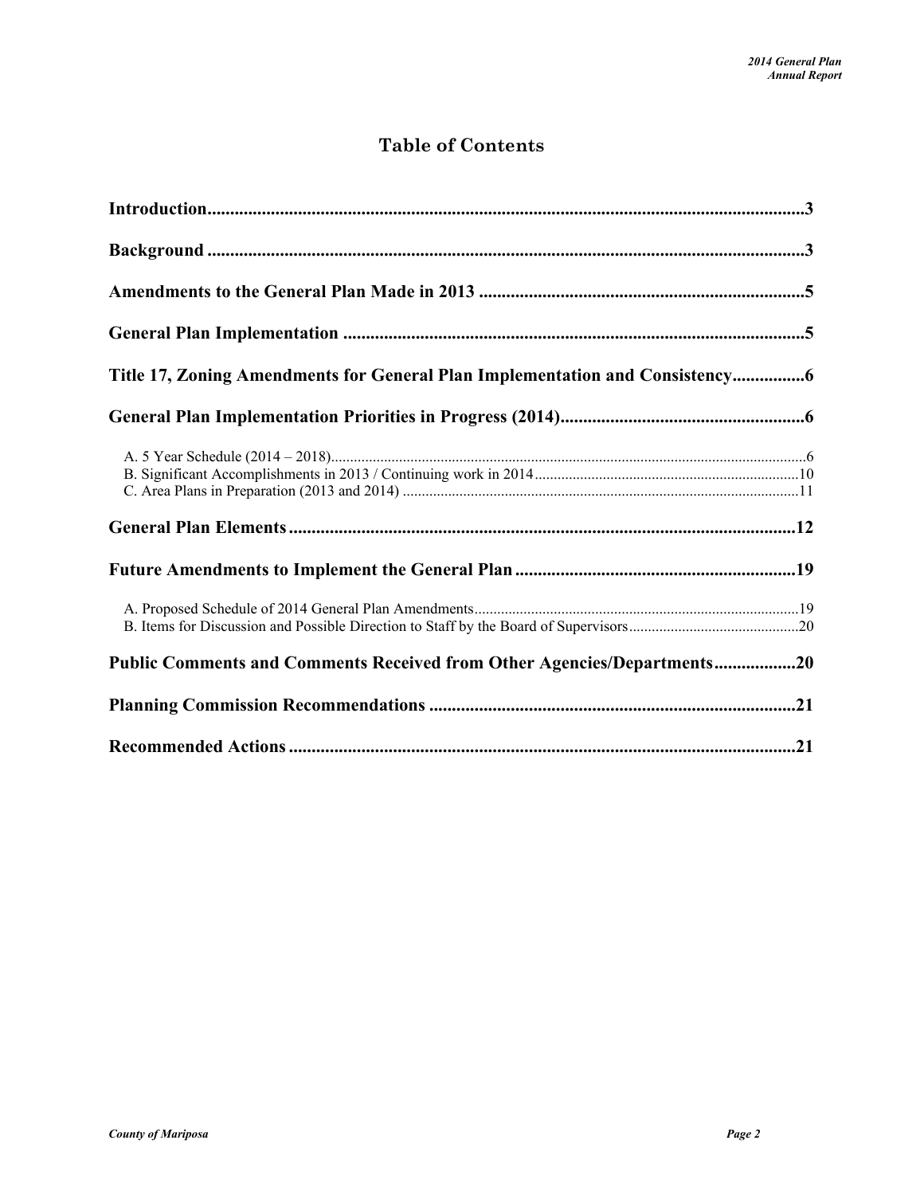# Table of Contents

**Introduction** .................................................................................................................. 3

**Background** .................................................................................................................... 3

**Amendments to the General Plan Made in 2013** ........................................................ 5

**General Plan Implementation** ...................................................................................... 5

**Title 17, Zoning Amendments for General Plan Implementation and Consistency** ................ 6

**General Plan Implementation Priorities in Progress (2014)** ...................................... 6

A. 5 Year Schedule (2014 – 2018) ........................................................................................ 6
B. Significant Accomplishments in 2013 / Continuing work in 2014 ............................... 10
C. Area Plans in Preparation (2013 and 2014) ................................................................. 11

**General Plan Elements** ................................................................................................ 12

**Future Amendments to Implement the General Plan** ............................................... 19

A. Proposed Schedule of 2014 General Plan Amendments ............................................. 19
B. Items for Discussion and Possible Direction to Staff by the Board of Supervisors ........ 20

**Public Comments and Comments Received from Other Agencies/Departments** .................. 20

**Planning Commission Recommendations** ................................................................. 21

**Recommended Actions** ................................................................................................ 21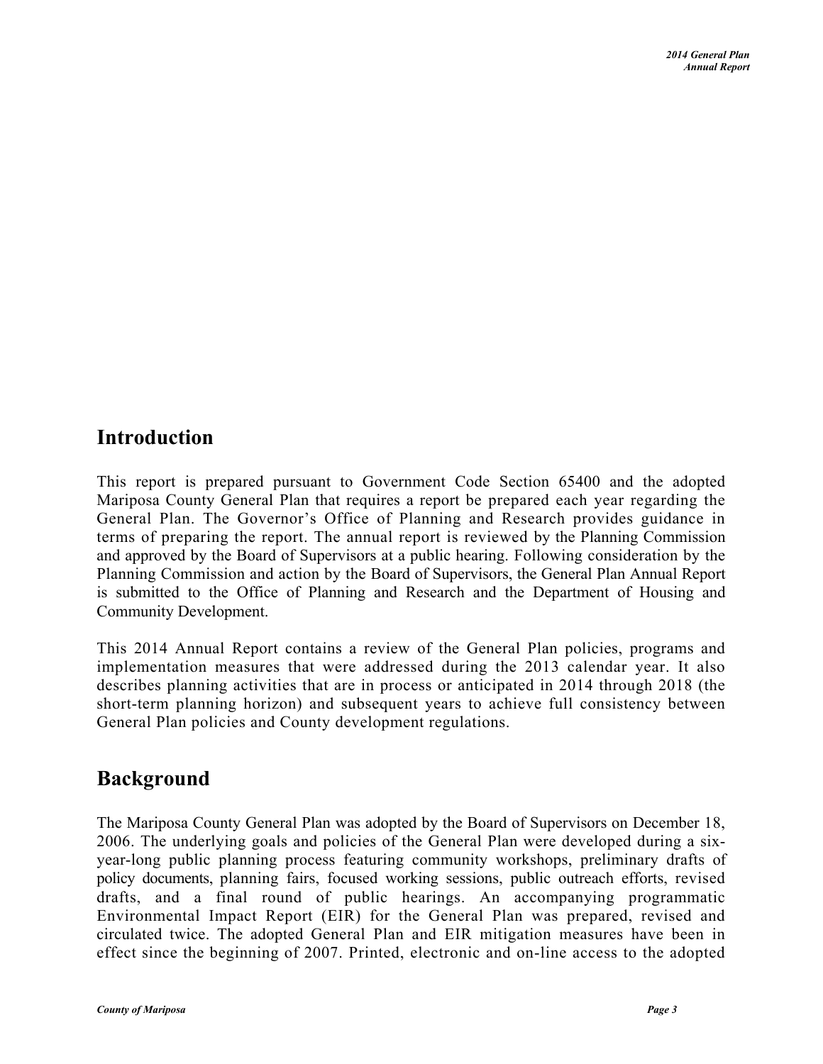## Introduction

This report is prepared pursuant to Government Code Section 65400 and the adopted Mariposa County General Plan that requires a report be prepared each year regarding the General Plan. The Governor's Office of Planning and Research provides guidance in terms of preparing the report. The annual report is reviewed by the Planning Commission and approved by the Board of Supervisors at a public hearing. Following consideration by the Planning Commission and action by the Board of Supervisors, the General Plan Annual Report is submitted to the Office of Planning and Research and the Department of Housing and Community Development.

This 2014 Annual Report contains a review of the General Plan policies, programs and implementation measures that were addressed during the 2013 calendar year. It also describes planning activities that are in process or anticipated in 2014 through 2018 (the short-term planning horizon) and subsequent years to achieve full consistency between General Plan policies and County development regulations.

## Background

The Mariposa County General Plan was adopted by the Board of Supervisors on December 18, 2006. The underlying goals and policies of the General Plan were developed during a six-year-long public planning process featuring community workshops, preliminary drafts of policy documents, planning fairs, focused working sessions, public outreach efforts, revised drafts, and a final round of public hearings. An accompanying programmatic Environmental Impact Report (EIR) for the General Plan was prepared, revised and circulated twice. The adopted General Plan and EIR mitigation measures have been in effect since the beginning of 2007. Printed, electronic and on-line access to the adopted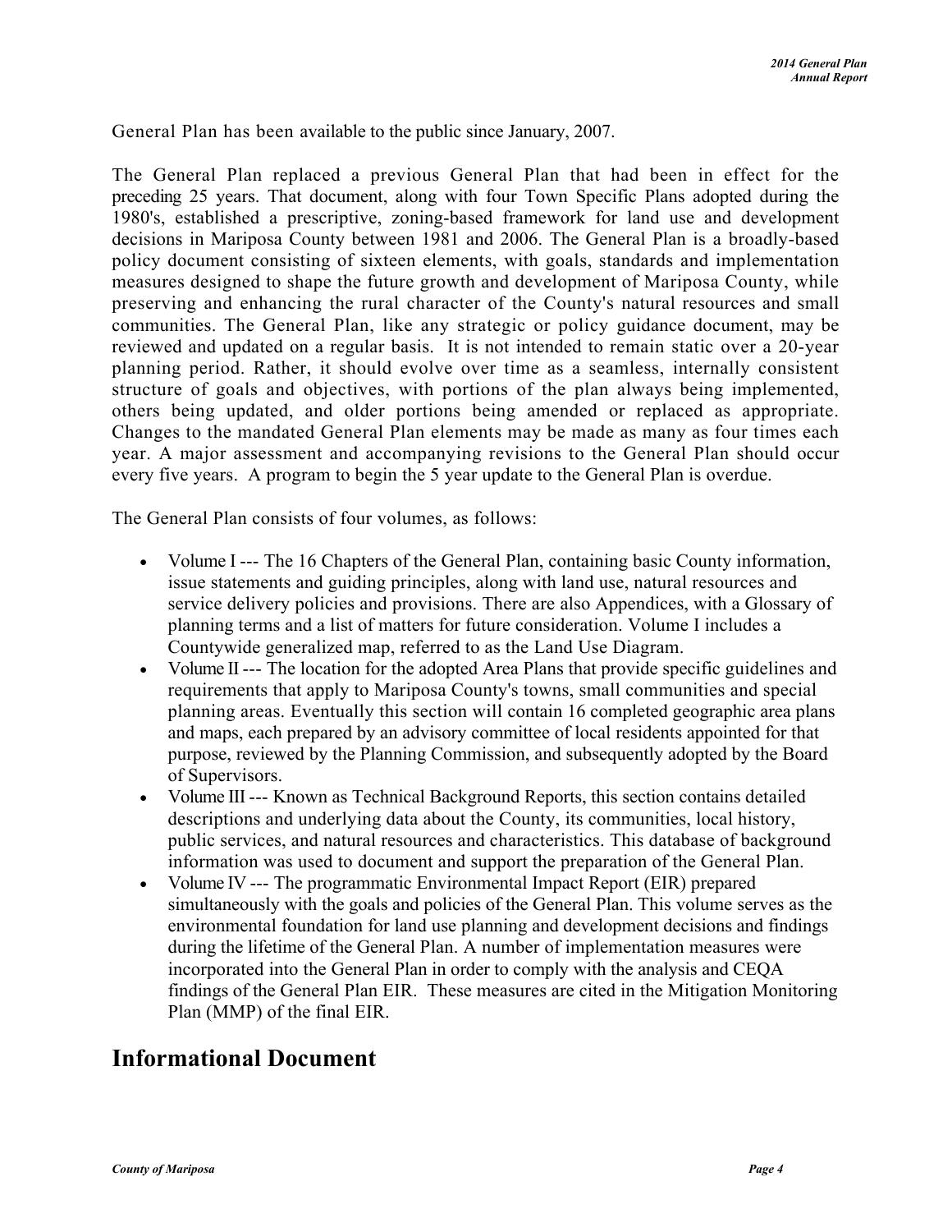General Plan has been available to the public since January, 2007.

The General Plan replaced a previous General Plan that had been in effect for the preceding 25 years. That document, along with four Town Specific Plans adopted during the 1980's, established a prescriptive, zoning-based framework for land use and development decisions in Mariposa County between 1981 and 2006. The General Plan is a broadly-based policy document consisting of sixteen elements, with goals, standards and implementation measures designed to shape the future growth and development of Mariposa County, while preserving and enhancing the rural character of the County's natural resources and small communities. The General Plan, like any strategic or policy guidance document, may be reviewed and updated on a regular basis. It is not intended to remain static over a 20-year planning period. Rather, it should evolve over time as a seamless, internally consistent structure of goals and objectives, with portions of the plan always being implemented, others being updated, and older portions being amended or replaced as appropriate. Changes to the mandated General Plan elements may be made as many as four times each year. A major assessment and accompanying revisions to the General Plan should occur every five years. A program to begin the 5 year update to the General Plan is overdue.

The General Plan consists of four volumes, as follows:

- Volume I --- The 16 Chapters of the General Plan, containing basic County information, issue statements and guiding principles, along with land use, natural resources and service delivery policies and provisions. There are also Appendices, with a Glossary of planning terms and a list of matters for future consideration. Volume I includes a Countywide generalized map, referred to as the Land Use Diagram.
- Volume II --- The location for the adopted Area Plans that provide specific guidelines and requirements that apply to Mariposa County's towns, small communities and special planning areas. Eventually this section will contain 16 completed geographic area plans and maps, each prepared by an advisory committee of local residents appointed for that purpose, reviewed by the Planning Commission, and subsequently adopted by the Board of Supervisors.
- Volume III --- Known as Technical Background Reports, this section contains detailed descriptions and underlying data about the County, its communities, local history, public services, and natural resources and characteristics. This database of background information was used to document and support the preparation of the General Plan.
- Volume IV --- The programmatic Environmental Impact Report (EIR) prepared simultaneously with the goals and policies of the General Plan. This volume serves as the environmental foundation for land use planning and development decisions and findings during the lifetime of the General Plan. A number of implementation measures were incorporated into the General Plan in order to comply with the analysis and CEQA findings of the General Plan EIR. These measures are cited in the Mitigation Monitoring Plan (MMP) of the final EIR.

# Informational Document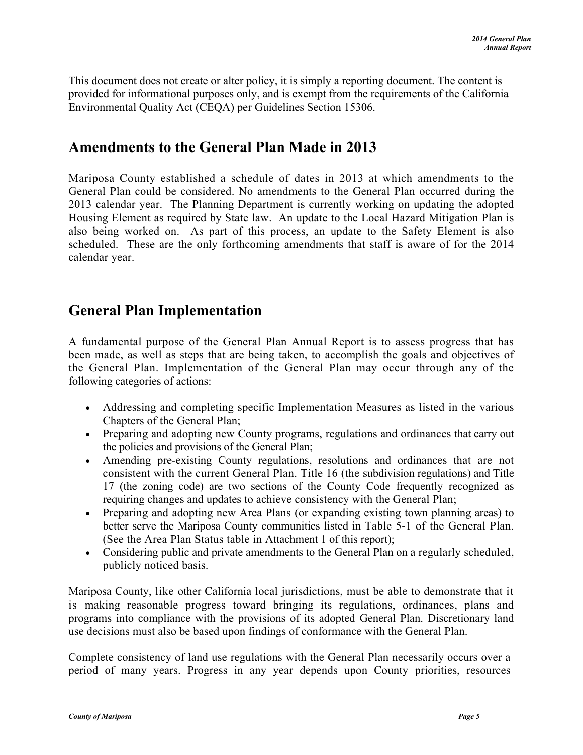This document does not create or alter policy, it is simply a reporting document. The content is provided for informational purposes only, and is exempt from the requirements of the California Environmental Quality Act (CEQA) per Guidelines Section 15306.

## Amendments to the General Plan Made in 2013

Mariposa County established a schedule of dates in 2013 at which amendments to the General Plan could be considered. No amendments to the General Plan occurred during the 2013 calendar year. The Planning Department is currently working on updating the adopted Housing Element as required by State law. An update to the Local Hazard Mitigation Plan is also being worked on. As part of this process, an update to the Safety Element is also scheduled. These are the only forthcoming amendments that staff is aware of for the 2014 calendar year.

## General Plan Implementation

A fundamental purpose of the General Plan Annual Report is to assess progress that has been made, as well as steps that are being taken, to accomplish the goals and objectives of the General Plan. Implementation of the General Plan may occur through any of the following categories of actions:

- Addressing and completing specific Implementation Measures as listed in the various Chapters of the General Plan;
- Preparing and adopting new County programs, regulations and ordinances that carry out the policies and provisions of the General Plan;
- Amending pre-existing County regulations, resolutions and ordinances that are not consistent with the current General Plan. Title 16 (the subdivision regulations) and Title 17 (the zoning code) are two sections of the County Code frequently recognized as requiring changes and updates to achieve consistency with the General Plan;
- Preparing and adopting new Area Plans (or expanding existing town planning areas) to better serve the Mariposa County communities listed in Table 5-1 of the General Plan. (See the Area Plan Status table in Attachment 1 of this report);
- Considering public and private amendments to the General Plan on a regularly scheduled, publicly noticed basis.

Mariposa County, like other California local jurisdictions, must be able to demonstrate that it is making reasonable progress toward bringing its regulations, ordinances, plans and programs into compliance with the provisions of its adopted General Plan. Discretionary land use decisions must also be based upon findings of conformance with the General Plan.

Complete consistency of land use regulations with the General Plan necessarily occurs over a period of many years. Progress in any year depends upon County priorities, resources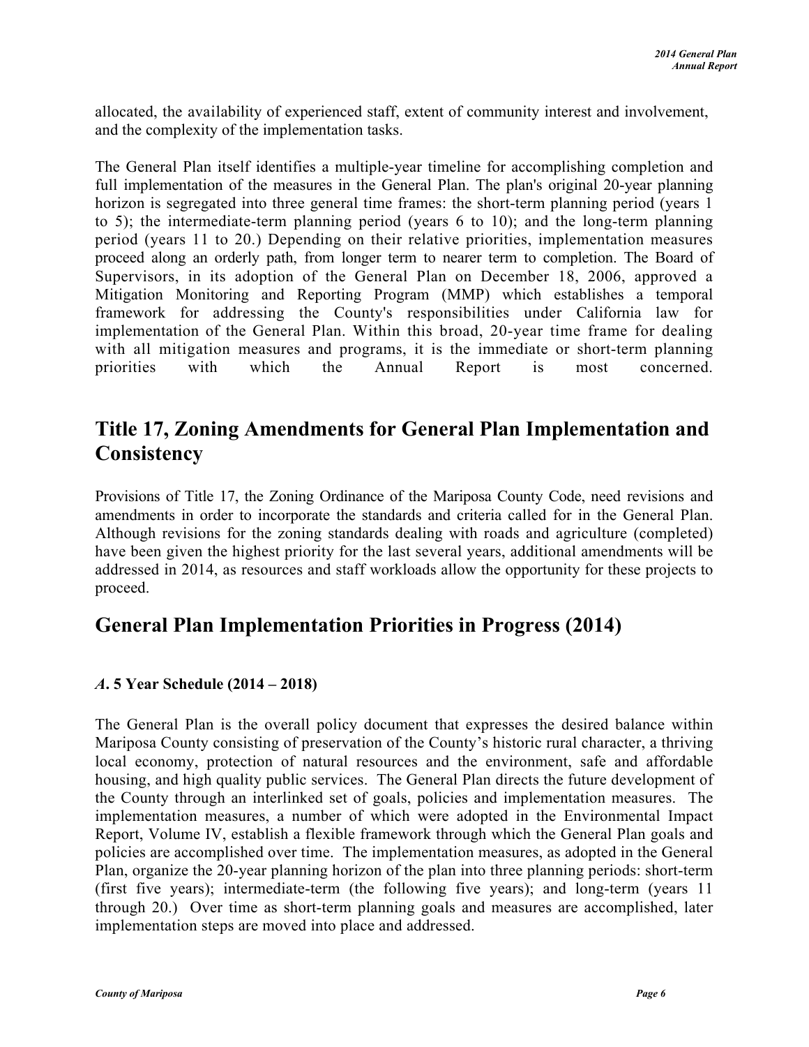allocated, the availability of experienced staff, extent of community interest and involvement, and the complexity of the implementation tasks.

The General Plan itself identifies a multiple-year timeline for accomplishing completion and full implementation of the measures in the General Plan. The plan's original 20-year planning horizon is segregated into three general time frames: the short-term planning period (years 1 to 5); the intermediate-term planning period (years 6 to 10); and the long-term planning period (years 11 to 20.) Depending on their relative priorities, implementation measures proceed along an orderly path, from longer term to nearer term to completion. The Board of Supervisors, in its adoption of the General Plan on December 18, 2006, approved a Mitigation Monitoring and Reporting Program (MMP) which establishes a temporal framework for addressing the County's responsibilities under California law for implementation of the General Plan. Within this broad, 20-year time frame for dealing with all mitigation measures and programs, it is the immediate or short-term planning priorities with which the Annual Report is most concerned.

## Title 17, Zoning Amendments for General Plan Implementation and Consistency

Provisions of Title 17, the Zoning Ordinance of the Mariposa County Code, need revisions and amendments in order to incorporate the standards and criteria called for in the General Plan. Although revisions for the zoning standards dealing with roads and agriculture (completed) have been given the highest priority for the last several years, additional amendments will be addressed in 2014, as resources and staff workloads allow the opportunity for these projects to proceed.

## General Plan Implementation Priorities in Progress (2014)

### *A*. 5 Year Schedule (2014 – 2018)

The General Plan is the overall policy document that expresses the desired balance within Mariposa County consisting of preservation of the County's historic rural character, a thriving local economy, protection of natural resources and the environment, safe and affordable housing, and high quality public services. The General Plan directs the future development of the County through an interlinked set of goals, policies and implementation measures. The implementation measures, a number of which were adopted in the Environmental Impact Report, Volume IV, establish a flexible framework through which the General Plan goals and policies are accomplished over time. The implementation measures, as adopted in the General Plan, organize the 20-year planning horizon of the plan into three planning periods: short-term (first five years); intermediate-term (the following five years); and long-term (years 11 through 20.) Over time as short-term planning goals and measures are accomplished, later implementation steps are moved into place and addressed.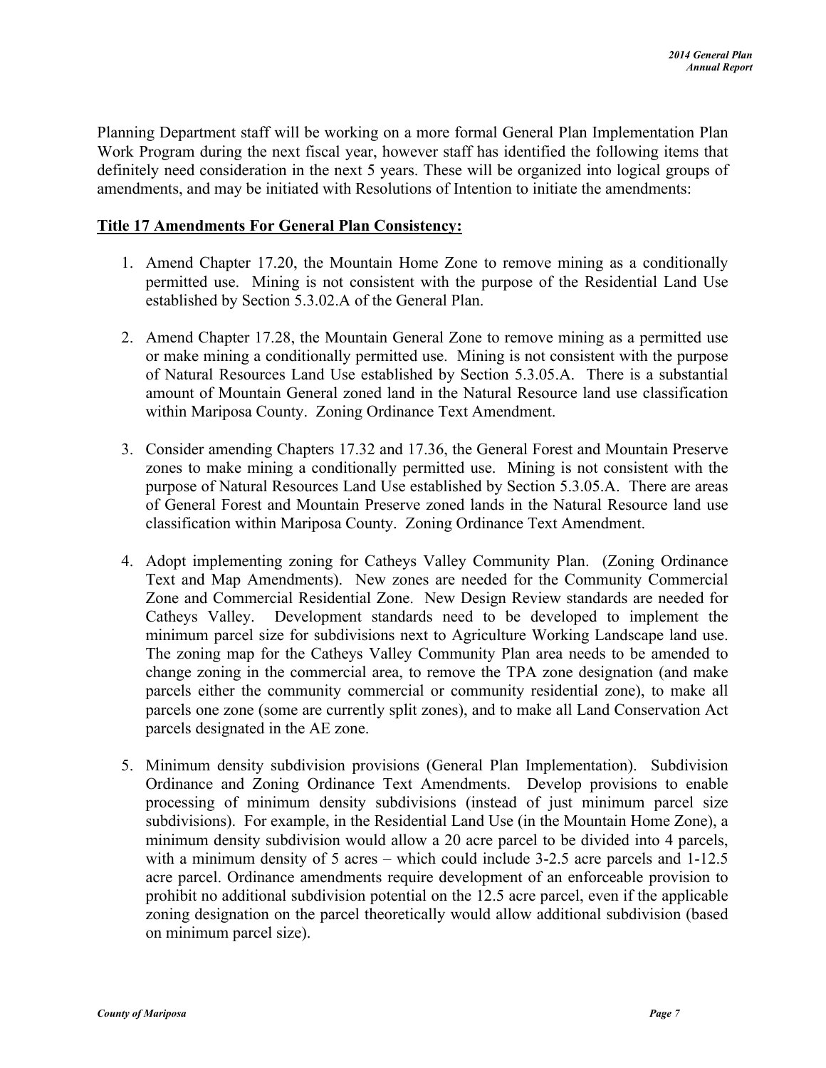Planning Department staff will be working on a more formal General Plan Implementation Plan Work Program during the next fiscal year, however staff has identified the following items that definitely need consideration in the next 5 years. These will be organized into logical groups of amendments, and may be initiated with Resolutions of Intention to initiate the amendments:

**Title 17 Amendments For General Plan Consistency:**

1. Amend Chapter 17.20, the Mountain Home Zone to remove mining as a conditionally permitted use. Mining is not consistent with the purpose of the Residential Land Use established by Section 5.3.02.A of the General Plan.

2. Amend Chapter 17.28, the Mountain General Zone to remove mining as a permitted use or make mining a conditionally permitted use. Mining is not consistent with the purpose of Natural Resources Land Use established by Section 5.3.05.A. There is a substantial amount of Mountain General zoned land in the Natural Resource land use classification within Mariposa County. Zoning Ordinance Text Amendment.

3. Consider amending Chapters 17.32 and 17.36, the General Forest and Mountain Preserve zones to make mining a conditionally permitted use. Mining is not consistent with the purpose of Natural Resources Land Use established by Section 5.3.05.A. There are areas of General Forest and Mountain Preserve zoned lands in the Natural Resource land use classification within Mariposa County. Zoning Ordinance Text Amendment.

4. Adopt implementing zoning for Catheys Valley Community Plan. (Zoning Ordinance Text and Map Amendments). New zones are needed for the Community Commercial Zone and Commercial Residential Zone. New Design Review standards are needed for Catheys Valley. Development standards need to be developed to implement the minimum parcel size for subdivisions next to Agriculture Working Landscape land use. The zoning map for the Catheys Valley Community Plan area needs to be amended to change zoning in the commercial area, to remove the TPA zone designation (and make parcels either the community commercial or community residential zone), to make all parcels one zone (some are currently split zones), and to make all Land Conservation Act parcels designated in the AE zone.

5. Minimum density subdivision provisions (General Plan Implementation). Subdivision Ordinance and Zoning Ordinance Text Amendments. Develop provisions to enable processing of minimum density subdivisions (instead of just minimum parcel size subdivisions). For example, in the Residential Land Use (in the Mountain Home Zone), a minimum density subdivision would allow a 20 acre parcel to be divided into 4 parcels, with a minimum density of 5 acres – which could include 3-2.5 acre parcels and 1-12.5 acre parcel. Ordinance amendments require development of an enforceable provision to prohibit no additional subdivision potential on the 12.5 acre parcel, even if the applicable zoning designation on the parcel theoretically would allow additional subdivision (based on minimum parcel size).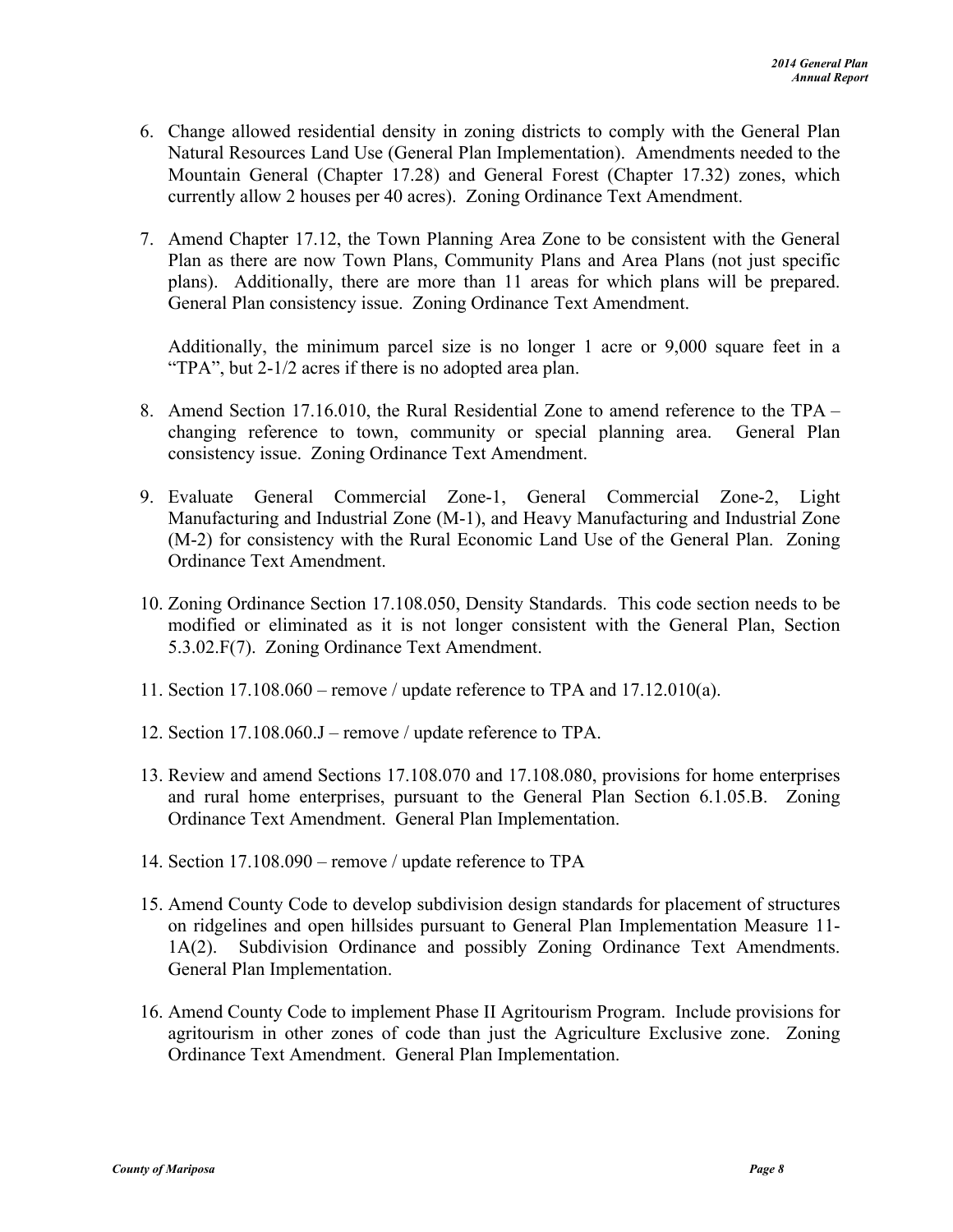6. Change allowed residential density in zoning districts to comply with the General Plan Natural Resources Land Use (General Plan Implementation). Amendments needed to the Mountain General (Chapter 17.28) and General Forest (Chapter 17.32) zones, which currently allow 2 houses per 40 acres). Zoning Ordinance Text Amendment.

7. Amend Chapter 17.12, the Town Planning Area Zone to be consistent with the General Plan as there are now Town Plans, Community Plans and Area Plans (not just specific plans). Additionally, there are more than 11 areas for which plans will be prepared. General Plan consistency issue. Zoning Ordinance Text Amendment.

   Additionally, the minimum parcel size is no longer 1 acre or 9,000 square feet in a "TPA", but 2-1/2 acres if there is no adopted area plan.

8. Amend Section 17.16.010, the Rural Residential Zone to amend reference to the TPA – changing reference to town, community or special planning area. General Plan consistency issue. Zoning Ordinance Text Amendment.

9. Evaluate General Commercial Zone-1, General Commercial Zone-2, Light Manufacturing and Industrial Zone (M-1), and Heavy Manufacturing and Industrial Zone (M-2) for consistency with the Rural Economic Land Use of the General Plan. Zoning Ordinance Text Amendment.

10. Zoning Ordinance Section 17.108.050, Density Standards. This code section needs to be modified or eliminated as it is not longer consistent with the General Plan, Section 5.3.02.F(7). Zoning Ordinance Text Amendment.

11. Section 17.108.060 – remove / update reference to TPA and 17.12.010(a).

12. Section 17.108.060.J – remove / update reference to TPA.

13. Review and amend Sections 17.108.070 and 17.108.080, provisions for home enterprises and rural home enterprises, pursuant to the General Plan Section 6.1.05.B. Zoning Ordinance Text Amendment. General Plan Implementation.

14. Section 17.108.090 – remove / update reference to TPA

15. Amend County Code to develop subdivision design standards for placement of structures on ridgelines and open hillsides pursuant to General Plan Implementation Measure 11-1A(2). Subdivision Ordinance and possibly Zoning Ordinance Text Amendments. General Plan Implementation.

16. Amend County Code to implement Phase II Agritourism Program. Include provisions for agritourism in other zones of code than just the Agriculture Exclusive zone. Zoning Ordinance Text Amendment. General Plan Implementation.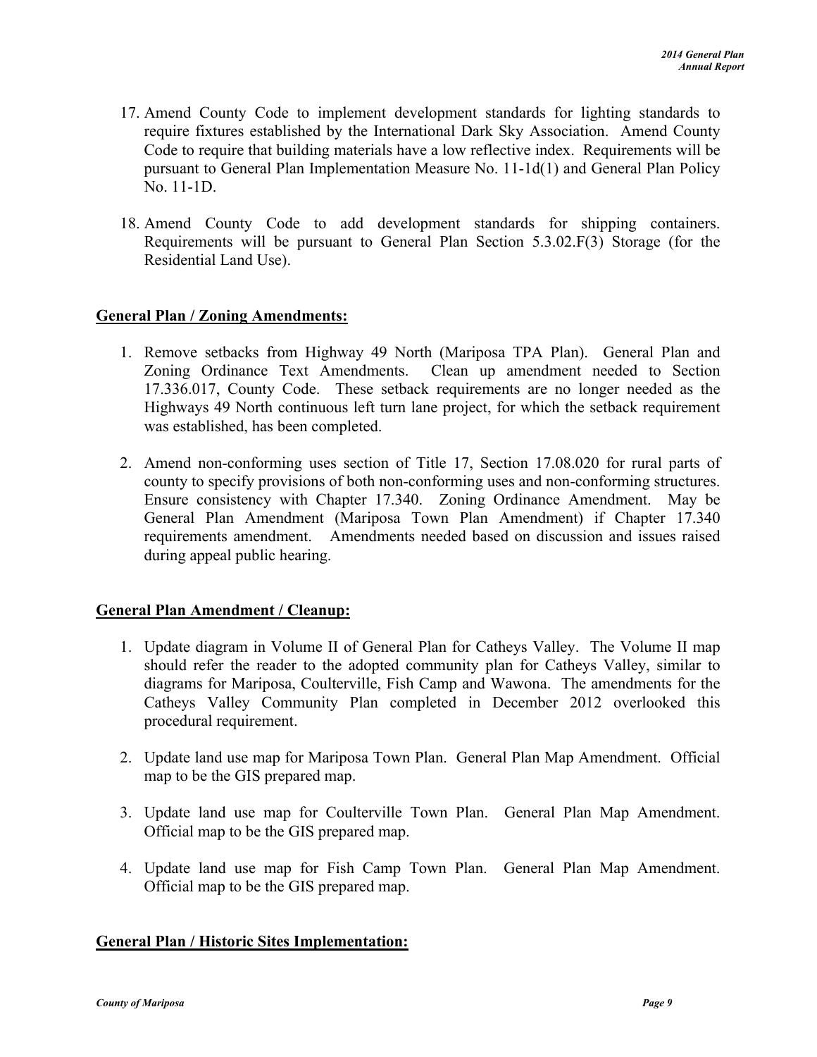17. Amend County Code to implement development standards for lighting standards to require fixtures established by the International Dark Sky Association. Amend County Code to require that building materials have a low reflective index. Requirements will be pursuant to General Plan Implementation Measure No. 11-1d(1) and General Plan Policy No. 11-1D.

18. Amend County Code to add development standards for shipping containers. Requirements will be pursuant to General Plan Section 5.3.02.F(3) Storage (for the Residential Land Use).

**General Plan / Zoning Amendments:**

1. Remove setbacks from Highway 49 North (Mariposa TPA Plan). General Plan and Zoning Ordinance Text Amendments. Clean up amendment needed to Section 17.336.017, County Code. These setback requirements are no longer needed as the Highways 49 North continuous left turn lane project, for which the setback requirement was established, has been completed.

2. Amend non-conforming uses section of Title 17, Section 17.08.020 for rural parts of county to specify provisions of both non-conforming uses and non-conforming structures. Ensure consistency with Chapter 17.340. Zoning Ordinance Amendment. May be General Plan Amendment (Mariposa Town Plan Amendment) if Chapter 17.340 requirements amendment. Amendments needed based on discussion and issues raised during appeal public hearing.

**General Plan Amendment / Cleanup:**

1. Update diagram in Volume II of General Plan for Catheys Valley. The Volume II map should refer the reader to the adopted community plan for Catheys Valley, similar to diagrams for Mariposa, Coulterville, Fish Camp and Wawona. The amendments for the Catheys Valley Community Plan completed in December 2012 overlooked this procedural requirement.

2. Update land use map for Mariposa Town Plan. General Plan Map Amendment. Official map to be the GIS prepared map.

3. Update land use map for Coulterville Town Plan. General Plan Map Amendment. Official map to be the GIS prepared map.

4. Update land use map for Fish Camp Town Plan. General Plan Map Amendment. Official map to be the GIS prepared map.

**General Plan / Historic Sites Implementation:**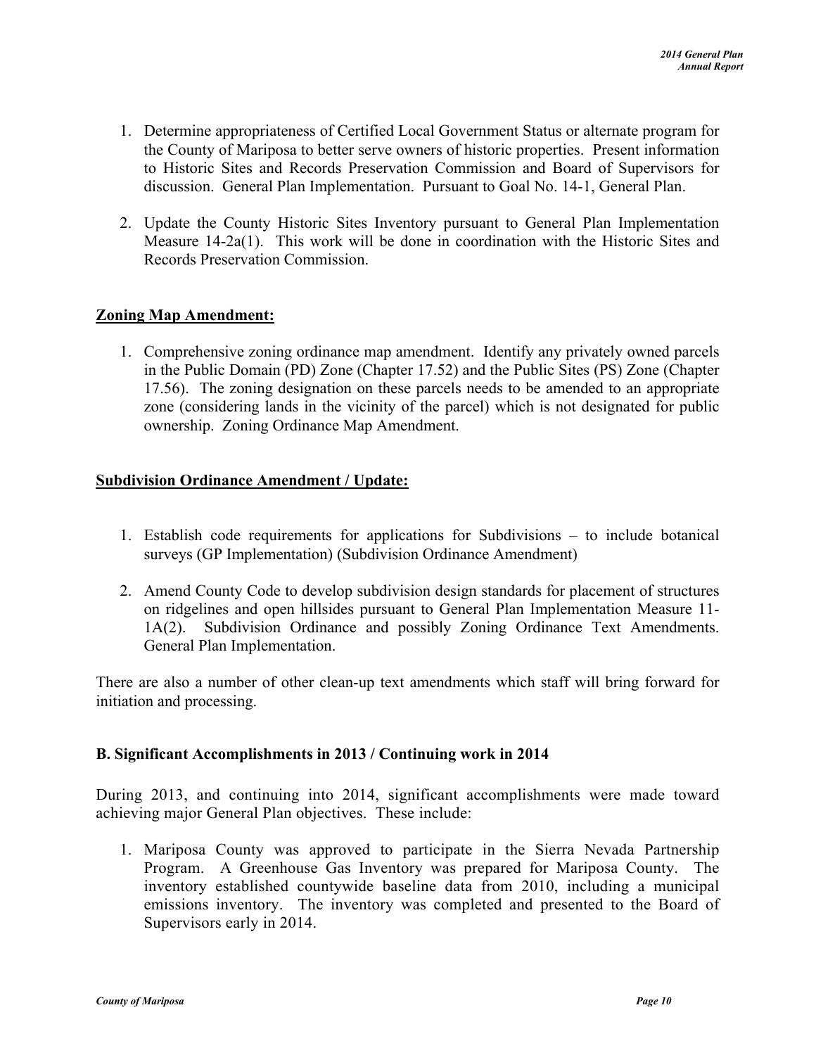1. Determine appropriateness of Certified Local Government Status or alternate program for the County of Mariposa to better serve owners of historic properties. Present information to Historic Sites and Records Preservation Commission and Board of Supervisors for discussion. General Plan Implementation. Pursuant to Goal No. 14-1, General Plan.

2. Update the County Historic Sites Inventory pursuant to General Plan Implementation Measure 14-2a(1). This work will be done in coordination with the Historic Sites and Records Preservation Commission.

**Zoning Map Amendment:**

1. Comprehensive zoning ordinance map amendment. Identify any privately owned parcels in the Public Domain (PD) Zone (Chapter 17.52) and the Public Sites (PS) Zone (Chapter 17.56). The zoning designation on these parcels needs to be amended to an appropriate zone (considering lands in the vicinity of the parcel) which is not designated for public ownership. Zoning Ordinance Map Amendment.

**Subdivision Ordinance Amendment / Update:**

1. Establish code requirements for applications for Subdivisions – to include botanical surveys (GP Implementation) (Subdivision Ordinance Amendment)

2. Amend County Code to develop subdivision design standards for placement of structures on ridgelines and open hillsides pursuant to General Plan Implementation Measure 11-1A(2). Subdivision Ordinance and possibly Zoning Ordinance Text Amendments. General Plan Implementation.

There are also a number of other clean-up text amendments which staff will bring forward for initiation and processing.

### B. Significant Accomplishments in 2013 / Continuing work in 2014

During 2013, and continuing into 2014, significant accomplishments were made toward achieving major General Plan objectives. These include:

1. Mariposa County was approved to participate in the Sierra Nevada Partnership Program. A Greenhouse Gas Inventory was prepared for Mariposa County. The inventory established countywide baseline data from 2010, including a municipal emissions inventory. The inventory was completed and presented to the Board of Supervisors early in 2014.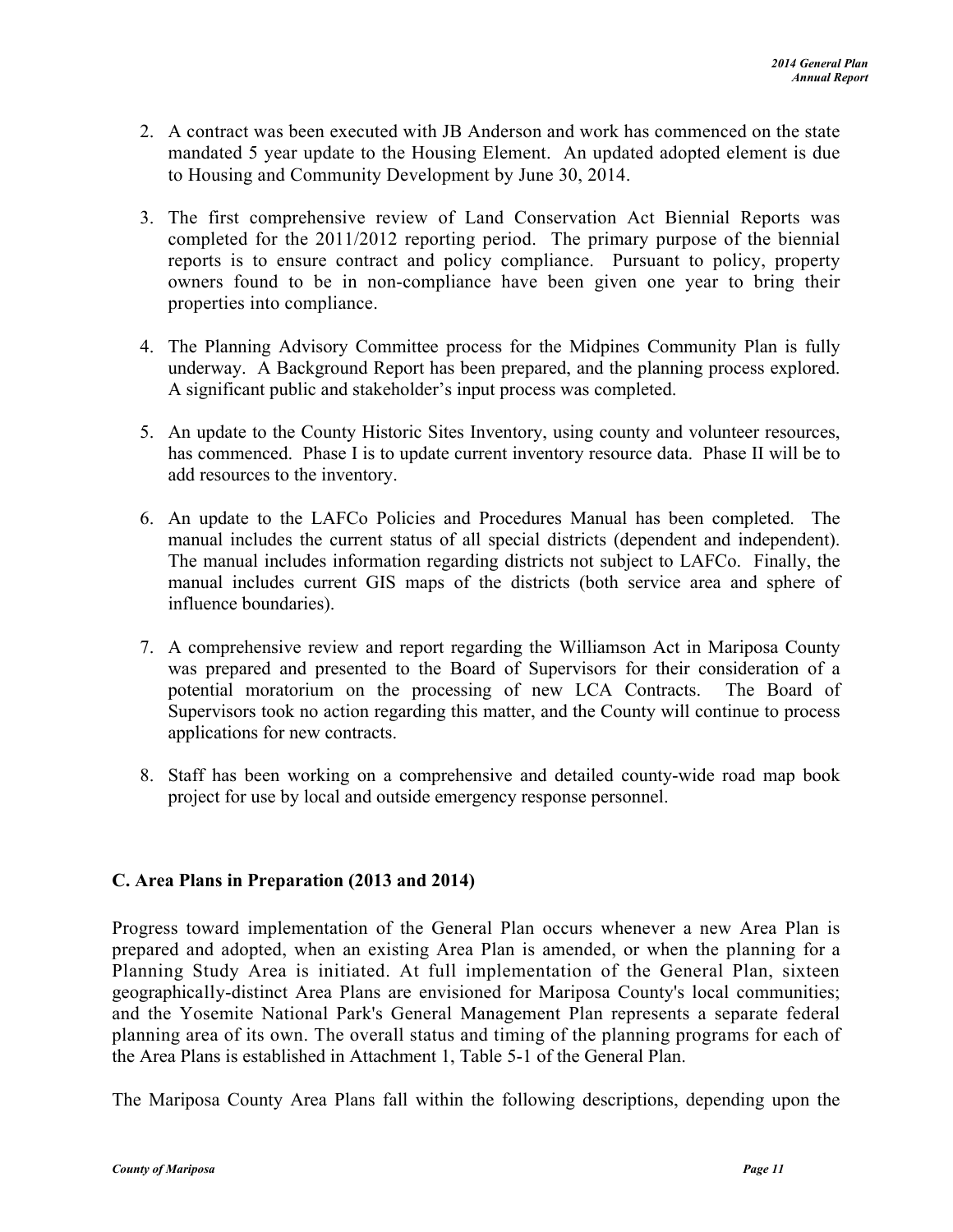2. A contract was been executed with JB Anderson and work has commenced on the state mandated 5 year update to the Housing Element. An updated adopted element is due to Housing and Community Development by June 30, 2014.

3. The first comprehensive review of Land Conservation Act Biennial Reports was completed for the 2011/2012 reporting period. The primary purpose of the biennial reports is to ensure contract and policy compliance. Pursuant to policy, property owners found to be in non-compliance have been given one year to bring their properties into compliance.

4. The Planning Advisory Committee process for the Midpines Community Plan is fully underway. A Background Report has been prepared, and the planning process explored. A significant public and stakeholder's input process was completed.

5. An update to the County Historic Sites Inventory, using county and volunteer resources, has commenced. Phase I is to update current inventory resource data. Phase II will be to add resources to the inventory.

6. An update to the LAFCo Policies and Procedures Manual has been completed. The manual includes the current status of all special districts (dependent and independent). The manual includes information regarding districts not subject to LAFCo. Finally, the manual includes current GIS maps of the districts (both service area and sphere of influence boundaries).

7. A comprehensive review and report regarding the Williamson Act in Mariposa County was prepared and presented to the Board of Supervisors for their consideration of a potential moratorium on the processing of new LCA Contracts. The Board of Supervisors took no action regarding this matter, and the County will continue to process applications for new contracts.

8. Staff has been working on a comprehensive and detailed county-wide road map book project for use by local and outside emergency response personnel.

## C. Area Plans in Preparation (2013 and 2014)

Progress toward implementation of the General Plan occurs whenever a new Area Plan is prepared and adopted, when an existing Area Plan is amended, or when the planning for a Planning Study Area is initiated. At full implementation of the General Plan, sixteen geographically-distinct Area Plans are envisioned for Mariposa County's local communities; and the Yosemite National Park's General Management Plan represents a separate federal planning area of its own. The overall status and timing of the planning programs for each of the Area Plans is established in Attachment 1, Table 5-1 of the General Plan.

The Mariposa County Area Plans fall within the following descriptions, depending upon the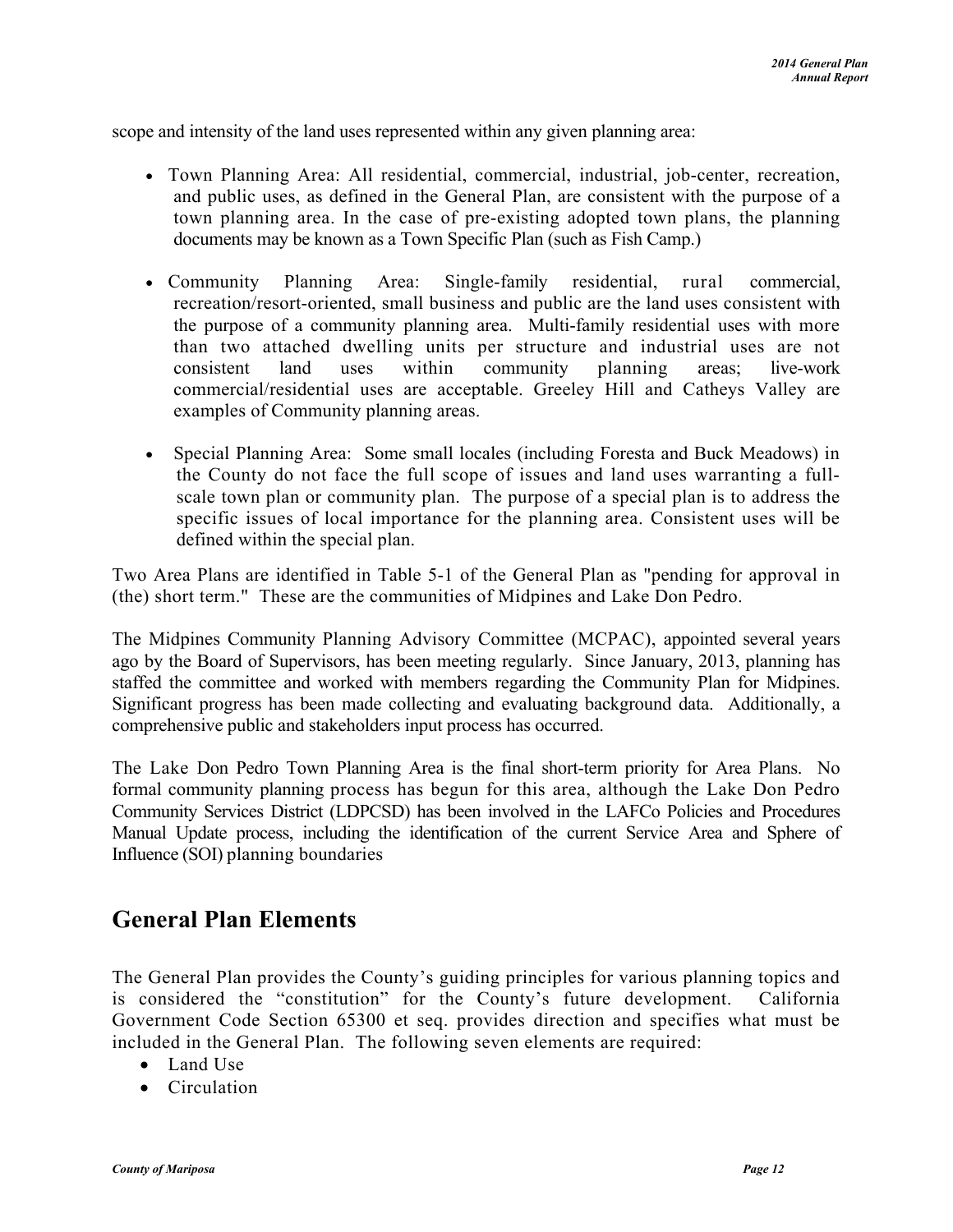scope and intensity of the land uses represented within any given planning area:

- Town Planning Area: All residential, commercial, industrial, job-center, recreation, and public uses, as defined in the General Plan, are consistent with the purpose of a town planning area. In the case of pre-existing adopted town plans, the planning documents may be known as a Town Specific Plan (such as Fish Camp.)

- Community Planning Area: Single-family residential, rural commercial, recreation/resort-oriented, small business and public are the land uses consistent with the purpose of a community planning area. Multi-family residential uses with more than two attached dwelling units per structure and industrial uses are not consistent land uses within community planning areas; live-work commercial/residential uses are acceptable. Greeley Hill and Catheys Valley are examples of Community planning areas.

- Special Planning Area: Some small locales (including Foresta and Buck Meadows) in the County do not face the full scope of issues and land uses warranting a full-scale town plan or community plan. The purpose of a special plan is to address the specific issues of local importance for the planning area. Consistent uses will be defined within the special plan.

Two Area Plans are identified in Table 5-1 of the General Plan as "pending for approval in (the) short term." These are the communities of Midpines and Lake Don Pedro.

The Midpines Community Planning Advisory Committee (MCPAC), appointed several years ago by the Board of Supervisors, has been meeting regularly. Since January, 2013, planning has staffed the committee and worked with members regarding the Community Plan for Midpines. Significant progress has been made collecting and evaluating background data. Additionally, a comprehensive public and stakeholders input process has occurred.

The Lake Don Pedro Town Planning Area is the final short-term priority for Area Plans. No formal community planning process has begun for this area, although the Lake Don Pedro Community Services District (LDPCSD) has been involved in the LAFCo Policies and Procedures Manual Update process, including the identification of the current Service Area and Sphere of Influence (SOI) planning boundaries

## General Plan Elements

The General Plan provides the County's guiding principles for various planning topics and is considered the "constitution" for the County's future development. California Government Code Section 65300 et seq. provides direction and specifies what must be included in the General Plan. The following seven elements are required:

- Land Use
- Circulation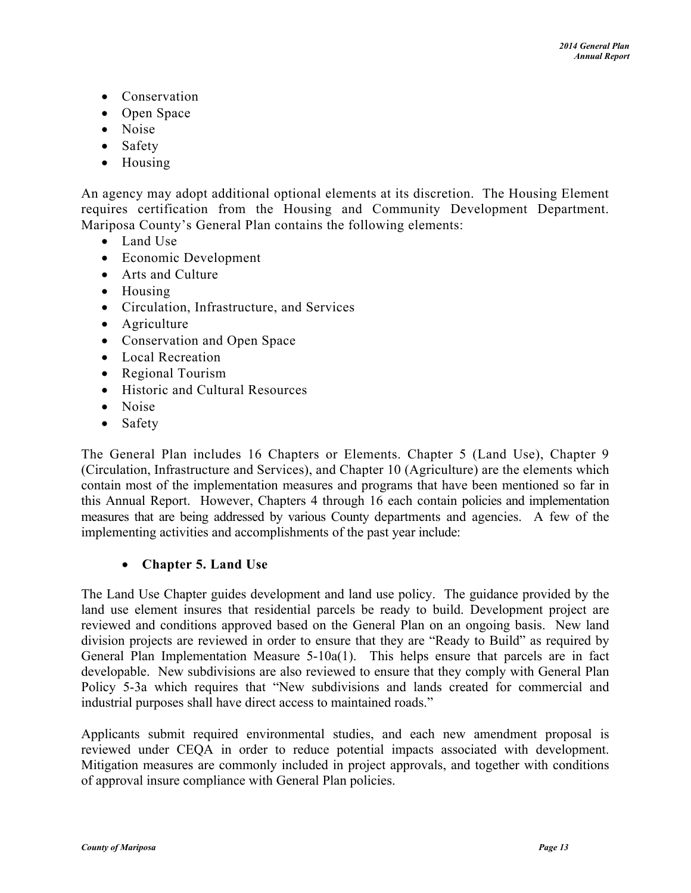- Conservation
- Open Space
- Noise
- Safety
- Housing

An agency may adopt additional optional elements at its discretion. The Housing Element requires certification from the Housing and Community Development Department. Mariposa County's General Plan contains the following elements:

- Land Use
- Economic Development
- Arts and Culture
- Housing
- Circulation, Infrastructure, and Services
- Agriculture
- Conservation and Open Space
- Local Recreation
- Regional Tourism
- Historic and Cultural Resources
- Noise
- Safety

The General Plan includes 16 Chapters or Elements. Chapter 5 (Land Use), Chapter 9 (Circulation, Infrastructure and Services), and Chapter 10 (Agriculture) are the elements which contain most of the implementation measures and programs that have been mentioned so far in this Annual Report. However, Chapters 4 through 16 each contain policies and implementation measures that are being addressed by various County departments and agencies. A few of the implementing activities and accomplishments of the past year include:

- **Chapter 5. Land Use**

The Land Use Chapter guides development and land use policy. The guidance provided by the land use element insures that residential parcels be ready to build. Development project are reviewed and conditions approved based on the General Plan on an ongoing basis. New land division projects are reviewed in order to ensure that they are "Ready to Build" as required by General Plan Implementation Measure 5-10a(1). This helps ensure that parcels are in fact developable. New subdivisions are also reviewed to ensure that they comply with General Plan Policy 5-3a which requires that "New subdivisions and lands created for commercial and industrial purposes shall have direct access to maintained roads."

Applicants submit required environmental studies, and each new amendment proposal is reviewed under CEQA in order to reduce potential impacts associated with development. Mitigation measures are commonly included in project approvals, and together with conditions of approval insure compliance with General Plan policies.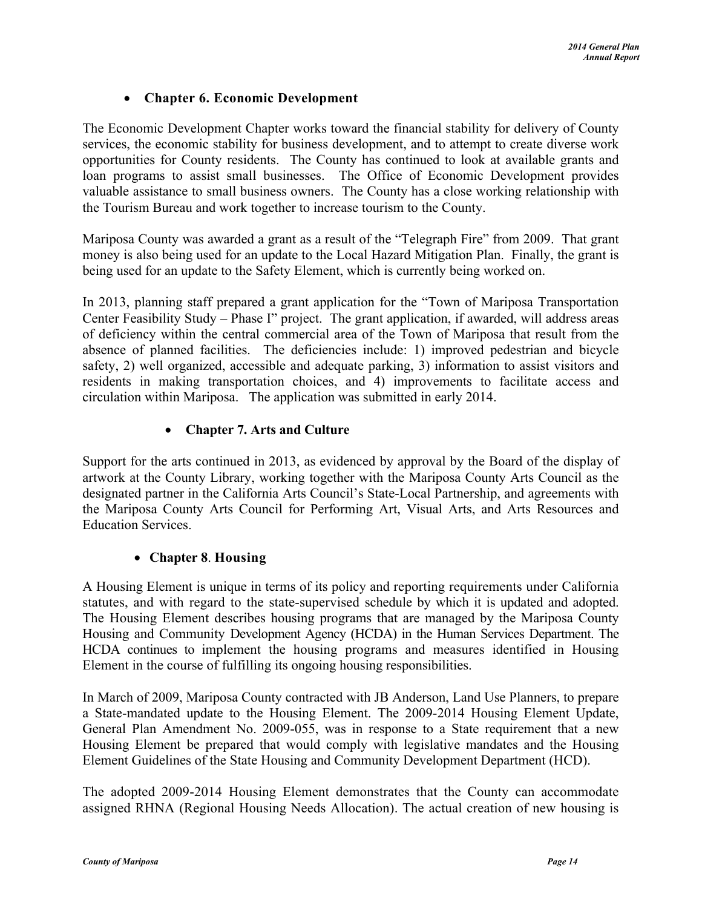- **Chapter 6. Economic Development**

The Economic Development Chapter works toward the financial stability for delivery of County services, the economic stability for business development, and to attempt to create diverse work opportunities for County residents. The County has continued to look at available grants and loan programs to assist small businesses. The Office of Economic Development provides valuable assistance to small business owners. The County has a close working relationship with the Tourism Bureau and work together to increase tourism to the County.

Mariposa County was awarded a grant as a result of the "Telegraph Fire" from 2009. That grant money is also being used for an update to the Local Hazard Mitigation Plan. Finally, the grant is being used for an update to the Safety Element, which is currently being worked on.

In 2013, planning staff prepared a grant application for the "Town of Mariposa Transportation Center Feasibility Study – Phase I" project. The grant application, if awarded, will address areas of deficiency within the central commercial area of the Town of Mariposa that result from the absence of planned facilities. The deficiencies include: 1) improved pedestrian and bicycle safety, 2) well organized, accessible and adequate parking, 3) information to assist visitors and residents in making transportation choices, and 4) improvements to facilitate access and circulation within Mariposa. The application was submitted in early 2014.

- **Chapter 7. Arts and Culture**

Support for the arts continued in 2013, as evidenced by approval by the Board of the display of artwork at the County Library, working together with the Mariposa County Arts Council as the designated partner in the California Arts Council's State-Local Partnership, and agreements with the Mariposa County Arts Council for Performing Art, Visual Arts, and Arts Resources and Education Services.

- **Chapter 8. Housing**

A Housing Element is unique in terms of its policy and reporting requirements under California statutes, and with regard to the state-supervised schedule by which it is updated and adopted. The Housing Element describes housing programs that are managed by the Mariposa County Housing and Community Development Agency (HCDA) in the Human Services Department. The HCDA continues to implement the housing programs and measures identified in Housing Element in the course of fulfilling its ongoing housing responsibilities.

In March of 2009, Mariposa County contracted with JB Anderson, Land Use Planners, to prepare a State-mandated update to the Housing Element. The 2009-2014 Housing Element Update, General Plan Amendment No. 2009-055, was in response to a State requirement that a new Housing Element be prepared that would comply with legislative mandates and the Housing Element Guidelines of the State Housing and Community Development Department (HCD).

The adopted 2009-2014 Housing Element demonstrates that the County can accommodate assigned RHNA (Regional Housing Needs Allocation). The actual creation of new housing is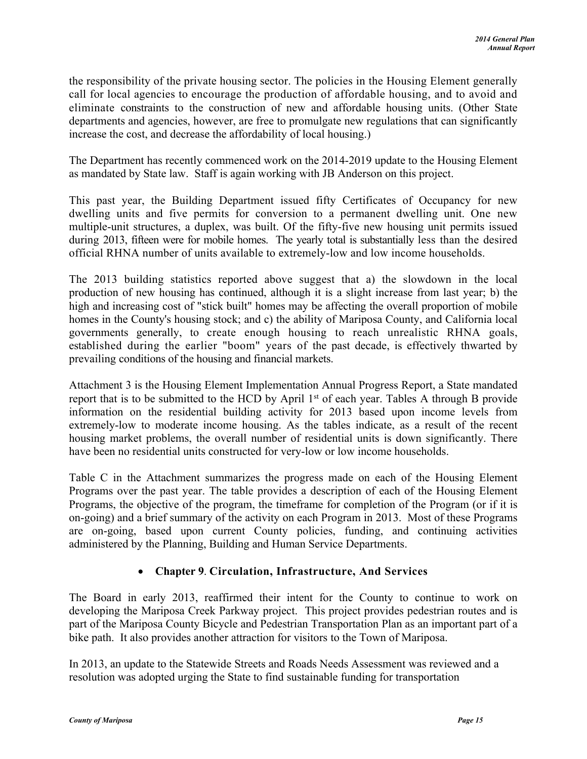the responsibility of the private housing sector. The policies in the Housing Element generally call for local agencies to encourage the production of affordable housing, and to avoid and eliminate constraints to the construction of new and affordable housing units. (Other State departments and agencies, however, are free to promulgate new regulations that can significantly increase the cost, and decrease the affordability of local housing.)

The Department has recently commenced work on the 2014-2019 update to the Housing Element as mandated by State law. Staff is again working with JB Anderson on this project.

This past year, the Building Department issued fifty Certificates of Occupancy for new dwelling units and five permits for conversion to a permanent dwelling unit. One new multiple-unit structures, a duplex, was built. Of the fifty-five new housing unit permits issued during 2013, fifteen were for mobile homes. The yearly total is substantially less than the desired official RHNA number of units available to extremely-low and low income households.

The 2013 building statistics reported above suggest that a) the slowdown in the local production of new housing has continued, although it is a slight increase from last year; b) the high and increasing cost of "stick built" homes may be affecting the overall proportion of mobile homes in the County's housing stock; and c) the ability of Mariposa County, and California local governments generally, to create enough housing to reach unrealistic RHNA goals, established during the earlier "boom" years of the past decade, is effectively thwarted by prevailing conditions of the housing and financial markets.

Attachment 3 is the Housing Element Implementation Annual Progress Report, a State mandated report that is to be submitted to the HCD by April 1st of each year. Tables A through B provide information on the residential building activity for 2013 based upon income levels from extremely-low to moderate income housing. As the tables indicate, as a result of the recent housing market problems, the overall number of residential units is down significantly. There have been no residential units constructed for very-low or low income households.

Table C in the Attachment summarizes the progress made on each of the Housing Element Programs over the past year. The table provides a description of each of the Housing Element Programs, the objective of the program, the timeframe for completion of the Program (or if it is on-going) and a brief summary of the activity on each Program in 2013. Most of these Programs are on-going, based upon current County policies, funding, and continuing activities administered by the Planning, Building and Human Service Departments.

- **Chapter 9**. **Circulation, Infrastructure, And Services**

The Board in early 2013, reaffirmed their intent for the County to continue to work on developing the Mariposa Creek Parkway project. This project provides pedestrian routes and is part of the Mariposa County Bicycle and Pedestrian Transportation Plan as an important part of a bike path. It also provides another attraction for visitors to the Town of Mariposa.

In 2013, an update to the Statewide Streets and Roads Needs Assessment was reviewed and a resolution was adopted urging the State to find sustainable funding for transportation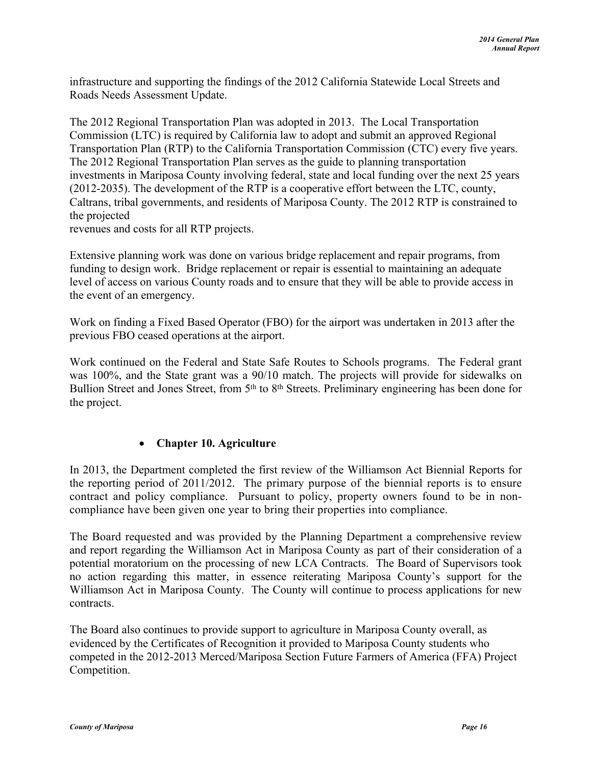infrastructure and supporting the findings of the 2012 California Statewide Local Streets and Roads Needs Assessment Update.

The 2012 Regional Transportation Plan was adopted in 2013. The Local Transportation Commission (LTC) is required by California law to adopt and submit an approved Regional Transportation Plan (RTP) to the California Transportation Commission (CTC) every five years. The 2012 Regional Transportation Plan serves as the guide to planning transportation investments in Mariposa County involving federal, state and local funding over the next 25 years (2012-2035). The development of the RTP is a cooperative effort between the LTC, county, Caltrans, tribal governments, and residents of Mariposa County. The 2012 RTP is constrained to the projected revenues and costs for all RTP projects.

Extensive planning work was done on various bridge replacement and repair programs, from funding to design work. Bridge replacement or repair is essential to maintaining an adequate level of access on various County roads and to ensure that they will be able to provide access in the event of an emergency.

Work on finding a Fixed Based Operator (FBO) for the airport was undertaken in 2013 after the previous FBO ceased operations at the airport.

Work continued on the Federal and State Safe Routes to Schools programs. The Federal grant was 100%, and the State grant was a 90/10 match. The projects will provide for sidewalks on Bullion Street and Jones Street, from 5th to 8th Streets. Preliminary engineering has been done for the project.

- **Chapter 10. Agriculture**

In 2013, the Department completed the first review of the Williamson Act Biennial Reports for the reporting period of 2011/2012. The primary purpose of the biennial reports is to ensure contract and policy compliance. Pursuant to policy, property owners found to be in non-compliance have been given one year to bring their properties into compliance.

The Board requested and was provided by the Planning Department a comprehensive review and report regarding the Williamson Act in Mariposa County as part of their consideration of a potential moratorium on the processing of new LCA Contracts. The Board of Supervisors took no action regarding this matter, in essence reiterating Mariposa County's support for the Williamson Act in Mariposa County. The County will continue to process applications for new contracts.

The Board also continues to provide support to agriculture in Mariposa County overall, as evidenced by the Certificates of Recognition it provided to Mariposa County students who competed in the 2012-2013 Merced/Mariposa Section Future Farmers of America (FFA) Project Competition.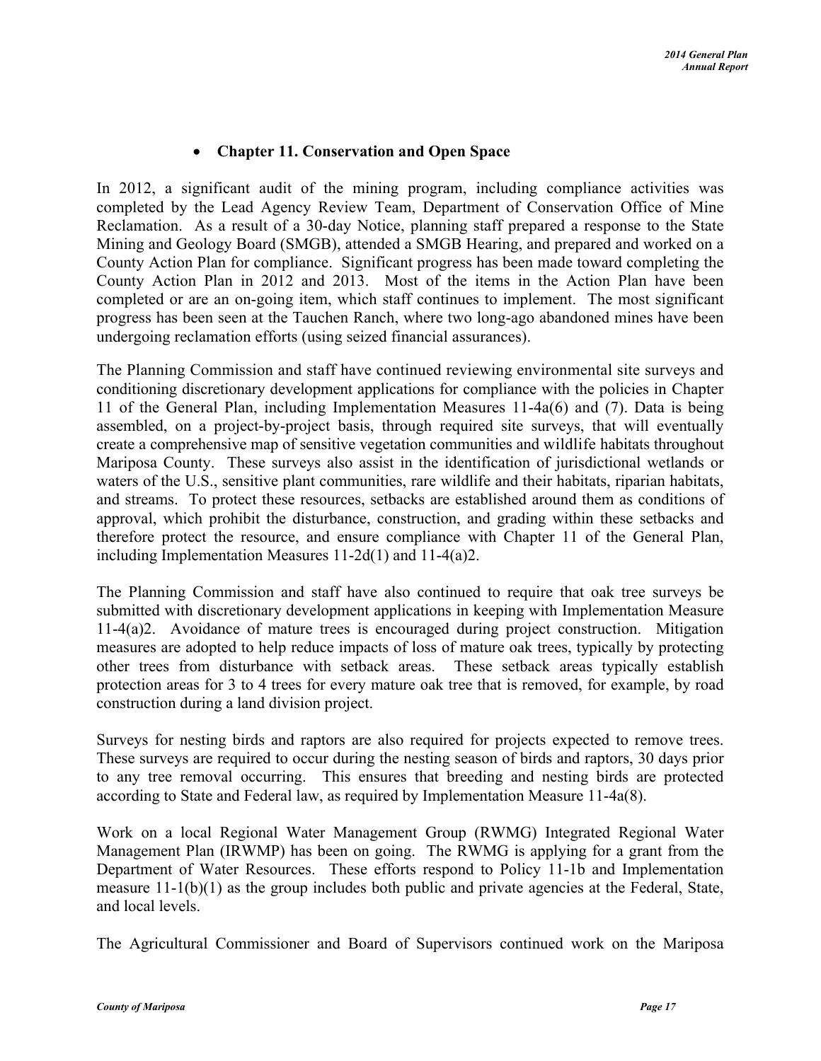- **Chapter 11. Conservation and Open Space**

In 2012, a significant audit of the mining program, including compliance activities was completed by the Lead Agency Review Team, Department of Conservation Office of Mine Reclamation. As a result of a 30-day Notice, planning staff prepared a response to the State Mining and Geology Board (SMGB), attended a SMGB Hearing, and prepared and worked on a County Action Plan for compliance. Significant progress has been made toward completing the County Action Plan in 2012 and 2013. Most of the items in the Action Plan have been completed or are an on-going item, which staff continues to implement. The most significant progress has been seen at the Tauchen Ranch, where two long-ago abandoned mines have been undergoing reclamation efforts (using seized financial assurances).

The Planning Commission and staff have continued reviewing environmental site surveys and conditioning discretionary development applications for compliance with the policies in Chapter 11 of the General Plan, including Implementation Measures 11-4a(6) and (7). Data is being assembled, on a project-by-project basis, through required site surveys, that will eventually create a comprehensive map of sensitive vegetation communities and wildlife habitats throughout Mariposa County. These surveys also assist in the identification of jurisdictional wetlands or waters of the U.S., sensitive plant communities, rare wildlife and their habitats, riparian habitats, and streams. To protect these resources, setbacks are established around them as conditions of approval, which prohibit the disturbance, construction, and grading within these setbacks and therefore protect the resource, and ensure compliance with Chapter 11 of the General Plan, including Implementation Measures 11-2d(1) and 11-4(a)2.

The Planning Commission and staff have also continued to require that oak tree surveys be submitted with discretionary development applications in keeping with Implementation Measure 11-4(a)2. Avoidance of mature trees is encouraged during project construction. Mitigation measures are adopted to help reduce impacts of loss of mature oak trees, typically by protecting other trees from disturbance with setback areas. These setback areas typically establish protection areas for 3 to 4 trees for every mature oak tree that is removed, for example, by road construction during a land division project.

Surveys for nesting birds and raptors are also required for projects expected to remove trees. These surveys are required to occur during the nesting season of birds and raptors, 30 days prior to any tree removal occurring. This ensures that breeding and nesting birds are protected according to State and Federal law, as required by Implementation Measure 11-4a(8).

Work on a local Regional Water Management Group (RWMG) Integrated Regional Water Management Plan (IRWMP) has been on going. The RWMG is applying for a grant from the Department of Water Resources. These efforts respond to Policy 11-1b and Implementation measure 11-1(b)(1) as the group includes both public and private agencies at the Federal, State, and local levels.

The Agricultural Commissioner and Board of Supervisors continued work on the Mariposa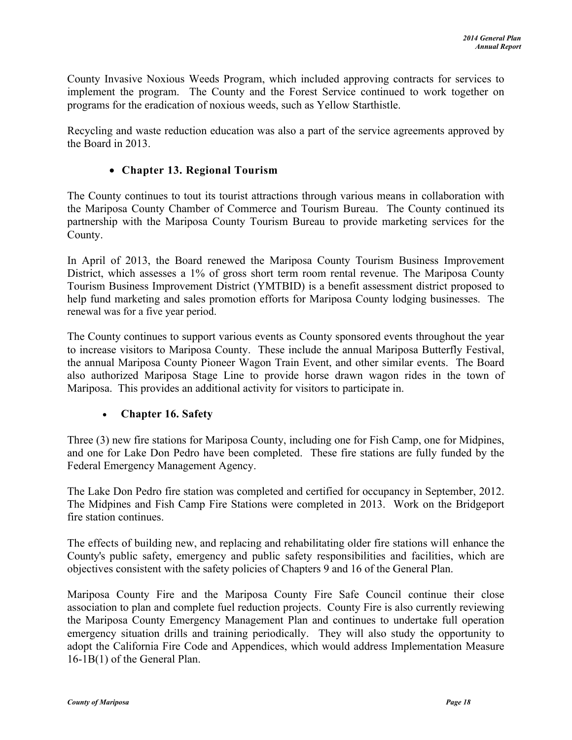County Invasive Noxious Weeds Program, which included approving contracts for services to implement the program. The County and the Forest Service continued to work together on programs for the eradication of noxious weeds, such as Yellow Starthistle.

Recycling and waste reduction education was also a part of the service agreements approved by the Board in 2013.

- **Chapter 13. Regional Tourism**

The County continues to tout its tourist attractions through various means in collaboration with the Mariposa County Chamber of Commerce and Tourism Bureau. The County continued its partnership with the Mariposa County Tourism Bureau to provide marketing services for the County.

In April of 2013, the Board renewed the Mariposa County Tourism Business Improvement District, which assesses a 1% of gross short term room rental revenue. The Mariposa County Tourism Business Improvement District (YMTBID) is a benefit assessment district proposed to help fund marketing and sales promotion efforts for Mariposa County lodging businesses. The renewal was for a five year period.

The County continues to support various events as County sponsored events throughout the year to increase visitors to Mariposa County. These include the annual Mariposa Butterfly Festival, the annual Mariposa County Pioneer Wagon Train Event, and other similar events. The Board also authorized Mariposa Stage Line to provide horse drawn wagon rides in the town of Mariposa. This provides an additional activity for visitors to participate in.

- **Chapter 16. Safety**

Three (3) new fire stations for Mariposa County, including one for Fish Camp, one for Midpines, and one for Lake Don Pedro have been completed. These fire stations are fully funded by the Federal Emergency Management Agency.

The Lake Don Pedro fire station was completed and certified for occupancy in September, 2012. The Midpines and Fish Camp Fire Stations were completed in 2013. Work on the Bridgeport fire station continues.

The effects of building new, and replacing and rehabilitating older fire stations will enhance the County's public safety, emergency and public safety responsibilities and facilities, which are objectives consistent with the safety policies of Chapters 9 and 16 of the General Plan.

Mariposa County Fire and the Mariposa County Fire Safe Council continue their close association to plan and complete fuel reduction projects. County Fire is also currently reviewing the Mariposa County Emergency Management Plan and continues to undertake full operation emergency situation drills and training periodically. They will also study the opportunity to adopt the California Fire Code and Appendices, which would address Implementation Measure 16-1B(1) of the General Plan.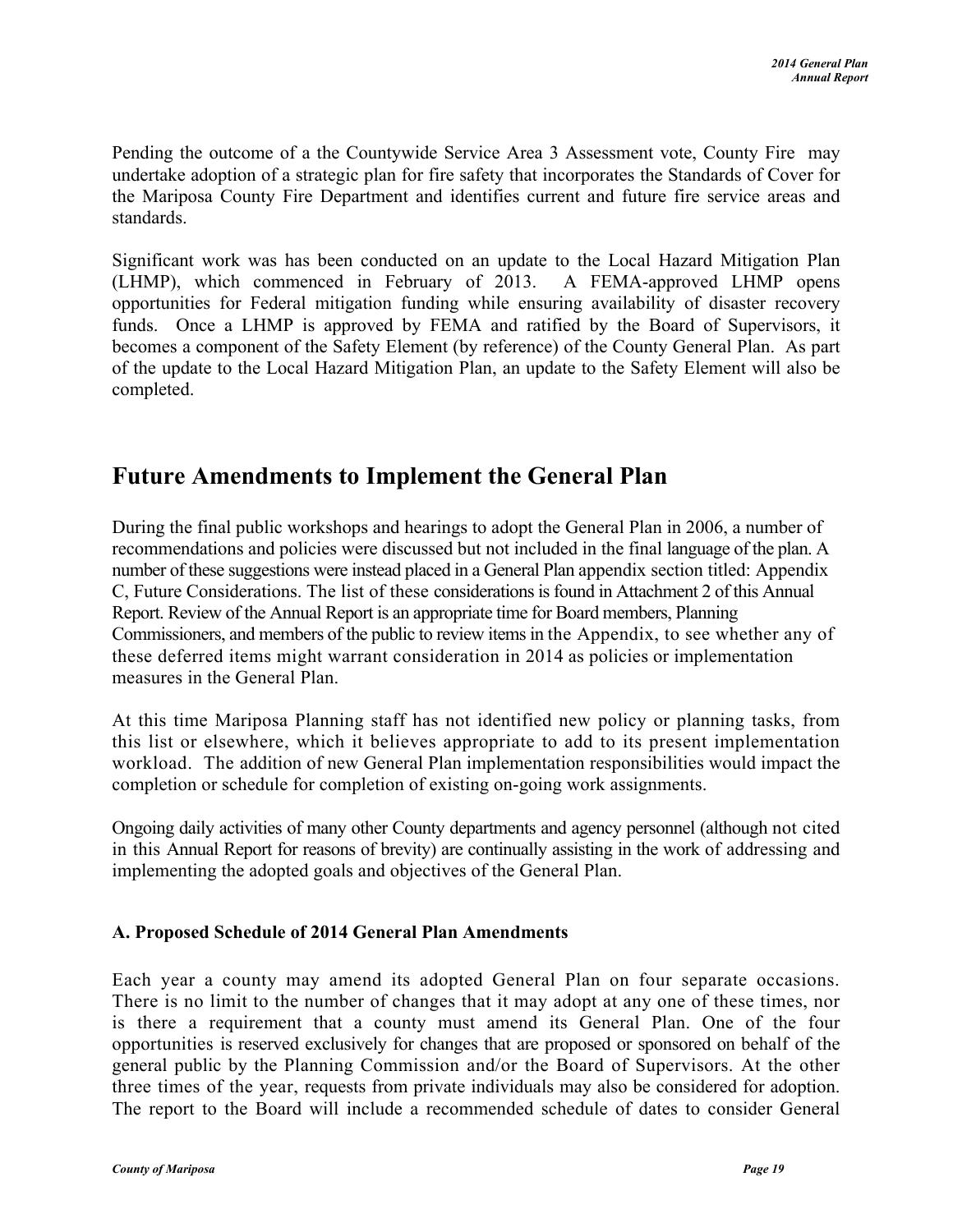Pending the outcome of a the Countywide Service Area 3 Assessment vote, County Fire may undertake adoption of a strategic plan for fire safety that incorporates the Standards of Cover for the Mariposa County Fire Department and identifies current and future fire service areas and standards.

Significant work was has been conducted on an update to the Local Hazard Mitigation Plan (LHMP), which commenced in February of 2013. A FEMA-approved LHMP opens opportunities for Federal mitigation funding while ensuring availability of disaster recovery funds. Once a LHMP is approved by FEMA and ratified by the Board of Supervisors, it becomes a component of the Safety Element (by reference) of the County General Plan. As part of the update to the Local Hazard Mitigation Plan, an update to the Safety Element will also be completed.

# Future Amendments to Implement the General Plan

During the final public workshops and hearings to adopt the General Plan in 2006, a number of recommendations and policies were discussed but not included in the final language of the plan. A number of these suggestions were instead placed in a General Plan appendix section titled: Appendix C, Future Considerations. The list of these considerations is found in Attachment 2 of this Annual Report. Review of the Annual Report is an appropriate time for Board members, Planning Commissioners, and members of the public to review items in the Appendix, to see whether any of these deferred items might warrant consideration in 2014 as policies or implementation measures in the General Plan.

At this time Mariposa Planning staff has not identified new policy or planning tasks, from this list or elsewhere, which it believes appropriate to add to its present implementation workload. The addition of new General Plan implementation responsibilities would impact the completion or schedule for completion of existing on-going work assignments.

Ongoing daily activities of many other County departments and agency personnel (although not cited in this Annual Report for reasons of brevity) are continually assisting in the work of addressing and implementing the adopted goals and objectives of the General Plan.

### A. Proposed Schedule of 2014 General Plan Amendments

Each year a county may amend its adopted General Plan on four separate occasions. There is no limit to the number of changes that it may adopt at any one of these times, nor is there a requirement that a county must amend its General Plan. One of the four opportunities is reserved exclusively for changes that are proposed or sponsored on behalf of the general public by the Planning Commission and/or the Board of Supervisors. At the other three times of the year, requests from private individuals may also be considered for adoption. The report to the Board will include a recommended schedule of dates to consider General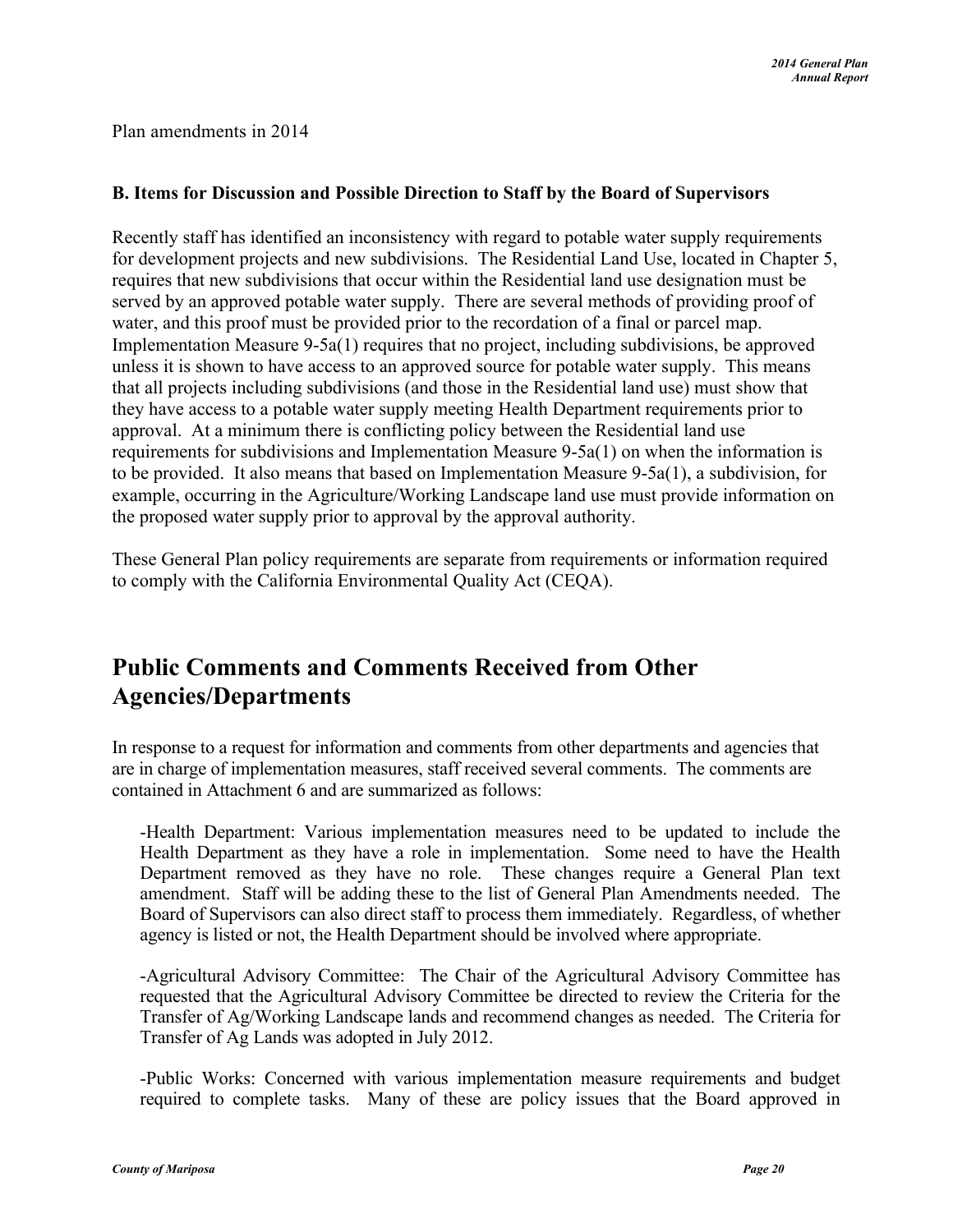Plan amendments in 2014

**B. Items for Discussion and Possible Direction to Staff by the Board of Supervisors**

Recently staff has identified an inconsistency with regard to potable water supply requirements for development projects and new subdivisions. The Residential Land Use, located in Chapter 5, requires that new subdivisions that occur within the Residential land use designation must be served by an approved potable water supply. There are several methods of providing proof of water, and this proof must be provided prior to the recordation of a final or parcel map. Implementation Measure 9-5a(1) requires that no project, including subdivisions, be approved unless it is shown to have access to an approved source for potable water supply. This means that all projects including subdivisions (and those in the Residential land use) must show that they have access to a potable water supply meeting Health Department requirements prior to approval. At a minimum there is conflicting policy between the Residential land use requirements for subdivisions and Implementation Measure 9-5a(1) on when the information is to be provided. It also means that based on Implementation Measure 9-5a(1), a subdivision, for example, occurring in the Agriculture/Working Landscape land use must provide information on the proposed water supply prior to approval by the approval authority.

These General Plan policy requirements are separate from requirements or information required to comply with the California Environmental Quality Act (CEQA).

# Public Comments and Comments Received from Other Agencies/Departments

In response to a request for information and comments from other departments and agencies that are in charge of implementation measures, staff received several comments. The comments are contained in Attachment 6 and are summarized as follows:

-Health Department: Various implementation measures need to be updated to include the Health Department as they have a role in implementation. Some need to have the Health Department removed as they have no role. These changes require a General Plan text amendment. Staff will be adding these to the list of General Plan Amendments needed. The Board of Supervisors can also direct staff to process them immediately. Regardless, of whether agency is listed or not, the Health Department should be involved where appropriate.

-Agricultural Advisory Committee: The Chair of the Agricultural Advisory Committee has requested that the Agricultural Advisory Committee be directed to review the Criteria for the Transfer of Ag/Working Landscape lands and recommend changes as needed. The Criteria for Transfer of Ag Lands was adopted in July 2012.

-Public Works: Concerned with various implementation measure requirements and budget required to complete tasks. Many of these are policy issues that the Board approved in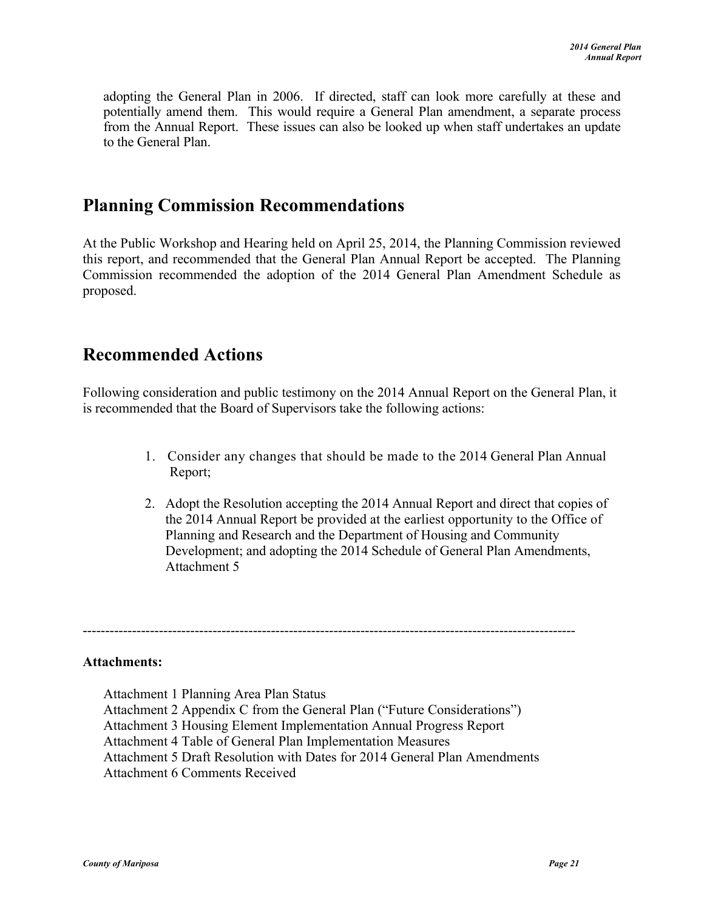adopting the General Plan in 2006. If directed, staff can look more carefully at these and potentially amend them. This would require a General Plan amendment, a separate process from the Annual Report. These issues can also be looked up when staff undertakes an update to the General Plan.

## Planning Commission Recommendations

At the Public Workshop and Hearing held on April 25, 2014, the Planning Commission reviewed this report, and recommended that the General Plan Annual Report be accepted. The Planning Commission recommended the adoption of the 2014 General Plan Amendment Schedule as proposed.

## Recommended Actions

Following consideration and public testimony on the 2014 Annual Report on the General Plan, it is recommended that the Board of Supervisors take the following actions:

1. Consider any changes that should be made to the 2014 General Plan Annual Report;
2. Adopt the Resolution accepting the 2014 Annual Report and direct that copies of the 2014 Annual Report be provided at the earliest opportunity to the Office of Planning and Research and the Department of Housing and Community Development; and adopting the 2014 Schedule of General Plan Amendments, Attachment 5

---

**Attachments:**

Attachment 1 Planning Area Plan Status
Attachment 2 Appendix C from the General Plan ("Future Considerations")
Attachment 3 Housing Element Implementation Annual Progress Report
Attachment 4 Table of General Plan Implementation Measures
Attachment 5 Draft Resolution with Dates for 2014 General Plan Amendments
Attachment 6 Comments Received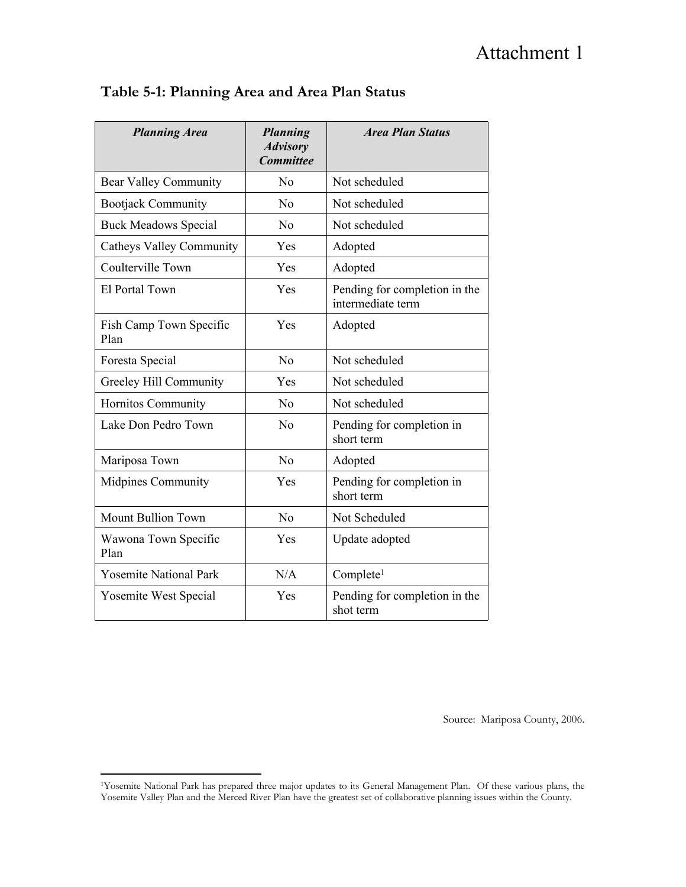Attachment 1

## Table 5-1: Planning Area and Area Plan Status

| *Planning Area* | *Planning Advisory Committee* | *Area Plan Status* |
|---|---|---|
| Bear Valley Community | No | Not scheduled |
| Bootjack Community | No | Not scheduled |
| Buck Meadows Special | No | Not scheduled |
| Catheys Valley Community | Yes | Adopted |
| Coulterville Town | Yes | Adopted |
| El Portal Town | Yes | Pending for completion in the intermediate term |
| Fish Camp Town Specific Plan | Yes | Adopted |
| Foresta Special | No | Not scheduled |
| Greeley Hill Community | Yes | Not scheduled |
| Hornitos Community | No | Not scheduled |
| Lake Don Pedro Town | No | Pending for completion in short term |
| Mariposa Town | No | Adopted |
| Midpines Community | Yes | Pending for completion in short term |
| Mount Bullion Town | No | Not Scheduled |
| Wawona Town Specific Plan | Yes | Update adopted |
| Yosemite National Park | N/A | Complete[1] |
| Yosemite West Special | Yes | Pending for completion in the shot term |

Source: Mariposa County, 2006.

[1]Yosemite National Park has prepared three major updates to its General Management Plan. Of these various plans, the Yosemite Valley Plan and the Merced River Plan have the greatest set of collaborative planning issues within the County.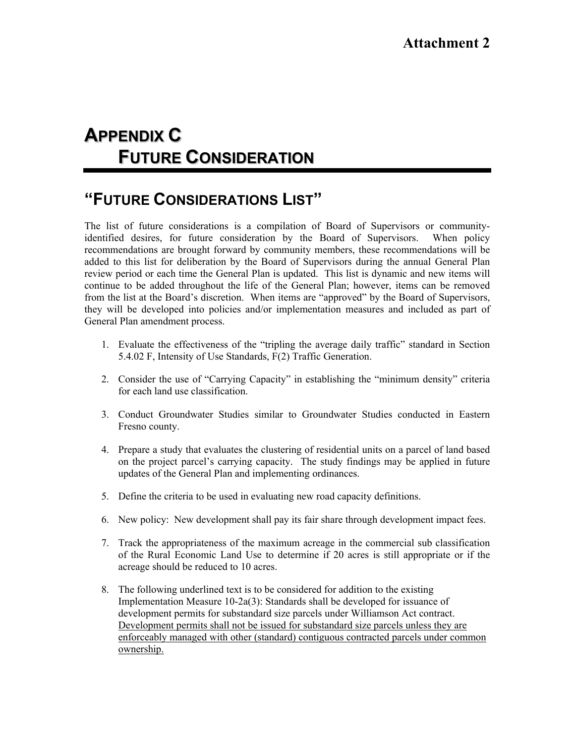# Attachment 2

# APPENDIX C
# FUTURE CONSIDERATION

## "FUTURE CONSIDERATIONS LIST"

The list of future considerations is a compilation of Board of Supervisors or community-identified desires, for future consideration by the Board of Supervisors. When policy recommendations are brought forward by community members, these recommendations will be added to this list for deliberation by the Board of Supervisors during the annual General Plan review period or each time the General Plan is updated. This list is dynamic and new items will continue to be added throughout the life of the General Plan; however, items can be removed from the list at the Board's discretion. When items are "approved" by the Board of Supervisors, they will be developed into policies and/or implementation measures and included as part of General Plan amendment process.

1. Evaluate the effectiveness of the "tripling the average daily traffic" standard in Section 5.4.02 F, Intensity of Use Standards, F(2) Traffic Generation.

2. Consider the use of "Carrying Capacity" in establishing the "minimum density" criteria for each land use classification.

3. Conduct Groundwater Studies similar to Groundwater Studies conducted in Eastern Fresno county.

4. Prepare a study that evaluates the clustering of residential units on a parcel of land based on the project parcel's carrying capacity. The study findings may be applied in future updates of the General Plan and implementing ordinances.

5. Define the criteria to be used in evaluating new road capacity definitions.

6. New policy: New development shall pay its fair share through development impact fees.

7. Track the appropriateness of the maximum acreage in the commercial sub classification of the Rural Economic Land Use to determine if 20 acres is still appropriate or if the acreage should be reduced to 10 acres.

8. The following underlined text is to be considered for addition to the existing Implementation Measure 10-2a(3): Standards shall be developed for issuance of development permits for substandard size parcels under Williamson Act contract. <u>Development permits shall not be issued for substandard size parcels unless they are enforceably managed with other (standard) contiguous contracted parcels under common ownership.</u>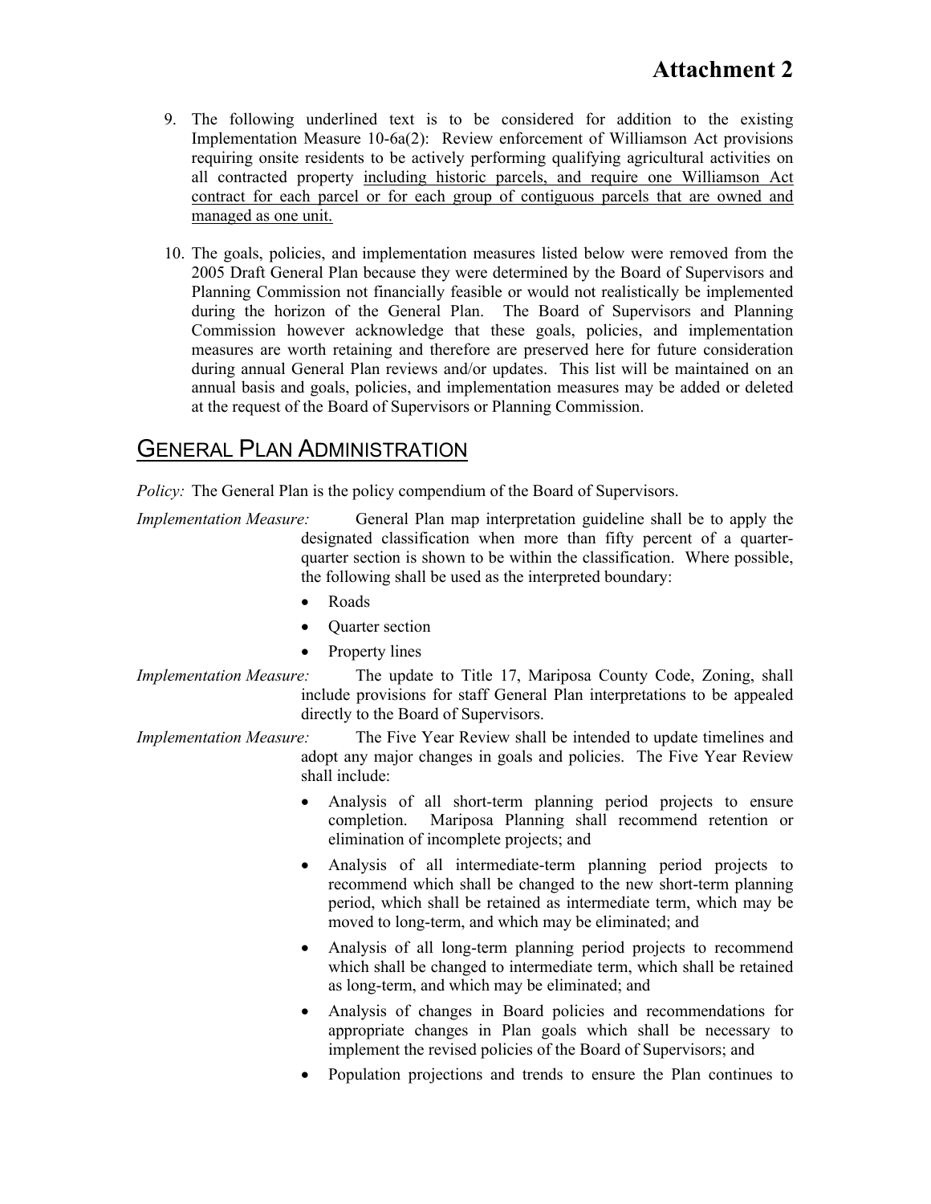# Attachment 2

9. The following underlined text is to be considered for addition to the existing Implementation Measure 10-6a(2): Review enforcement of Williamson Act provisions requiring onsite residents to be actively performing qualifying agricultural activities on all contracted property <u>including historic parcels, and require one Williamson Act contract for each parcel or for each group of contiguous parcels that are owned and managed as one unit.</u>

10. The goals, policies, and implementation measures listed below were removed from the 2005 Draft General Plan because they were determined by the Board of Supervisors and Planning Commission not financially feasible or would not realistically be implemented during the horizon of the General Plan. The Board of Supervisors and Planning Commission however acknowledge that these goals, policies, and implementation measures are worth retaining and therefore are preserved here for future consideration during annual General Plan reviews and/or updates. This list will be maintained on an annual basis and goals, policies, and implementation measures may be added or deleted at the request of the Board of Supervisors or Planning Commission.

## GENERAL PLAN ADMINISTRATION

*Policy:* The General Plan is the policy compendium of the Board of Supervisors.

*Implementation Measure:* General Plan map interpretation guideline shall be to apply the designated classification when more than fifty percent of a quarter-quarter section is shown to be within the classification. Where possible, the following shall be used as the interpreted boundary:

- Roads
- Quarter section
- Property lines

*Implementation Measure:* The update to Title 17, Mariposa County Code, Zoning, shall include provisions for staff General Plan interpretations to be appealed directly to the Board of Supervisors.

*Implementation Measure:* The Five Year Review shall be intended to update timelines and adopt any major changes in goals and policies. The Five Year Review shall include:

- Analysis of all short-term planning period projects to ensure completion. Mariposa Planning shall recommend retention or elimination of incomplete projects; and
- Analysis of all intermediate-term planning period projects to recommend which shall be changed to the new short-term planning period, which shall be retained as intermediate term, which may be moved to long-term, and which may be eliminated; and
- Analysis of all long-term planning period projects to recommend which shall be changed to intermediate term, which shall be retained as long-term, and which may be eliminated; and
- Analysis of changes in Board policies and recommendations for appropriate changes in Plan goals which shall be necessary to implement the revised policies of the Board of Supervisors; and
- Population projections and trends to ensure the Plan continues to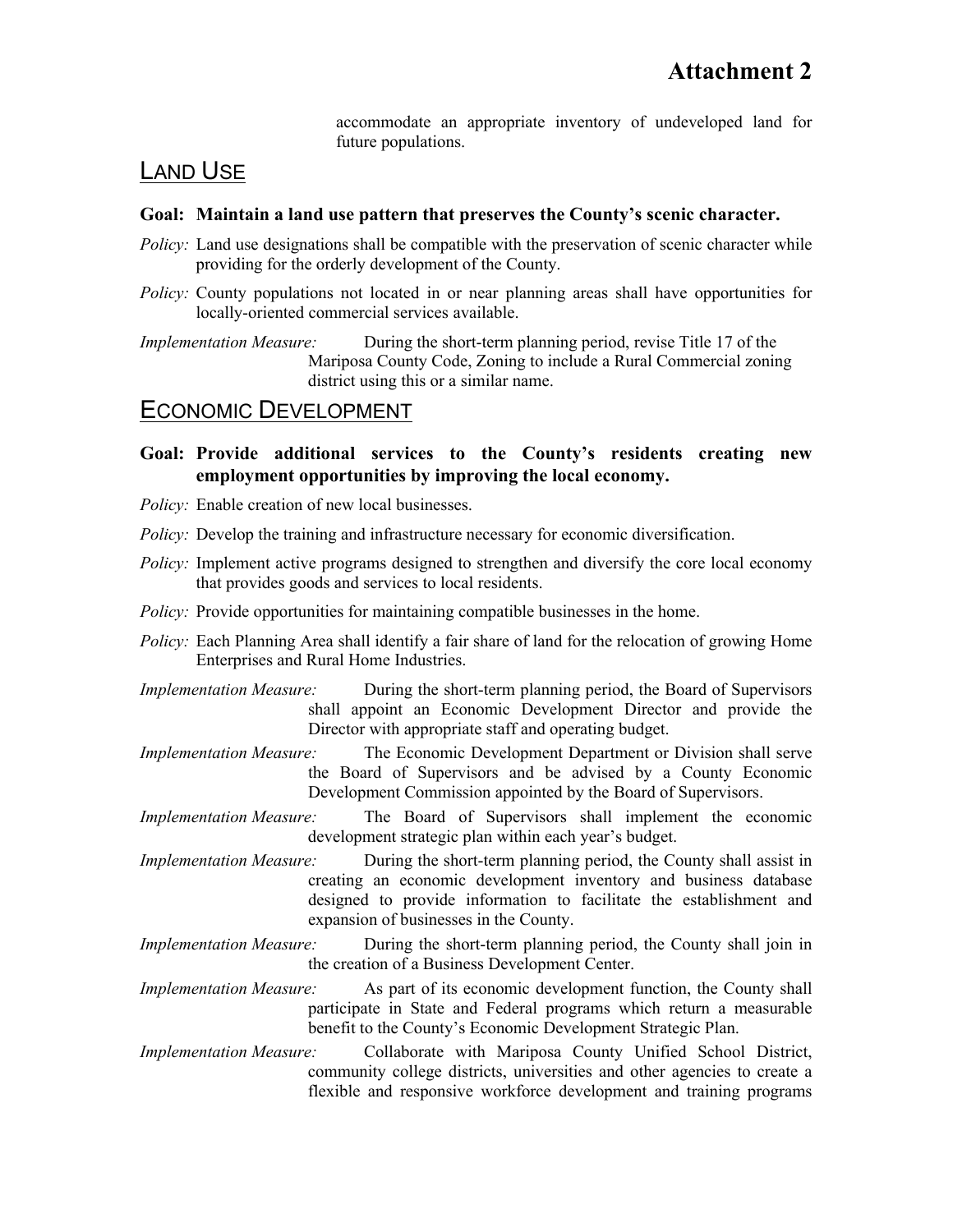accommodate an appropriate inventory of undeveloped land for future populations.

## LAND USE

**Goal: Maintain a land use pattern that preserves the County's scenic character.**

*Policy:* Land use designations shall be compatible with the preservation of scenic character while providing for the orderly development of the County.

*Policy:* County populations not located in or near planning areas shall have opportunities for locally-oriented commercial services available.

*Implementation Measure:* During the short-term planning period, revise Title 17 of the Mariposa County Code, Zoning to include a Rural Commercial zoning district using this or a similar name.

## ECONOMIC DEVELOPMENT

**Goal: Provide additional services to the County's residents creating new employment opportunities by improving the local economy.**

*Policy:* Enable creation of new local businesses.

*Policy:* Develop the training and infrastructure necessary for economic diversification.

*Policy:* Implement active programs designed to strengthen and diversify the core local economy that provides goods and services to local residents.

*Policy:* Provide opportunities for maintaining compatible businesses in the home.

*Policy:* Each Planning Area shall identify a fair share of land for the relocation of growing Home Enterprises and Rural Home Industries.

*Implementation Measure:* During the short-term planning period, the Board of Supervisors shall appoint an Economic Development Director and provide the Director with appropriate staff and operating budget.

*Implementation Measure:* The Economic Development Department or Division shall serve the Board of Supervisors and be advised by a County Economic Development Commission appointed by the Board of Supervisors.

*Implementation Measure:* The Board of Supervisors shall implement the economic development strategic plan within each year's budget.

*Implementation Measure:* During the short-term planning period, the County shall assist in creating an economic development inventory and business database designed to provide information to facilitate the establishment and expansion of businesses in the County.

*Implementation Measure:* During the short-term planning period, the County shall join in the creation of a Business Development Center.

*Implementation Measure:* As part of its economic development function, the County shall participate in State and Federal programs which return a measurable benefit to the County's Economic Development Strategic Plan.

*Implementation Measure:* Collaborate with Mariposa County Unified School District, community college districts, universities and other agencies to create a flexible and responsive workforce development and training programs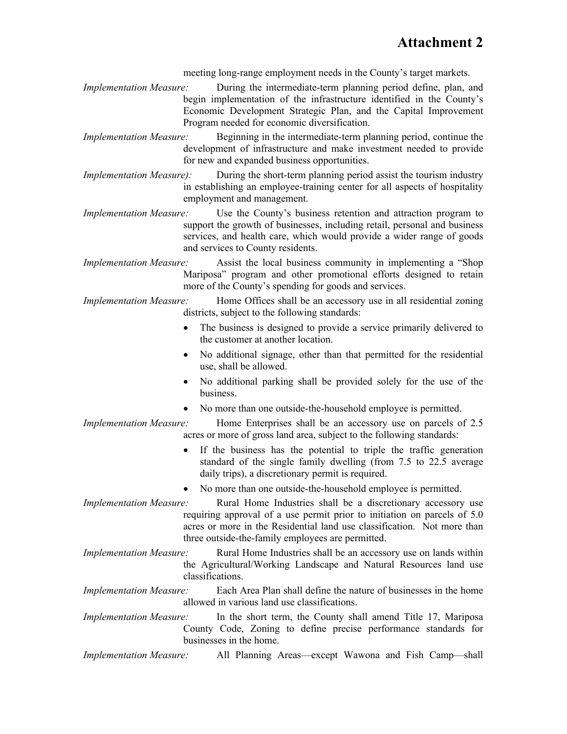# Attachment 2

meeting long-range employment needs in the County's target markets.

*Implementation Measure:* During the intermediate-term planning period define, plan, and begin implementation of the infrastructure identified in the County's Economic Development Strategic Plan, and the Capital Improvement Program needed for economic diversification.

*Implementation Measure:* Beginning in the intermediate-term planning period, continue the development of infrastructure and make investment needed to provide for new and expanded business opportunities.

*Implementation Measure):* During the short-term planning period assist the tourism industry in establishing an employee-training center for all aspects of hospitality employment and management.

*Implementation Measure:* Use the County's business retention and attraction program to support the growth of businesses, including retail, personal and business services, and health care, which would provide a wider range of goods and services to County residents.

*Implementation Measure:* Assist the local business community in implementing a "Shop Mariposa" program and other promotional efforts designed to retain more of the County's spending for goods and services.

*Implementation Measure:* Home Offices shall be an accessory use in all residential zoning districts, subject to the following standards:

- The business is designed to provide a service primarily delivered to the customer at another location.
- No additional signage, other than that permitted for the residential use, shall be allowed.
- No additional parking shall be provided solely for the use of the business.
- No more than one outside-the-household employee is permitted.

*Implementation Measure:* Home Enterprises shall be an accessory use on parcels of 2.5 acres or more of gross land area, subject to the following standards:

- If the business has the potential to triple the traffic generation standard of the single family dwelling (from 7.5 to 22.5 average daily trips), a discretionary permit is required.
- No more than one outside-the-household employee is permitted.

*Implementation Measure:* Rural Home Industries shall be a discretionary accessory use requiring approval of a use permit prior to initiation on parcels of 5.0 acres or more in the Residential land use classification. Not more than three outside-the-family employees are permitted.

*Implementation Measure:* Rural Home Industries shall be an accessory use on lands within the Agricultural/Working Landscape and Natural Resources land use classifications.

*Implementation Measure:* Each Area Plan shall define the nature of businesses in the home allowed in various land use classifications.

*Implementation Measure:* In the short term, the County shall amend Title 17, Mariposa County Code, Zoning to define precise performance standards for businesses in the home.

*Implementation Measure:* All Planning Areas—except Wawona and Fish Camp—shall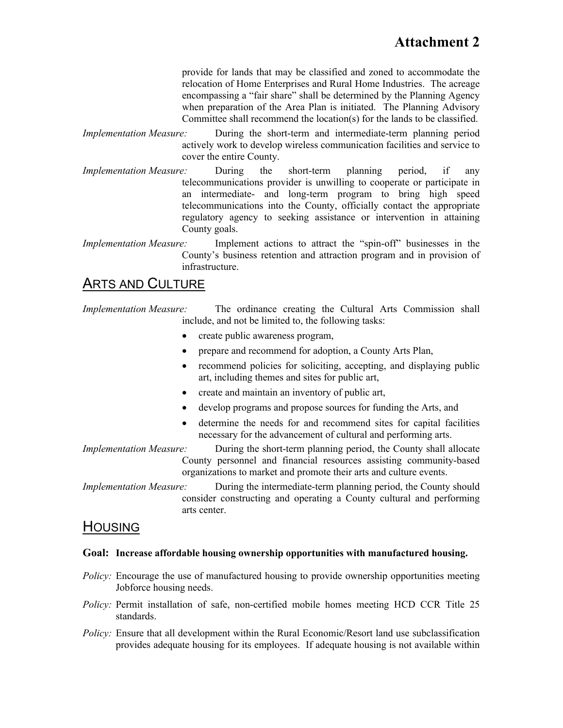provide for lands that may be classified and zoned to accommodate the relocation of Home Enterprises and Rural Home Industries. The acreage encompassing a "fair share" shall be determined by the Planning Agency when preparation of the Area Plan is initiated. The Planning Advisory Committee shall recommend the location(s) for the lands to be classified.

*Implementation Measure:* During the short-term and intermediate-term planning period actively work to develop wireless communication facilities and service to cover the entire County.

*Implementation Measure:* During the short-term planning period, if any telecommunications provider is unwilling to cooperate or participate in an intermediate- and long-term program to bring high speed telecommunications into the County, officially contact the appropriate regulatory agency to seeking assistance or intervention in attaining County goals.

*Implementation Measure:* Implement actions to attract the "spin-off" businesses in the County's business retention and attraction program and in provision of infrastructure.

## ARTS AND CULTURE

*Implementation Measure:* The ordinance creating the Cultural Arts Commission shall include, and not be limited to, the following tasks:

- create public awareness program,
- prepare and recommend for adoption, a County Arts Plan,
- recommend policies for soliciting, accepting, and displaying public art, including themes and sites for public art,
- create and maintain an inventory of public art,
- develop programs and propose sources for funding the Arts, and
- determine the needs for and recommend sites for capital facilities necessary for the advancement of cultural and performing arts.

*Implementation Measure:* During the short-term planning period, the County shall allocate County personnel and financial resources assisting community-based organizations to market and promote their arts and culture events.

*Implementation Measure:* During the intermediate-term planning period, the County should consider constructing and operating a County cultural and performing arts center.

## HOUSING

**Goal: Increase affordable housing ownership opportunities with manufactured housing.**

*Policy:* Encourage the use of manufactured housing to provide ownership opportunities meeting Jobforce housing needs.

*Policy:* Permit installation of safe, non-certified mobile homes meeting HCD CCR Title 25 standards.

*Policy:* Ensure that all development within the Rural Economic/Resort land use subclassification provides adequate housing for its employees. If adequate housing is not available within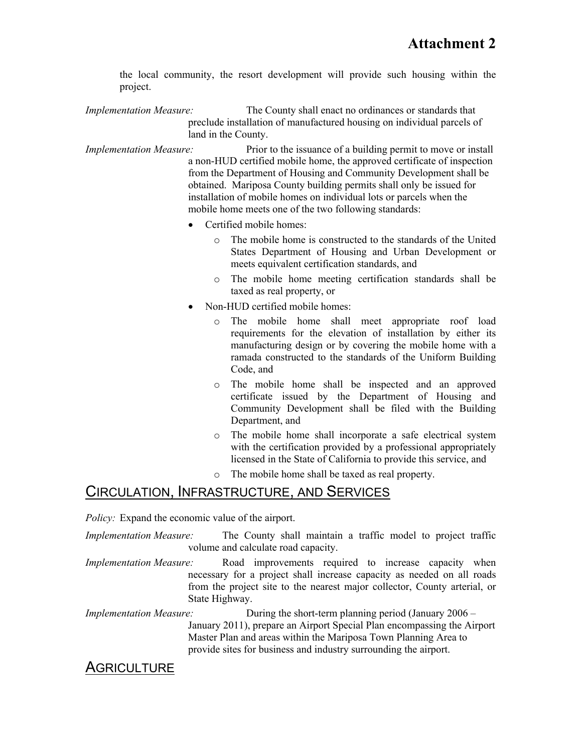the local community, the resort development will provide such housing within the project.

*Implementation Measure:* The County shall enact no ordinances or standards that preclude installation of manufactured housing on individual parcels of land in the County.

*Implementation Measure:* Prior to the issuance of a building permit to move or install a non-HUD certified mobile home, the approved certificate of inspection from the Department of Housing and Community Development shall be obtained. Mariposa County building permits shall only be issued for installation of mobile homes on individual lots or parcels when the mobile home meets one of the two following standards:

- Certified mobile homes:
  - The mobile home is constructed to the standards of the United States Department of Housing and Urban Development or meets equivalent certification standards, and
  - The mobile home meeting certification standards shall be taxed as real property, or
- Non-HUD certified mobile homes:
  - The mobile home shall meet appropriate roof load requirements for the elevation of installation by either its manufacturing design or by covering the mobile home with a ramada constructed to the standards of the Uniform Building Code, and
  - The mobile home shall be inspected and an approved certificate issued by the Department of Housing and Community Development shall be filed with the Building Department, and
  - The mobile home shall incorporate a safe electrical system with the certification provided by a professional appropriately licensed in the State of California to provide this service, and
  - The mobile home shall be taxed as real property.

## CIRCULATION, INFRASTRUCTURE, AND SERVICES

*Policy:* Expand the economic value of the airport.

*Implementation Measure:* The County shall maintain a traffic model to project traffic volume and calculate road capacity.

*Implementation Measure:* Road improvements required to increase capacity when necessary for a project shall increase capacity as needed on all roads from the project site to the nearest major collector, County arterial, or State Highway.

*Implementation Measure:* During the short-term planning period (January 2006 – January 2011), prepare an Airport Special Plan encompassing the Airport Master Plan and areas within the Mariposa Town Planning Area to provide sites for business and industry surrounding the airport.

## AGRICULTURE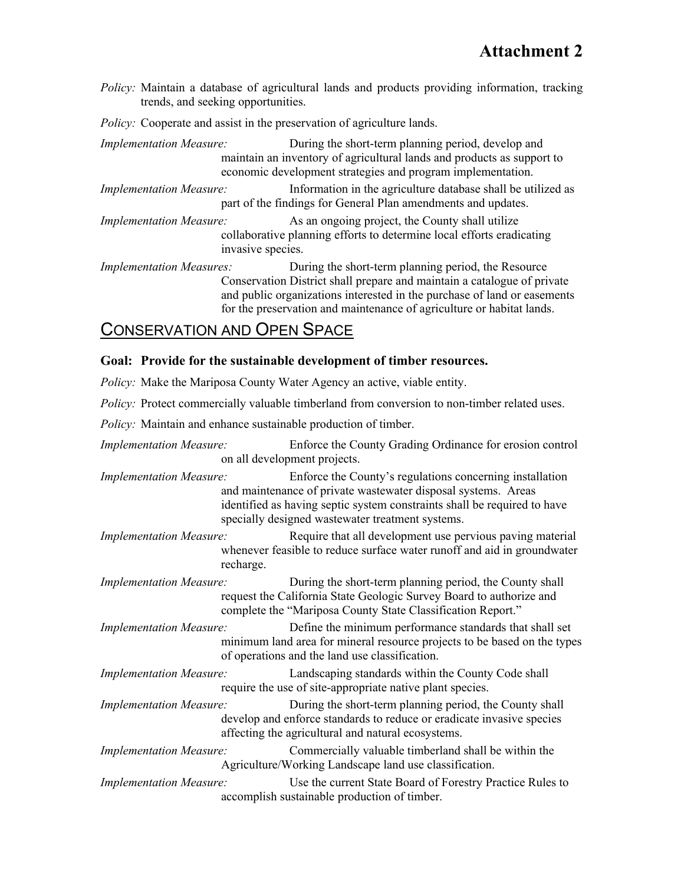# Attachment 2

*Policy:* Maintain a database of agricultural lands and products providing information, tracking trends, and seeking opportunities.

*Policy:* Cooperate and assist in the preservation of agriculture lands.

*Implementation Measure:* During the short-term planning period, develop and maintain an inventory of agricultural lands and products as support to economic development strategies and program implementation.

*Implementation Measure:* Information in the agriculture database shall be utilized as part of the findings for General Plan amendments and updates.

*Implementation Measure:* As an ongoing project, the County shall utilize collaborative planning efforts to determine local efforts eradicating invasive species.

*Implementation Measures:* During the short-term planning period, the Resource Conservation District shall prepare and maintain a catalogue of private and public organizations interested in the purchase of land or easements for the preservation and maintenance of agriculture or habitat lands.

## Conservation and Open Space

**Goal: Provide for the sustainable development of timber resources.**

*Policy:* Make the Mariposa County Water Agency an active, viable entity.

*Policy:* Protect commercially valuable timberland from conversion to non-timber related uses.

*Policy:* Maintain and enhance sustainable production of timber.

*Implementation Measure:* Enforce the County Grading Ordinance for erosion control on all development projects.

*Implementation Measure:* Enforce the County's regulations concerning installation and maintenance of private wastewater disposal systems. Areas identified as having septic system constraints shall be required to have specially designed wastewater treatment systems.

*Implementation Measure:* Require that all development use pervious paving material whenever feasible to reduce surface water runoff and aid in groundwater recharge.

*Implementation Measure:* During the short-term planning period, the County shall request the California State Geologic Survey Board to authorize and complete the "Mariposa County State Classification Report."

*Implementation Measure:* Define the minimum performance standards that shall set minimum land area for mineral resource projects to be based on the types of operations and the land use classification.

*Implementation Measure:* Landscaping standards within the County Code shall require the use of site-appropriate native plant species.

*Implementation Measure:* During the short-term planning period, the County shall develop and enforce standards to reduce or eradicate invasive species affecting the agricultural and natural ecosystems.

*Implementation Measure:* Commercially valuable timberland shall be within the Agriculture/Working Landscape land use classification.

*Implementation Measure:* Use the current State Board of Forestry Practice Rules to accomplish sustainable production of timber.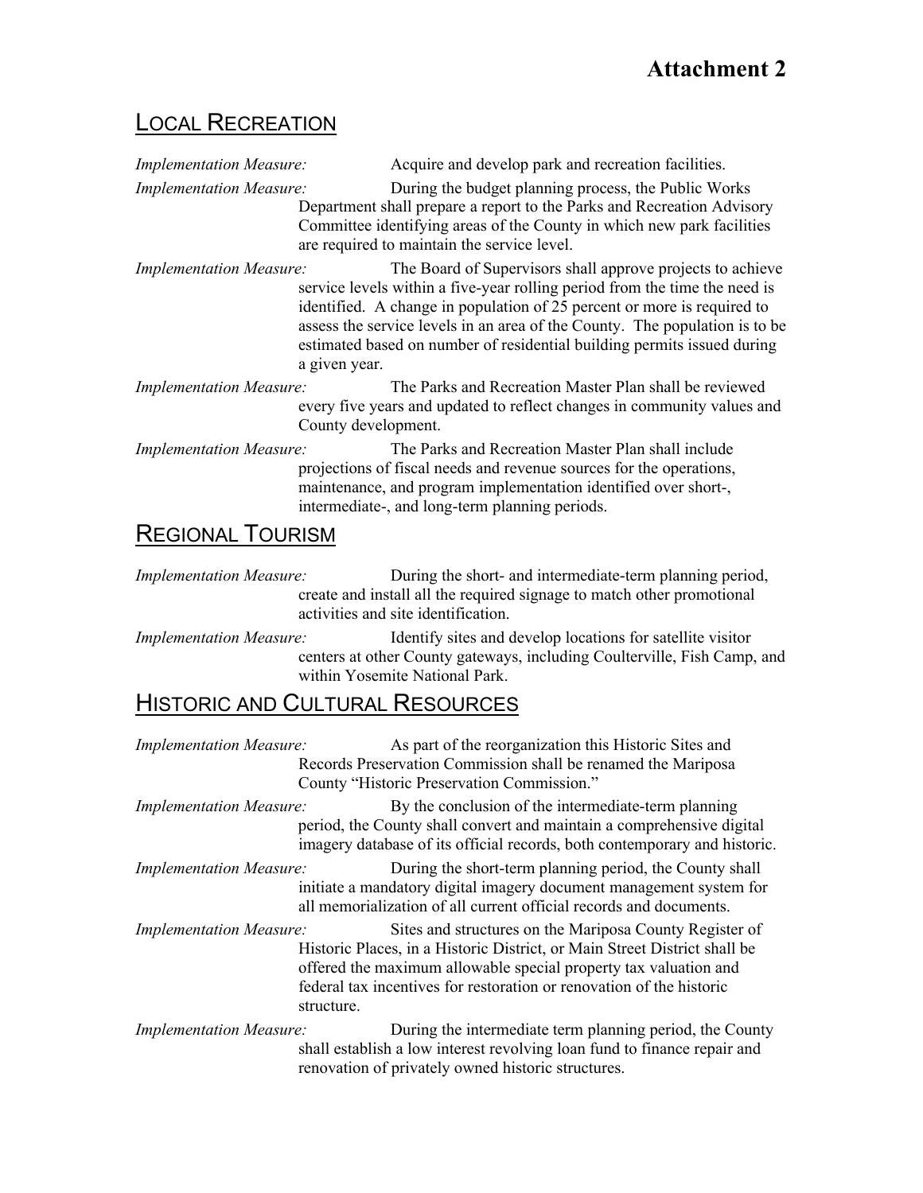# Attachment 2

## Local Recreation

*Implementation Measure:* Acquire and develop park and recreation facilities.

*Implementation Measure:* During the budget planning process, the Public Works Department shall prepare a report to the Parks and Recreation Advisory Committee identifying areas of the County in which new park facilities are required to maintain the service level.

*Implementation Measure:* The Board of Supervisors shall approve projects to achieve service levels within a five-year rolling period from the time the need is identified. A change in population of 25 percent or more is required to assess the service levels in an area of the County. The population is to be estimated based on number of residential building permits issued during a given year.

*Implementation Measure:* The Parks and Recreation Master Plan shall be reviewed every five years and updated to reflect changes in community values and County development.

*Implementation Measure:* The Parks and Recreation Master Plan shall include projections of fiscal needs and revenue sources for the operations, maintenance, and program implementation identified over short-, intermediate-, and long-term planning periods.

## Regional Tourism

*Implementation Measure:* During the short- and intermediate-term planning period, create and install all the required signage to match other promotional activities and site identification.

*Implementation Measure:* Identify sites and develop locations for satellite visitor centers at other County gateways, including Coulterville, Fish Camp, and within Yosemite National Park.

## Historic and Cultural Resources

*Implementation Measure:* As part of the reorganization this Historic Sites and Records Preservation Commission shall be renamed the Mariposa County "Historic Preservation Commission."

*Implementation Measure:* By the conclusion of the intermediate-term planning period, the County shall convert and maintain a comprehensive digital imagery database of its official records, both contemporary and historic.

*Implementation Measure:* During the short-term planning period, the County shall initiate a mandatory digital imagery document management system for all memorialization of all current official records and documents.

*Implementation Measure:* Sites and structures on the Mariposa County Register of Historic Places, in a Historic District, or Main Street District shall be offered the maximum allowable special property tax valuation and federal tax incentives for restoration or renovation of the historic structure.

*Implementation Measure:* During the intermediate term planning period, the County shall establish a low interest revolving loan fund to finance repair and renovation of privately owned historic structures.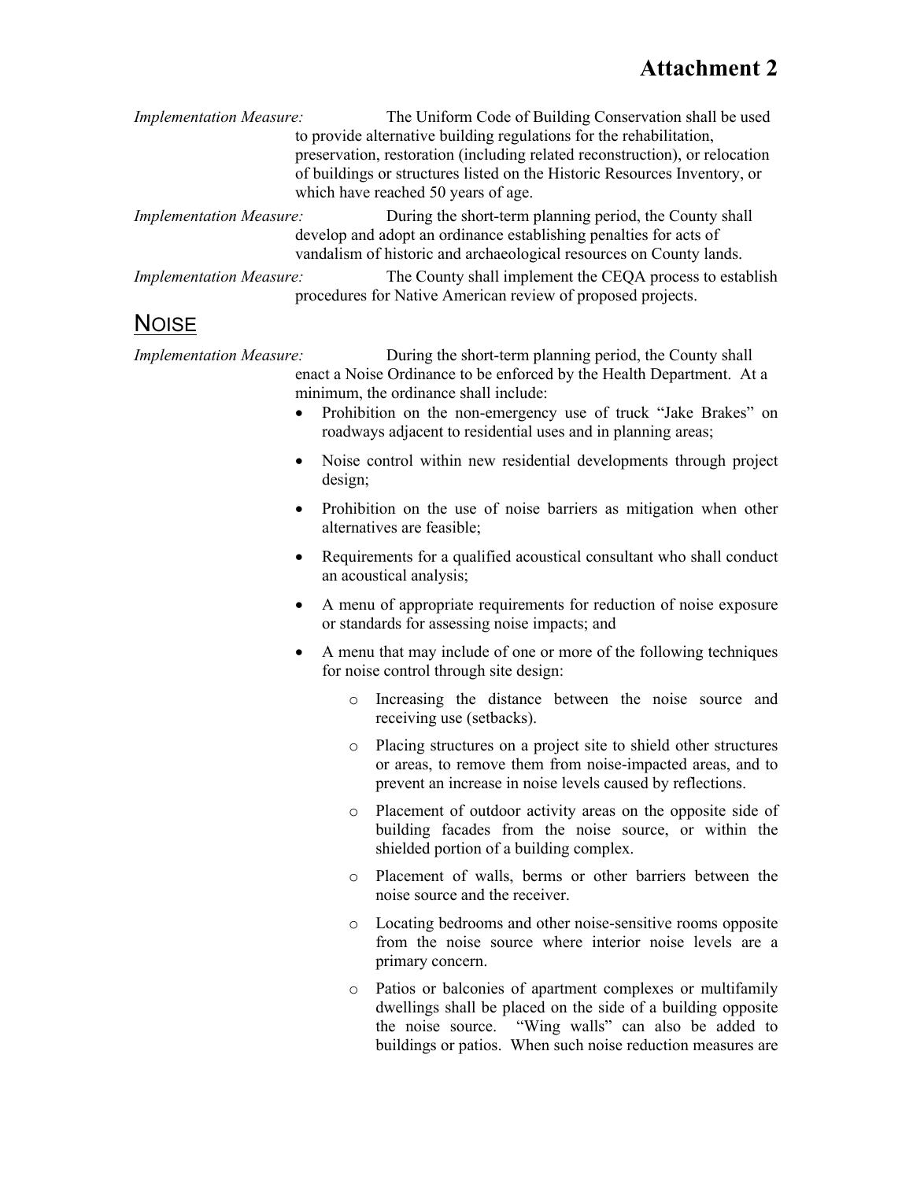# Attachment 2

*Implementation Measure:* The Uniform Code of Building Conservation shall be used to provide alternative building regulations for the rehabilitation, preservation, restoration (including related reconstruction), or relocation of buildings or structures listed on the Historic Resources Inventory, or which have reached 50 years of age.

*Implementation Measure:* During the short-term planning period, the County shall develop and adopt an ordinance establishing penalties for acts of vandalism of historic and archaeological resources on County lands.

*Implementation Measure:* The County shall implement the CEQA process to establish procedures for Native American review of proposed projects.

## NOISE

*Implementation Measure:* During the short-term planning period, the County shall enact a Noise Ordinance to be enforced by the Health Department. At a minimum, the ordinance shall include:

- Prohibition on the non-emergency use of truck "Jake Brakes" on roadways adjacent to residential uses and in planning areas;
- Noise control within new residential developments through project design;
- Prohibition on the use of noise barriers as mitigation when other alternatives are feasible;
- Requirements for a qualified acoustical consultant who shall conduct an acoustical analysis;
- A menu of appropriate requirements for reduction of noise exposure or standards for assessing noise impacts; and
- A menu that may include of one or more of the following techniques for noise control through site design:
  - Increasing the distance between the noise source and receiving use (setbacks).
  - Placing structures on a project site to shield other structures or areas, to remove them from noise-impacted areas, and to prevent an increase in noise levels caused by reflections.
  - Placement of outdoor activity areas on the opposite side of building facades from the noise source, or within the shielded portion of a building complex.
  - Placement of walls, berms or other barriers between the noise source and the receiver.
  - Locating bedrooms and other noise-sensitive rooms opposite from the noise source where interior noise levels are a primary concern.
  - Patios or balconies of apartment complexes or multifamily dwellings shall be placed on the side of a building opposite the noise source. "Wing walls" can also be added to buildings or patios. When such noise reduction measures are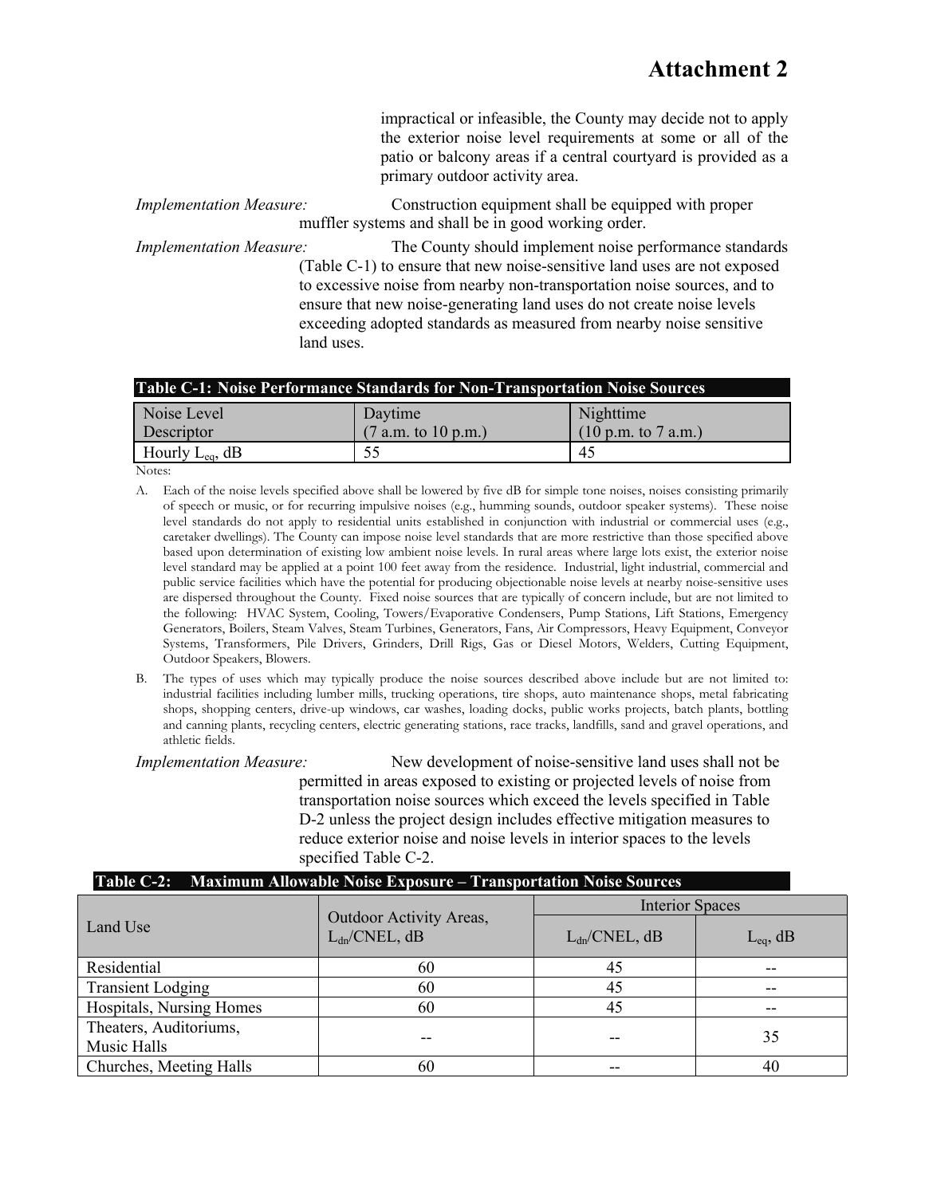# Attachment 2

impractical or infeasible, the County may decide not to apply the exterior noise level requirements at some or all of the patio or balcony areas if a central courtyard is provided as a primary outdoor activity area.

*Implementation Measure:* Construction equipment shall be equipped with proper muffler systems and shall be in good working order.

*Implementation Measure:* The County should implement noise performance standards (Table C-1) to ensure that new noise-sensitive land uses are not exposed to excessive noise from nearby non-transportation noise sources, and to ensure that new noise-generating land uses do not create noise levels exceeding adopted standards as measured from nearby noise sensitive land uses.

**Table C-1: Noise Performance Standards for Non-Transportation Noise Sources**

| Noise Level Descriptor | Daytime (7 a.m. to 10 p.m.) | Nighttime (10 p.m. to 7 a.m.) |
|---|---|---|
| Hourly $L_{eq}$, dB | 55 | 45 |

Notes:

A. Each of the noise levels specified above shall be lowered by five dB for simple tone noises, noises consisting primarily of speech or music, or for recurring impulsive noises (e.g., humming sounds, outdoor speaker systems). These noise level standards do not apply to residential units established in conjunction with industrial or commercial uses (e.g., caretaker dwellings). The County can impose noise level standards that are more restrictive than those specified above based upon determination of existing low ambient noise levels. In rural areas where large lots exist, the exterior noise level standard may be applied at a point 100 feet away from the residence. Industrial, light industrial, commercial and public service facilities which have the potential for producing objectionable noise levels at nearby noise-sensitive uses are dispersed throughout the County. Fixed noise sources that are typically of concern include, but are not limited to the following: HVAC System, Cooling, Towers/Evaporative Condensers, Pump Stations, Lift Stations, Emergency Generators, Boilers, Steam Valves, Steam Turbines, Generators, Fans, Air Compressors, Heavy Equipment, Conveyor Systems, Transformers, Pile Drivers, Grinders, Drill Rigs, Gas or Diesel Motors, Welders, Cutting Equipment, Outdoor Speakers, Blowers.

B. The types of uses which may typically produce the noise sources described above include but are not limited to: industrial facilities including lumber mills, trucking operations, tire shops, auto maintenance shops, metal fabricating shops, shopping centers, drive-up windows, car washes, loading docks, public works projects, batch plants, bottling and canning plants, recycling centers, electric generating stations, race tracks, landfills, sand and gravel operations, and athletic fields.

*Implementation Measure:* New development of noise-sensitive land uses shall not be permitted in areas exposed to existing or projected levels of noise from transportation noise sources which exceed the levels specified in Table D-2 unless the project design includes effective mitigation measures to reduce exterior noise and noise levels in interior spaces to the levels specified Table C-2.

**Table C-2: Maximum Allowable Noise Exposure – Transportation Noise Sources**

| Land Use | Outdoor Activity Areas, $L_{dn}$/CNEL, dB | Interior Spaces | |
|---|---|---|---|
| | | $L_{dn}$/CNEL, dB | $L_{eq}$, dB |
| Residential | 60 | 45 | -- |
| Transient Lodging | 60 | 45 | -- |
| Hospitals, Nursing Homes | 60 | 45 | -- |
| Theaters, Auditoriums, Music Halls | -- | -- | 35 |
| Churches, Meeting Halls | 60 | -- | 40 |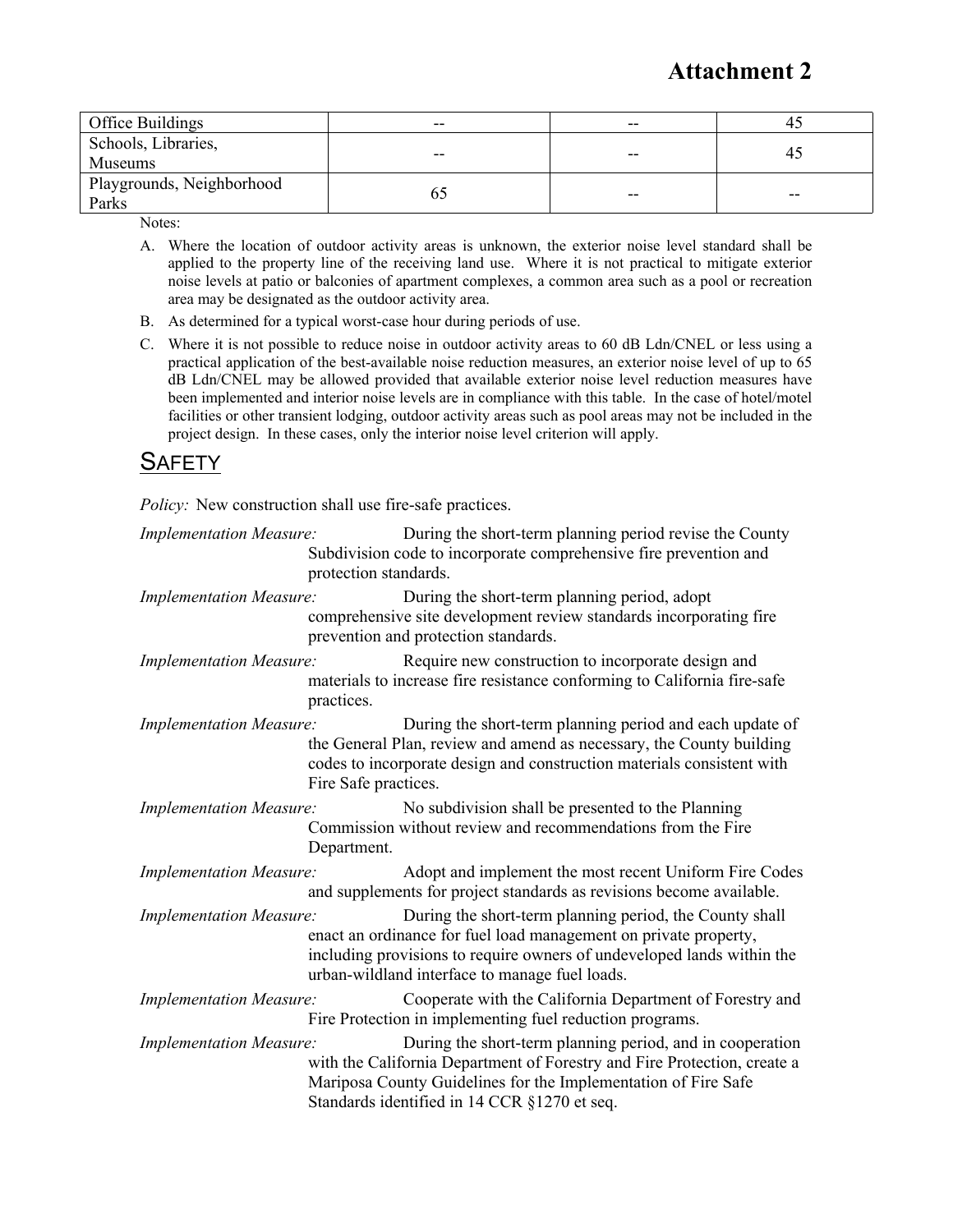# Attachment 2

| Office Buildings | -- | -- | 45 |
|---|---|---|---|
| Schools, Libraries, Museums | -- | -- | 45 |
| Playgrounds, Neighborhood Parks | 65 | -- | -- |

Notes:

A. Where the location of outdoor activity areas is unknown, the exterior noise level standard shall be applied to the property line of the receiving land use. Where it is not practical to mitigate exterior noise levels at patio or balconies of apartment complexes, a common area such as a pool or recreation area may be designated as the outdoor activity area.

B. As determined for a typical worst-case hour during periods of use.

C. Where it is not possible to reduce noise in outdoor activity areas to 60 dB Ldn/CNEL or less using a practical application of the best-available noise reduction measures, an exterior noise level of up to 65 dB Ldn/CNEL may be allowed provided that available exterior noise level reduction measures have been implemented and interior noise levels are in compliance with this table. In the case of hotel/motel facilities or other transient lodging, outdoor activity areas such as pool areas may not be included in the project design. In these cases, only the interior noise level criterion will apply.

## SAFETY

*Policy:* New construction shall use fire-safe practices.

*Implementation Measure:* During the short-term planning period revise the County Subdivision code to incorporate comprehensive fire prevention and protection standards.

*Implementation Measure:* During the short-term planning period, adopt comprehensive site development review standards incorporating fire prevention and protection standards.

*Implementation Measure:* Require new construction to incorporate design and materials to increase fire resistance conforming to California fire-safe practices.

*Implementation Measure:* During the short-term planning period and each update of the General Plan, review and amend as necessary, the County building codes to incorporate design and construction materials consistent with Fire Safe practices.

*Implementation Measure:* No subdivision shall be presented to the Planning Commission without review and recommendations from the Fire Department.

*Implementation Measure:* Adopt and implement the most recent Uniform Fire Codes and supplements for project standards as revisions become available.

*Implementation Measure:* During the short-term planning period, the County shall enact an ordinance for fuel load management on private property, including provisions to require owners of undeveloped lands within the urban-wildland interface to manage fuel loads.

*Implementation Measure:* Cooperate with the California Department of Forestry and Fire Protection in implementing fuel reduction programs.

*Implementation Measure:* During the short-term planning period, and in cooperation with the California Department of Forestry and Fire Protection, create a Mariposa County Guidelines for the Implementation of Fire Safe Standards identified in 14 CCR §1270 et seq.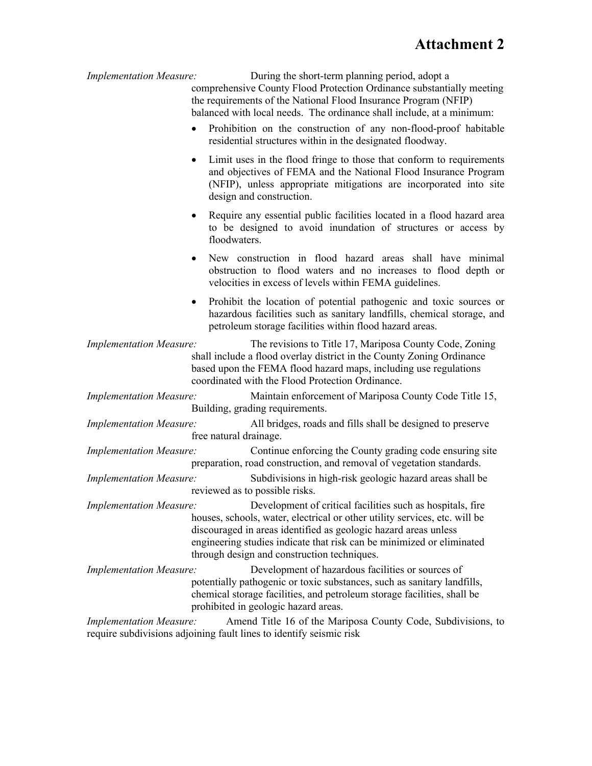# Attachment 2

*Implementation Measure:* During the short-term planning period, adopt a comprehensive County Flood Protection Ordinance substantially meeting the requirements of the National Flood Insurance Program (NFIP) balanced with local needs. The ordinance shall include, at a minimum:

- Prohibition on the construction of any non-flood-proof habitable residential structures within in the designated floodway.
- Limit uses in the flood fringe to those that conform to requirements and objectives of FEMA and the National Flood Insurance Program (NFIP), unless appropriate mitigations are incorporated into site design and construction.
- Require any essential public facilities located in a flood hazard area to be designed to avoid inundation of structures or access by floodwaters.
- New construction in flood hazard areas shall have minimal obstruction to flood waters and no increases to flood depth or velocities in excess of levels within FEMA guidelines.
- Prohibit the location of potential pathogenic and toxic sources or hazardous facilities such as sanitary landfills, chemical storage, and petroleum storage facilities within flood hazard areas.

*Implementation Measure:* The revisions to Title 17, Mariposa County Code, Zoning shall include a flood overlay district in the County Zoning Ordinance based upon the FEMA flood hazard maps, including use regulations coordinated with the Flood Protection Ordinance.

*Implementation Measure:* Maintain enforcement of Mariposa County Code Title 15, Building, grading requirements.

*Implementation Measure:* All bridges, roads and fills shall be designed to preserve free natural drainage.

*Implementation Measure:* Continue enforcing the County grading code ensuring site preparation, road construction, and removal of vegetation standards.

*Implementation Measure:* Subdivisions in high-risk geologic hazard areas shall be reviewed as to possible risks.

*Implementation Measure:* Development of critical facilities such as hospitals, fire houses, schools, water, electrical or other utility services, etc. will be discouraged in areas identified as geologic hazard areas unless engineering studies indicate that risk can be minimized or eliminated through design and construction techniques.

*Implementation Measure:* Development of hazardous facilities or sources of potentially pathogenic or toxic substances, such as sanitary landfills, chemical storage facilities, and petroleum storage facilities, shall be prohibited in geologic hazard areas.

*Implementation Measure:* Amend Title 16 of the Mariposa County Code, Subdivisions, to require subdivisions adjoining fault lines to identify seismic risk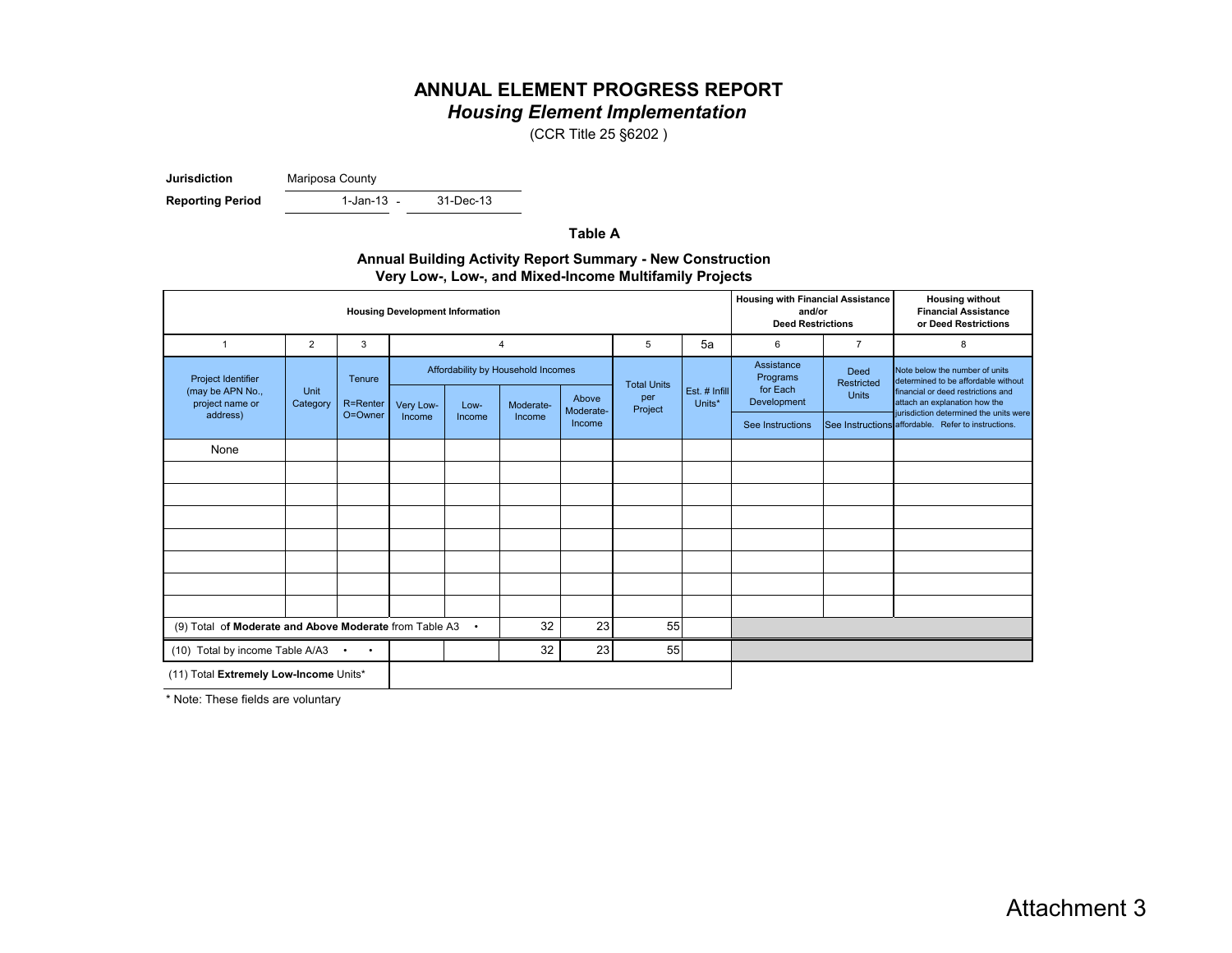# ANNUAL ELEMENT PROGRESS REPORT

## *Housing Element Implementation*

(CCR Title 25 §6202 )

**Jurisdiction** Mariposa County

**Reporting Period** 1-Jan-13 - 31-Dec-13

### Table A

**Annual Building Activity Report Summary - New Construction**
**Very Low-, Low-, and Mixed-Income Multifamily Projects**

| Housing Development Information | | | | | | | | | Housing with Financial Assistance and/or Deed Restrictions | | Housing without Financial Assistance or Deed Restrictions |
|---|---|---|---|---|---|---|---|---|---|---|---|
| 1 | 2 | 3 | 4 | | | | 5 | 5a | 6 | 7 | 8 |
| Project Identifier (may be APN No., project name or address) | Unit Category | Tenure R=Renter O=Owner | Affordability by Household Incomes | | | | Total Units per Project | Est. # Infill Units* | Assistance Programs for Each Development | Deed Restricted Units | Note below the number of units determined to be affordable without financial or deed restrictions and attach an explanation how the jurisdiction determined the units were affordable. Refer to instructions. |
| | | | Very Low-Income | Low-Income | Moderate-Income | Above Moderate-Income | | | See Instructions | See Instructions | |
| None | | | | | | | | | | | |
| | | | | | | | | | | | |
| | | | | | | | | | | | |
| | | | | | | | | | | | |
| | | | | | | | | | | | |
| | | | | | | | | | | | |
| | | | | | | | | | | | |
| | | | | | | | | | | | |
| (9) Total of **Moderate and Above Moderate** from Table A3 ▸ | | | | | 32 | 23 | 55 | | | | |
| (10) Total by income Table A/A3 ▸ ▸ | | | | | 32 | 23 | 55 | | | | |
| (11) Total **Extremely Low-Income** Units* | | | | | | | | | | | |

\* Note: These fields are voluntary

Attachment 3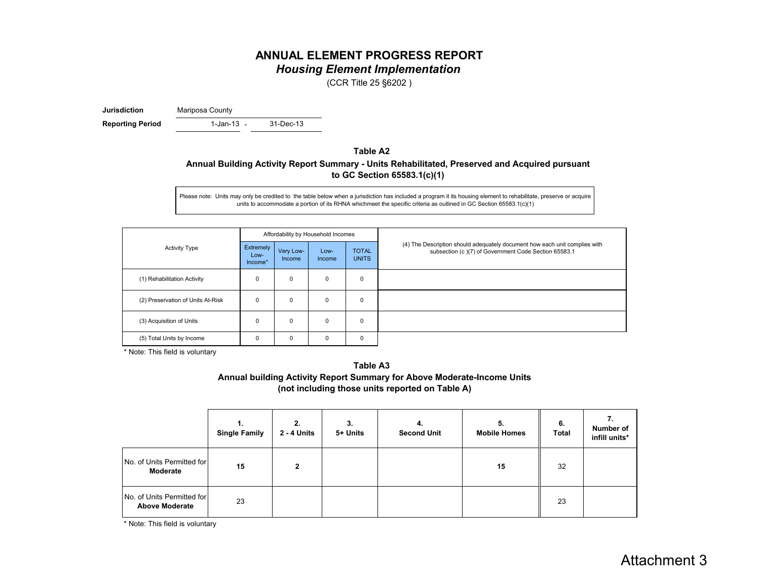# ANNUAL ELEMENT PROGRESS REPORT

## *Housing Element Implementation*

(CCR Title 25 §6202 )

**Jurisdiction** Mariposa County

**Reporting Period** 1-Jan-13 - 31-Dec-13

### Table A2

**Annual Building Activity Report Summary - Units Rehabilitated, Preserved and Acquired pursuant to GC Section 65583.1(c)(1)**

Please note: Units may only be credited to the table below when a jurisdiction has included a program it its housing element to rehabilitate, preserve or acquire units to accommodate a portion of its RHNA whichmeet the specific criteria as outlined in GC Section 65583.1(c)(1)

| Activity Type | Affordability by Household Incomes | | | | (4) The Description should adequately document how each unit complies with subsection (c )(7) of Government Code Section 65583.1 |
|---|---|---|---|---|---|
| | Extremely Low-Income* | Very Low-Income | Low-Income | TOTAL UNITS | |
| (1) Rehabilitation Activity | 0 | 0 | 0 | 0 | |
| (2) Preservation of Units At-Risk | 0 | 0 | 0 | 0 | |
| (3) Acquisition of Units | 0 | 0 | 0 | 0 | |
| (5) Total Units by Income | 0 | 0 | 0 | 0 | |

\* Note: This field is voluntary

### Table A3

**Annual building Activity Report Summary for Above Moderate-Income Units (not including those units reported on Table A)**

| | 1. Single Family | 2. 2 - 4 Units | 3. 5+ Units | 4. Second Unit | 5. Mobile Homes | 6. Total | 7. Number of infill units* |
|---|---|---|---|---|---|---|---|
| No. of Units Permitted for **Moderate** | **15** | **2** | | | **15** | 32 | |
| No. of Units Permitted for **Above Moderate** | 23 | | | | | 23 | |

\* Note: This field is voluntary

Attachment 3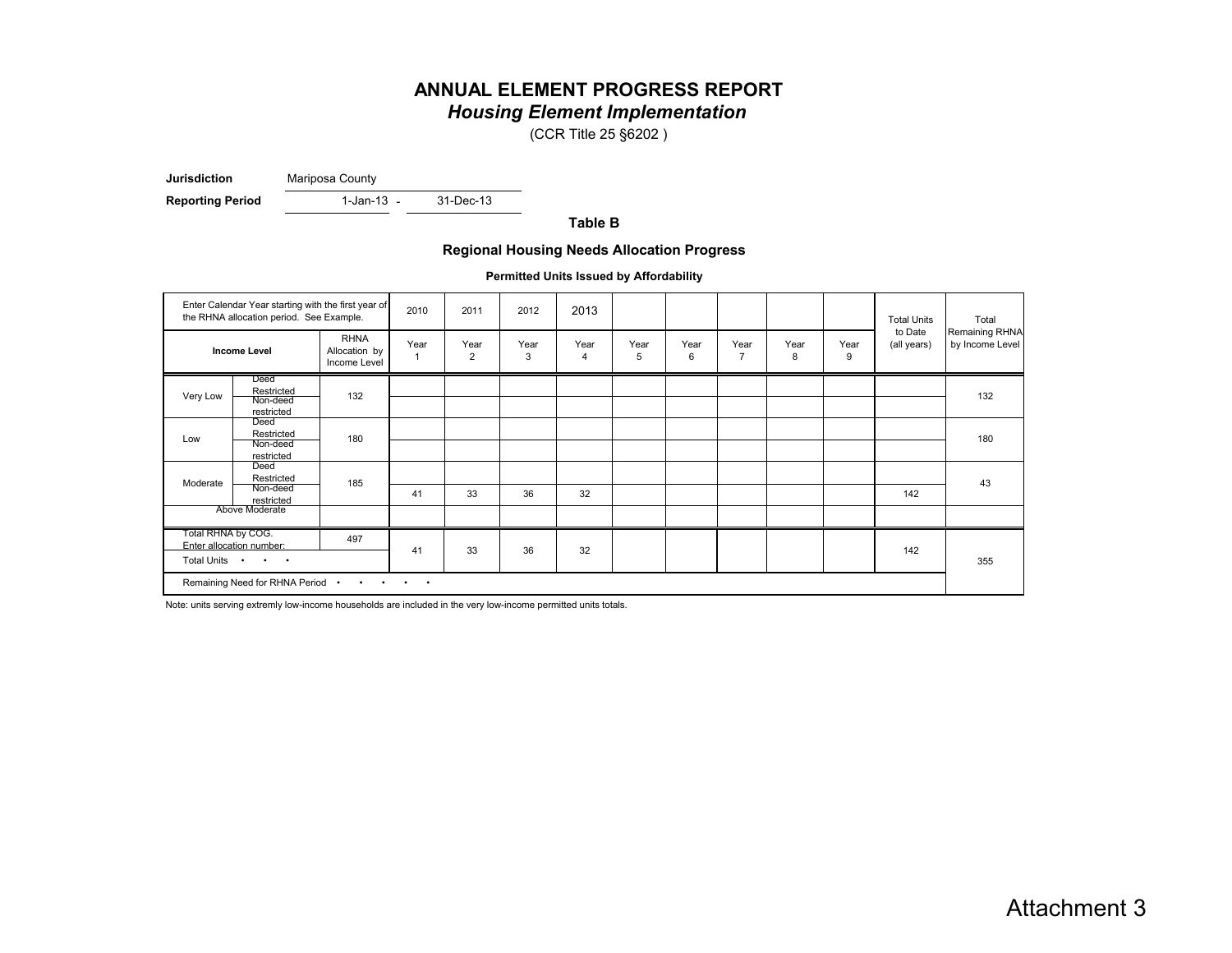# ANNUAL ELEMENT PROGRESS REPORT

## *Housing Element Implementation*

(CCR Title 25 §6202 )

**Jurisdiction** Mariposa County

**Reporting Period** 1-Jan-13 - 31-Dec-13

### Table B

### Regional Housing Needs Allocation Progress

**Permitted Units Issued by Affordability**

| Enter Calendar Year starting with the first year of the RHNA allocation period. See Example. | | | 2010 | 2011 | 2012 | 2013 | | | | | | Total Units to Date (all years) | Total Remaining RHNA by Income Level |
|---|---|---|---|---|---|---|---|---|---|---|---|---|---|
| **Income Level** | | RHNA Allocation by Income Level | Year 1 | Year 2 | Year 3 | Year 4 | Year 5 | Year 6 | Year 7 | Year 8 | Year 9 | | |
| Very Low | Deed Restricted | 132 | | | | | | | | | | | 132 |
| | Non-deed restricted | | | | | | | | | | | | |
| Low | Deed Restricted | 180 | | | | | | | | | | | 180 |
| | Non-deed restricted | | | | | | | | | | | | |
| Moderate | Deed Restricted | 185 | | | | | | | | | | | 43 |
| | Non-deed restricted | | 41 | 33 | 36 | 32 | | | | | | 142 | |
| Above Moderate | | | | | | | | | | | | | |
| Total RHNA by COG. Enter allocation number: | | 497 | 41 | 33 | 36 | 32 | | | | | | 142 | 355 |
| Total Units • • • | | | | | | | | | | | | | |
| Remaining Need for RHNA Period • • • • • | | | | | | | | | | | | | |

Note: units serving extremly low-income households are included in the very low-income permitted units totals.

Attachment 3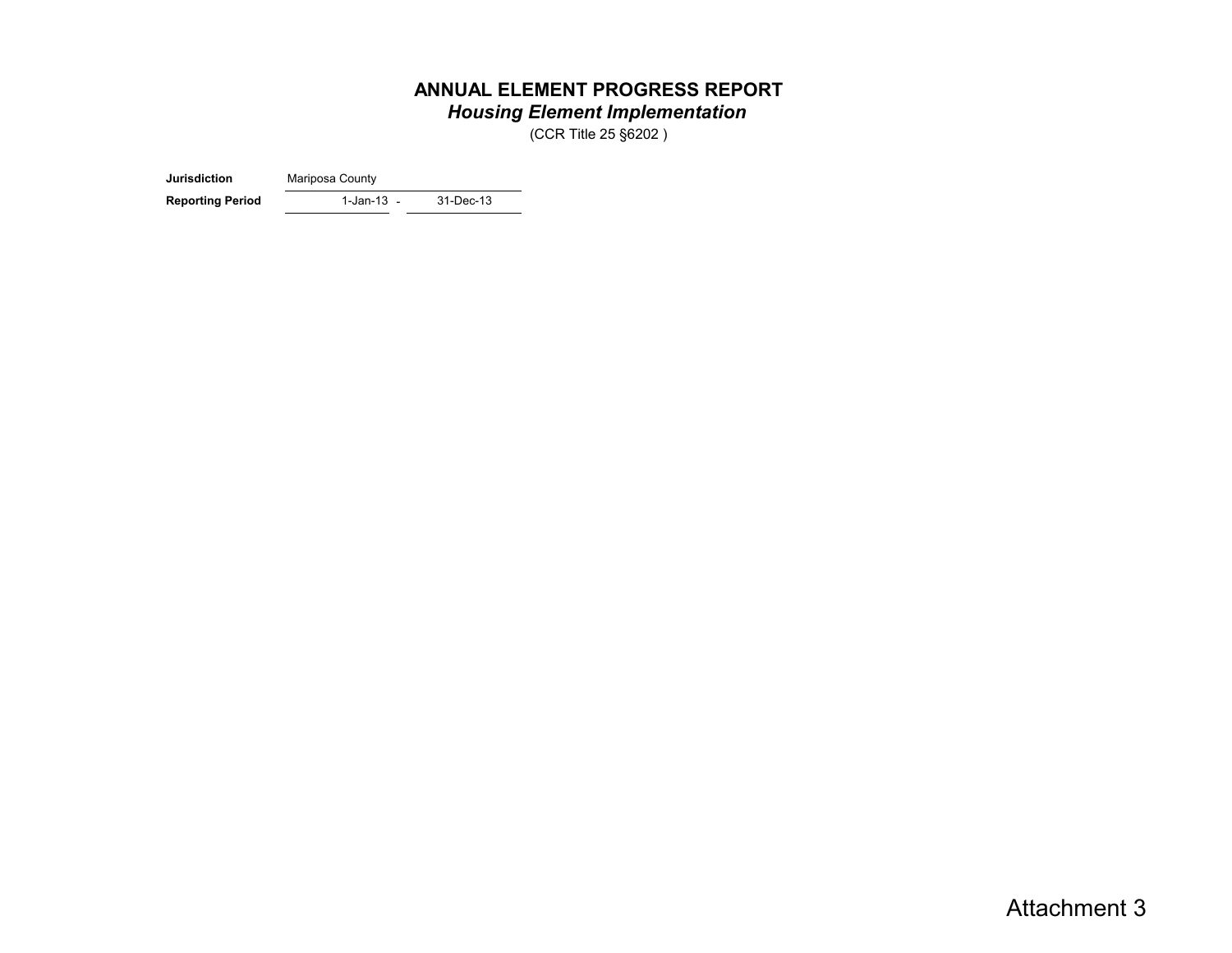# ANNUAL ELEMENT PROGRESS REPORT

## *Housing Element Implementation*

(CCR Title 25 §6202 )

| **Jurisdiction** | Mariposa County | | |
|---|---|---|---|
| **Reporting Period** | 1-Jan-13 | - | 31-Dec-13 |

Attachment 3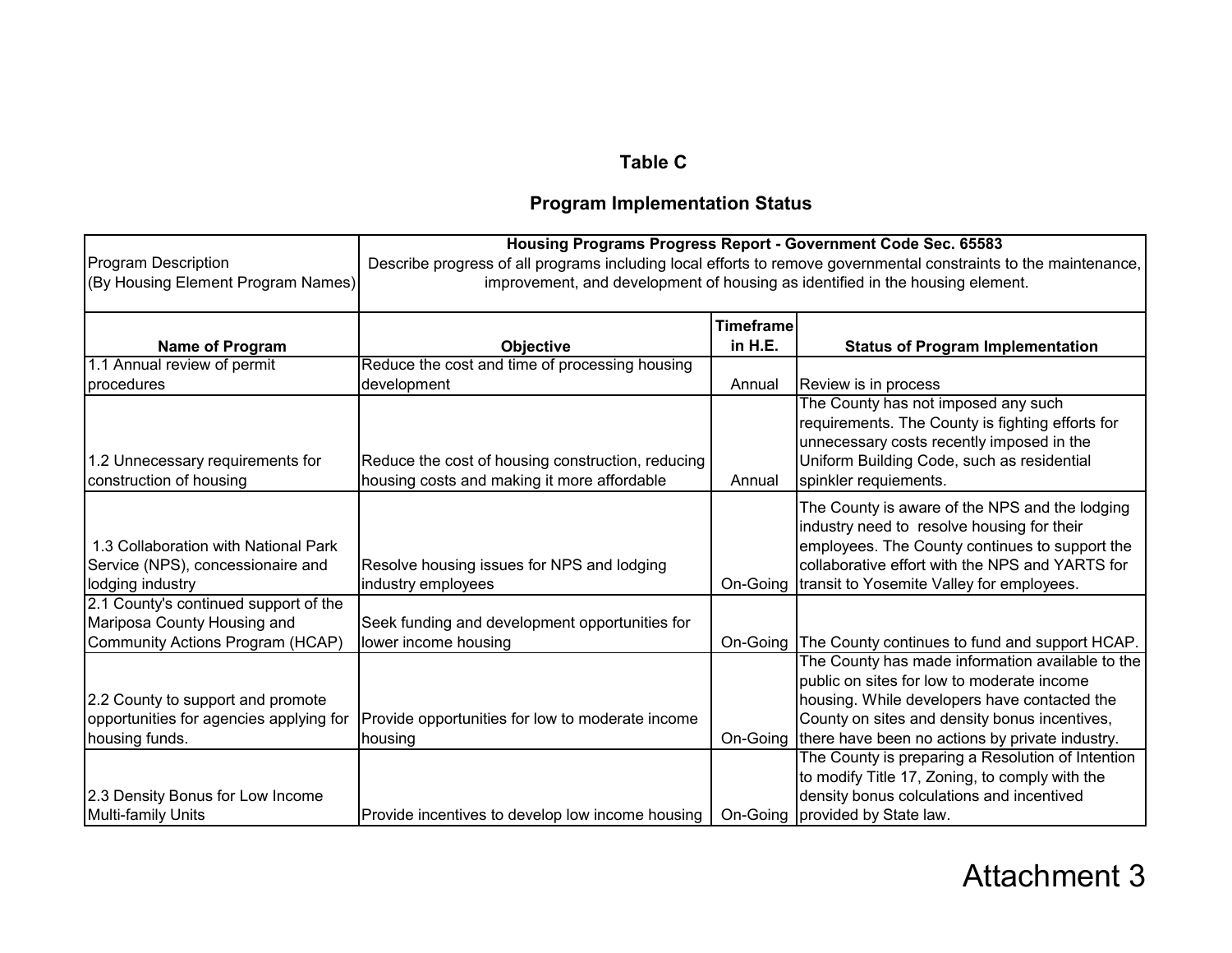## Table C

## Program Implementation Status

| Program Description (By Housing Element Program Names) | Housing Programs Progress Report - Government Code Sec. 65583 Describe progress of all programs including local efforts to remove governmental constraints to the maintenance, improvement, and development of housing as identified in the housing element. | | |
|---|---|---|---|
| **Name of Program** | **Objective** | **Timeframe in H.E.** | **Status of Program Implementation** |
| 1.1 Annual review of permit procedures | Reduce the cost and time of processing housing development | Annual | Review is in process |
| 1.2 Unnecessary requirements for construction of housing | Reduce the cost of housing construction, reducing housing costs and making it more affordable | Annual | The County has not imposed any such requirements. The County is fighting efforts for unnecessary costs recently imposed in the Uniform Building Code, such as residential spinkler requiements. |
| 1.3 Collaboration with National Park Service (NPS), concessionaire and lodging industry | Resolve housing issues for NPS and lodging industry employees | On-Going | The County is aware of the NPS and the lodging industry need to resolve housing for their employees. The County continues to support the collaborative effort with the NPS and YARTS for transit to Yosemite Valley for employees. |
| 2.1 County's continued support of the Mariposa County Housing and Community Actions Program (HCAP) | Seek funding and development opportunities for lower income housing | On-Going | The County continues to fund and support HCAP. |
| 2.2 County to support and promote opportunities for agencies applying for housing funds. | Provide opportunities for low to moderate income housing | On-Going | The County has made information available to the public on sites for low to moderate income housing. While developers have contacted the County on sites and density bonus incentives, there have been no actions by private industry. |
| 2.3 Density Bonus for Low Income Multi-family Units | Provide incentives to develop low income housing | On-Going | The County is preparing a Resolution of Intention to modify Title 17, Zoning, to comply with the density bonus colculations and incentived provided by State law. |

Attachment 3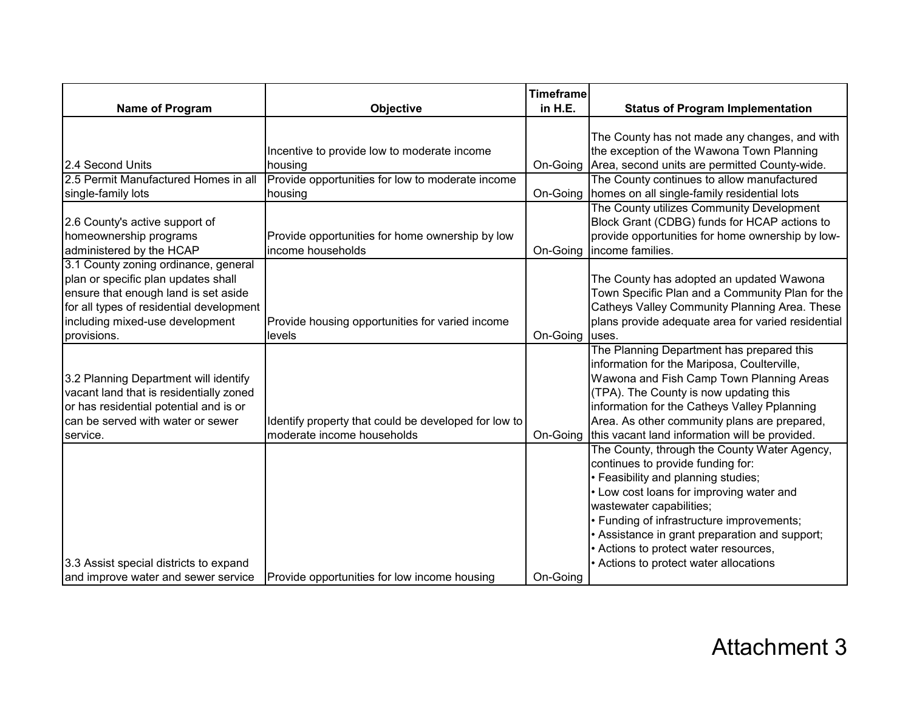| Name of Program | Objective | Timeframe in H.E. | Status of Program Implementation |
|---|---|---|---|
| 2.4 Second Units | Incentive to provide low to moderate income housing | On-Going | The County has not made any changes, and with the exception of the Wawona Town Planning Area, second units are permitted County-wide. |
| 2.5 Permit Manufactured Homes in all single-family lots | Provide opportunities for low to moderate income housing | On-Going | The County continues to allow manufactured homes on all single-family residential lots |
| 2.6 County's active support of homeownership programs administered by the HCAP | Provide opportunities for home ownership by low income households | On-Going | The County utilizes Community Development Block Grant (CDBG) funds for HCAP actions to provide opportunities for home ownership by low-income families. |
| 3.1 County zoning ordinance, general plan or specific plan updates shall ensure that enough land is set aside for all types of residential development including mixed-use development provisions. | Provide housing opportunities for varied income levels | On-Going | The County has adopted an updated Wawona Town Specific Plan and a Community Plan for the Catheys Valley Community Planning Area. These plans provide adequate area for varied residential uses. |
| 3.2 Planning Department will identify vacant land that is residentially zoned or has residential potential and is or can be served with water or sewer service. | Identify property that could be developed for low to moderate income households | On-Going | The Planning Department has prepared this information for the Mariposa, Coulterville, Wawona and Fish Camp Town Planning Areas (TPA). The County is now updating this information for the Catheys Valley Pplanning Area. As other community plans are prepared, this vacant land information will be provided. |
| 3.3 Assist special districts to expand and improve water and sewer service | Provide opportunities for low income housing | On-Going | The County, through the County Water Agency, continues to provide funding for:<br>• Feasibility and planning studies;<br>• Low cost loans for improving water and wastewater capabilities;<br>• Funding of infrastructure improvements;<br>• Assistance in grant preparation and support;<br>• Actions to protect water resources,<br>• Actions to protect water allocations |

Attachment 3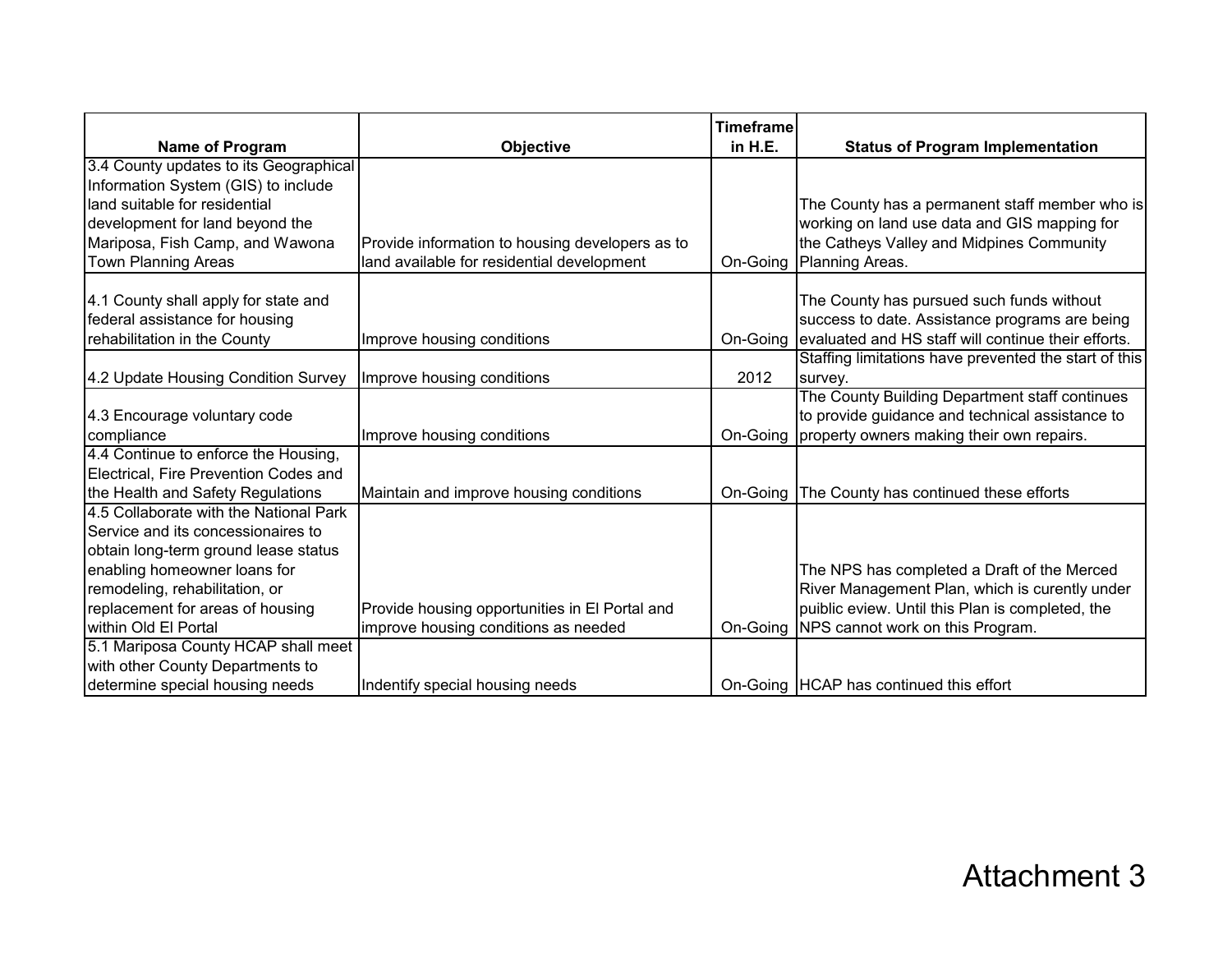| Name of Program | Objective | Timeframe in H.E. | Status of Program Implementation |
|---|---|---|---|
| 3.4 County updates to its Geographical Information System (GIS) to include land suitable for residential development for land beyond the Mariposa, Fish Camp, and Wawona Town Planning Areas | Provide information to housing developers as to land available for residential development | On-Going | The County has a permanent staff member who is working on land use data and GIS mapping for the Catheys Valley and Midpines Community Planning Areas. |
| 4.1 County shall apply for state and federal assistance for housing rehabilitation in the County | Improve housing conditions | On-Going | The County has pursued such funds without success to date. Assistance programs are being evaluated and HS staff will continue their efforts. |
| 4.2 Update Housing Condition Survey | Improve housing conditions | 2012 | Staffing limitations have prevented the start of this survey. |
| 4.3 Encourage voluntary code compliance | Improve housing conditions | On-Going | The County Building Department staff continues to provide guidance and technical assistance to property owners making their own repairs. |
| 4.4 Continue to enforce the Housing, Electrical, Fire Prevention Codes and the Health and Safety Regulations | Maintain and improve housing conditions | On-Going | The County has continued these efforts |
| 4.5 Collaborate with the National Park Service and its concessionaires to obtain long-term ground lease status enabling homeowner loans for remodeling, rehabilitation, or replacement for areas of housing within Old El Portal | Provide housing opportunities in El Portal and improve housing conditions as needed | On-Going | The NPS has completed a Draft of the Merced River Management Plan, which is curently under puiblic eview. Until this Plan is completed, the NPS cannot work on this Program. |
| 5.1 Mariposa County HCAP shall meet with other County Departments to determine special housing needs | Indentify special housing needs | On-Going | HCAP has continued this effort |

Attachment 3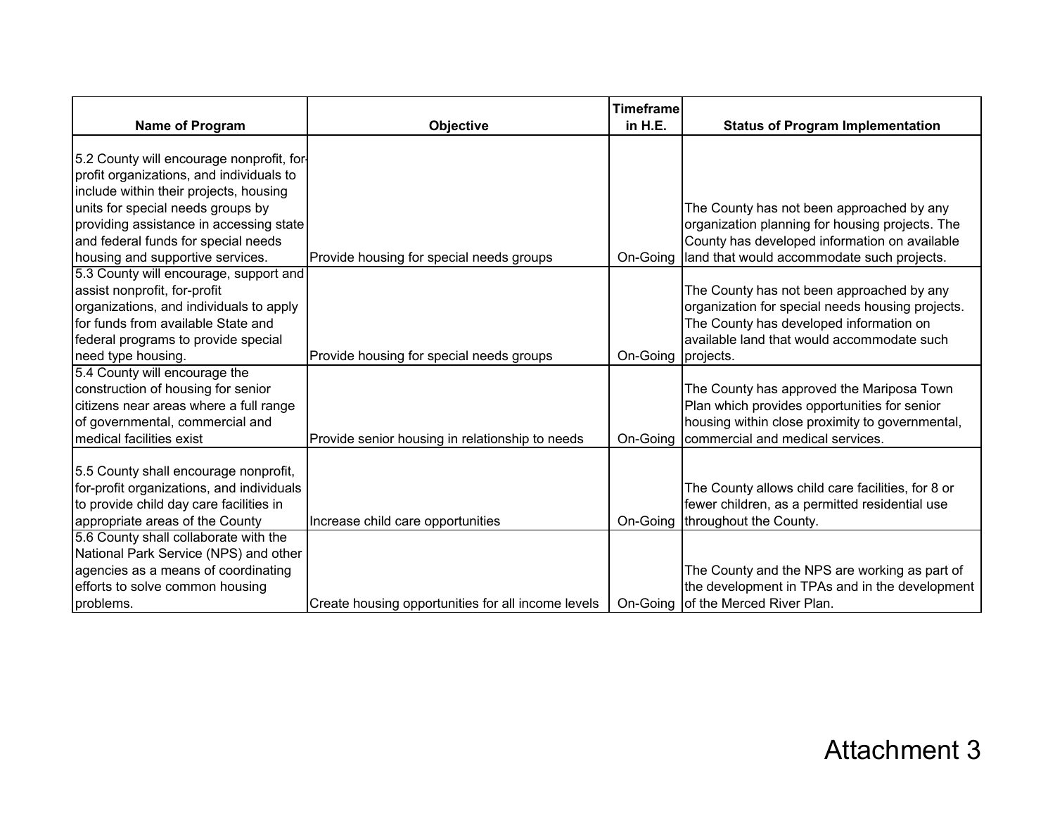| Name of Program | Objective | Timeframe in H.E. | Status of Program Implementation |
|---|---|---|---|
| 5.2 County will encourage nonprofit, for-profit organizations, and individuals to include within their projects, housing units for special needs groups by providing assistance in accessing state and federal funds for special needs housing and supportive services. | Provide housing for special needs groups | On-Going | The County has not been approached by any organization planning for housing projects. The County has developed information on available land that would accommodate such projects. |
| 5.3 County will encourage, support and assist nonprofit, for-profit organizations, and individuals to apply for funds from available State and federal programs to provide special need type housing. | Provide housing for special needs groups | On-Going | The County has not been approached by any organization for special needs housing projects. The County has developed information on available land that would accommodate such projects. |
| 5.4 County will encourage the construction of housing for senior citizens near areas where a full range of governmental, commercial and medical facilities exist | Provide senior housing in relationship to needs | On-Going | The County has approved the Mariposa Town Plan which provides opportunities for senior housing within close proximity to governmental, commercial and medical services. |
| 5.5 County shall encourage nonprofit, for-profit organizations, and individuals to provide child day care facilities in appropriate areas of the County | Increase child care opportunities | On-Going | The County allows child care facilities, for 8 or fewer children, as a permitted residential use throughout the County. |
| 5.6 County shall collaborate with the National Park Service (NPS) and other agencies as a means of coordinating efforts to solve common housing problems. | Create housing opportunities for all income levels | On-Going | The County and the NPS are working as part of the development in TPAs and in the development of the Merced River Plan. |

Attachment 3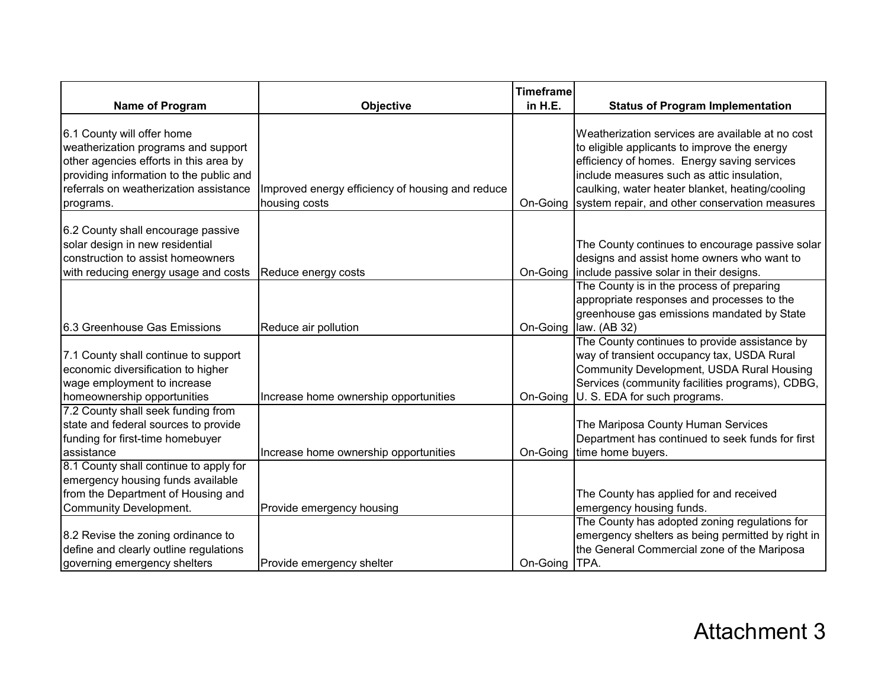| Name of Program | Objective | Timeframe in H.E. | Status of Program Implementation |
|---|---|---|---|
| 6.1 County will offer home weatherization programs and support other agencies efforts in this area by providing information to the public and referrals on weatherization assistance programs. | Improved energy efficiency of housing and reduce housing costs | On-Going | Weatherization services are available at no cost to eligible applicants to improve the energy efficiency of homes. Energy saving services include measures such as attic insulation, caulking, water heater blanket, heating/cooling system repair, and other conservation measures |
| 6.2 County shall encourage passive solar design in new residential construction to assist homeowners with reducing energy usage and costs | Reduce energy costs | On-Going | The County continues to encourage passive solar designs and assist home owners who want to include passive solar in their designs. |
| 6.3 Greenhouse Gas Emissions | Reduce air pollution | On-Going | The County is in the process of preparing appropriate responses and processes to the greenhouse gas emissions mandated by State law. (AB 32) |
| 7.1 County shall continue to support economic diversification to higher wage employment to increase homeownership opportunities | Increase home ownership opportunities | On-Going | The County continues to provide assistance by way of transient occupancy tax, USDA Rural Community Development, USDA Rural Housing Services (community facilities programs), CDBG, U. S. EDA for such programs. |
| 7.2 County shall seek funding from state and federal sources to provide funding for first-time homebuyer assistance | Increase home ownership opportunities | On-Going | The Mariposa County Human Services Department has continued to seek funds for first time home buyers. |
| 8.1 County shall continue to apply for emergency housing funds available from the Department of Housing and Community Development. | Provide emergency housing | | The County has applied for and received emergency housing funds. |
| 8.2 Revise the zoning ordinance to define and clearly outline regulations governing emergency shelters | Provide emergency shelter | On-Going | The County has adopted zoning regulations for emergency shelters as being permitted by right in the General Commercial zone of the Mariposa TPA. |

Attachment 3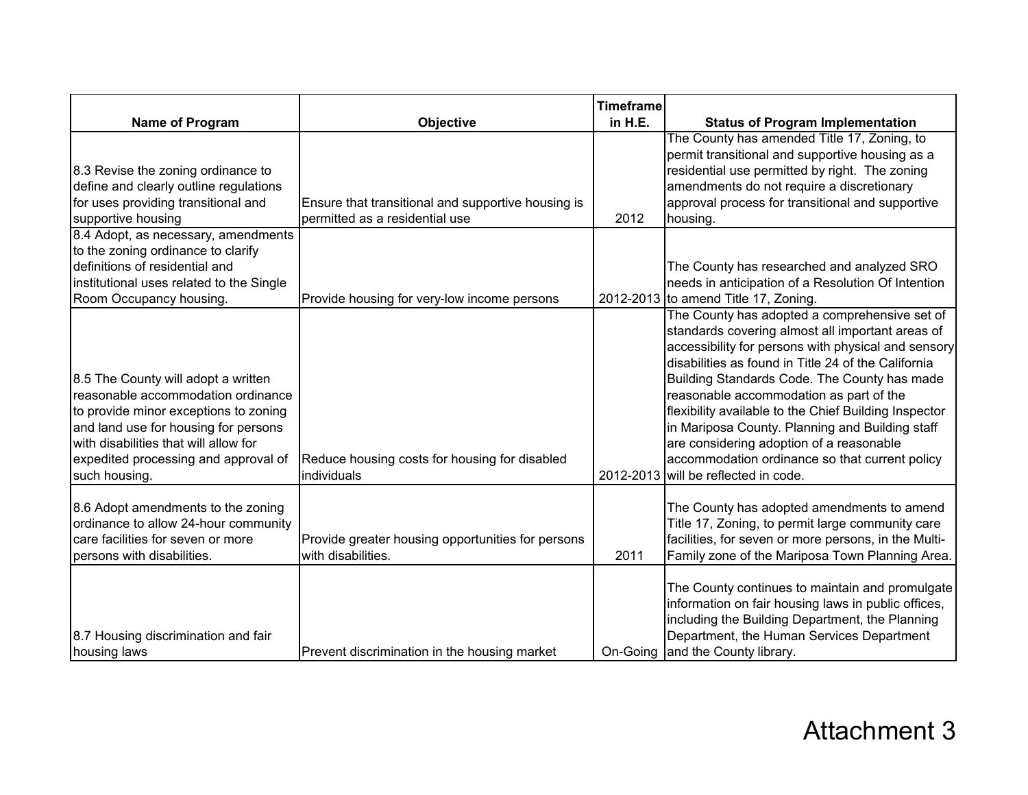| Name of Program | Objective | Timeframe in H.E. | Status of Program Implementation |
|---|---|---|---|
| 8.3 Revise the zoning ordinance to define and clearly outline regulations for uses providing transitional and supportive housing | Ensure that transitional and supportive housing is permitted as a residential use | 2012 | The County has amended Title 17, Zoning, to permit transitional and supportive housing as a residential use permitted by right. The zoning amendments do not require a discretionary approval process for transitional and supportive housing. |
| 8.4 Adopt, as necessary, amendments to the zoning ordinance to clarify definitions of residential and institutional uses related to the Single Room Occupancy housing. | Provide housing for very-low income persons | 2012-2013 | The County has researched and analyzed SRO needs in anticipation of a Resolution Of Intention to amend Title 17, Zoning. |
| 8.5 The County will adopt a written reasonable accommodation ordinance to provide minor exceptions to zoning and land use for housing for persons with disabilities that will allow for expedited processing and approval of such housing. | Reduce housing costs for housing for disabled individuals | 2012-2013 | The County has adopted a comprehensive set of standards covering almost all important areas of accessibility for persons with physical and sensory disabilities as found in Title 24 of the California Building Standards Code. The County has made reasonable accommodation as part of the flexibility available to the Chief Building Inspector in Mariposa County. Planning and Building staff are considering adoption of a reasonable accommodation ordinance so that current policy will be reflected in code. |
| 8.6 Adopt amendments to the zoning ordinance to allow 24-hour community care facilities for seven or more persons with disabilities. | Provide greater housing opportunities for persons with disabilities. | 2011 | The County has adopted amendments to amend Title 17, Zoning, to permit large community care facilities, for seven or more persons, in the Multi-Family zone of the Mariposa Town Planning Area. |
| 8.7 Housing discrimination and fair housing laws | Prevent discrimination in the housing market | On-Going | The County continues to maintain and promulgate information on fair housing laws in public offices, including the Building Department, the Planning Department, the Human Services Department and the County library. |

Attachment 3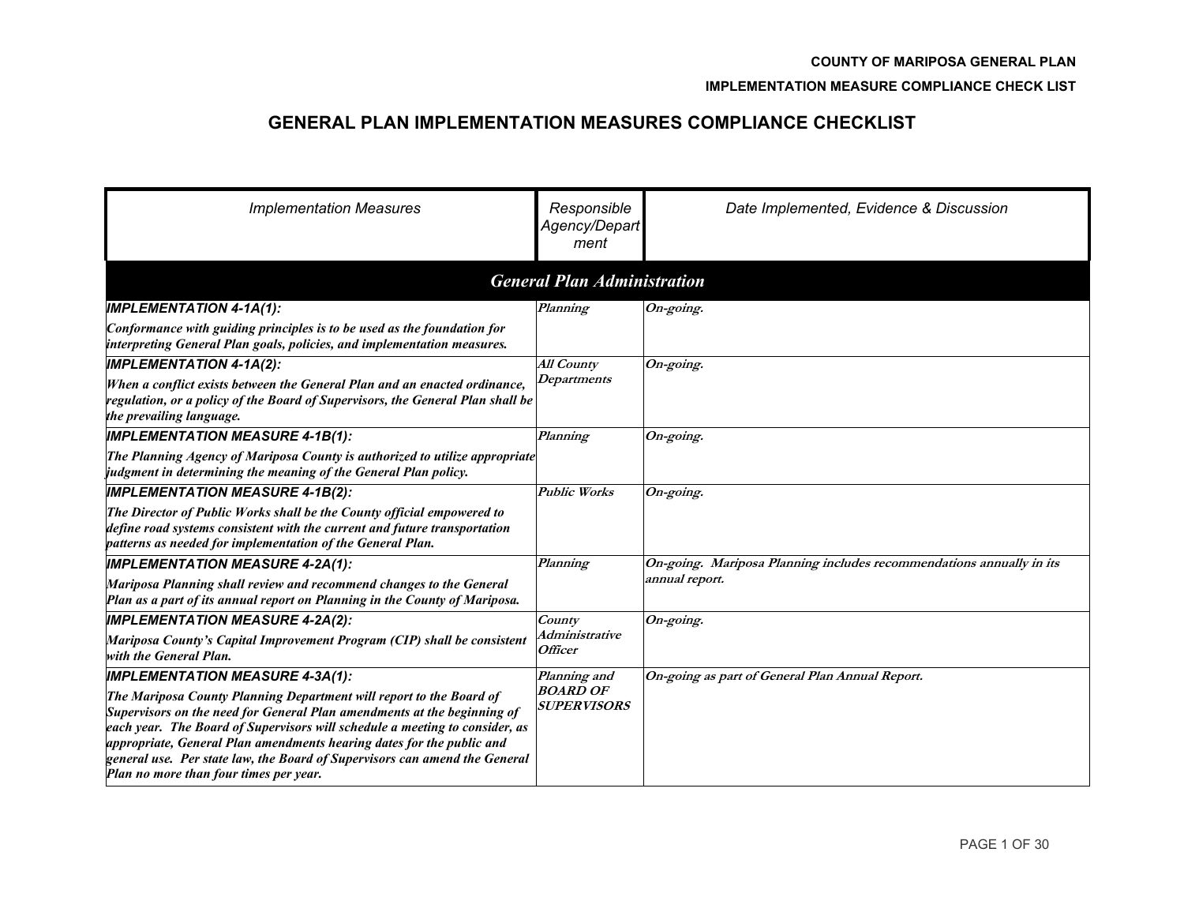# GENERAL PLAN IMPLEMENTATION MEASURES COMPLIANCE CHECKLIST

| *Implementation Measures* | *Responsible Agency/Department* | *Date Implemented, Evidence & Discussion* |
|---|---|---|
| ***General Plan Administration*** | | |
| ***IMPLEMENTATION 4-1A(1):*** ***Conformance with guiding principles is to be used as the foundation for interpreting General Plan goals, policies, and implementation measures.*** | ***Planning*** | ***On-going.*** |
| ***IMPLEMENTATION 4-1A(2):*** ***When a conflict exists between the General Plan and an enacted ordinance, regulation, or a policy of the Board of Supervisors, the General Plan shall be the prevailing language.*** | ***All County Departments*** | ***On-going.*** |
| ***IMPLEMENTATION MEASURE 4-1B(1):*** ***The Planning Agency of Mariposa County is authorized to utilize appropriate judgment in determining the meaning of the General Plan policy.*** | ***Planning*** | ***On-going.*** |
| ***IMPLEMENTATION MEASURE 4-1B(2):*** ***The Director of Public Works shall be the County official empowered to define road systems consistent with the current and future transportation patterns as needed for implementation of the General Plan.*** | ***Public Works*** | ***On-going.*** |
| ***IMPLEMENTATION MEASURE 4-2A(1):*** ***Mariposa Planning shall review and recommend changes to the General Plan as a part of its annual report on Planning in the County of Mariposa.*** | ***Planning*** | ***On-going. Mariposa Planning includes recommendations annually in its annual report.*** |
| ***IMPLEMENTATION MEASURE 4-2A(2):*** ***Mariposa County's Capital Improvement Program (CIP) shall be consistent with the General Plan.*** | ***County Administrative Officer*** | ***On-going.*** |
| ***IMPLEMENTATION MEASURE 4-3A(1):*** ***The Mariposa County Planning Department will report to the Board of Supervisors on the need for General Plan amendments at the beginning of each year. The Board of Supervisors will schedule a meeting to consider, as appropriate, General Plan amendments hearing dates for the public and general use. Per state law, the Board of Supervisors can amend the General Plan no more than four times per year.*** | ***Planning and BOARD OF SUPERVISORS*** | ***On-going as part of General Plan Annual Report.*** |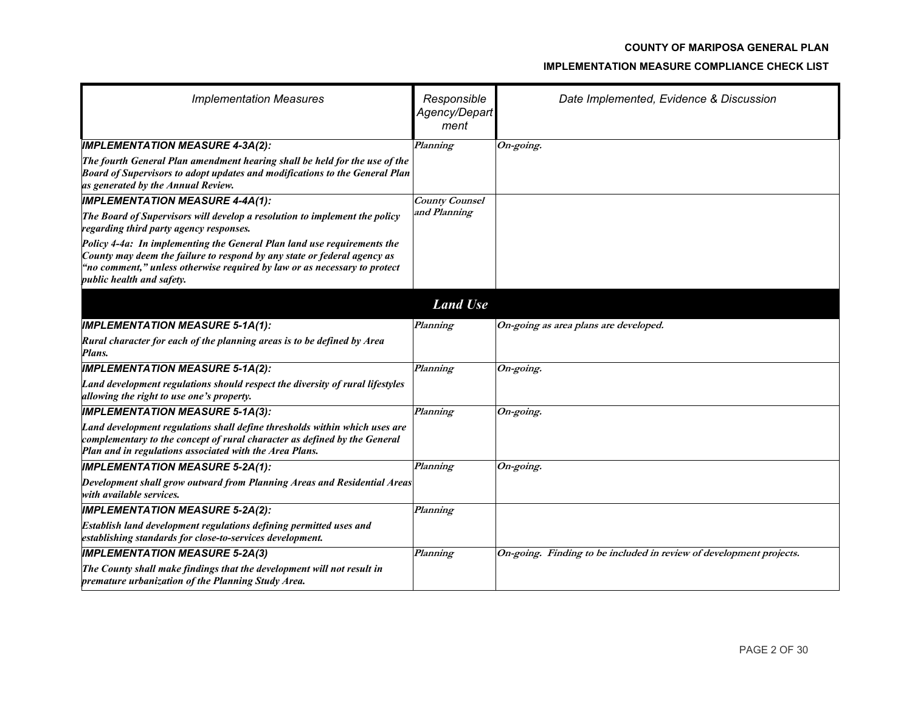| *Implementation Measures* | *Responsible Agency/Department* | *Date Implemented, Evidence & Discussion* |
|---|---|---|
| ***IMPLEMENTATION MEASURE 4-3A(2):*** ***The fourth General Plan amendment hearing shall be held for the use of the Board of Supervisors to adopt updates and modifications to the General Plan as generated by the Annual Review.*** | *Planning* | *On-going.* |
| ***IMPLEMENTATION MEASURE 4-4A(1):*** ***The Board of Supervisors will develop a resolution to implement the policy regarding third party agency responses.*** ***Policy 4-4a: In implementing the General Plan land use requirements the County may deem the failure to respond by any state or federal agency as "no comment," unless otherwise required by law or as necessary to protect public health and safety.*** | *County Counsel and Planning* | |
| ***Land Use*** | | |
| ***IMPLEMENTATION MEASURE 5-1A(1):*** ***Rural character for each of the planning areas is to be defined by Area Plans.*** | *Planning* | *On-going as area plans are developed.* |
| ***IMPLEMENTATION MEASURE 5-1A(2):*** ***Land development regulations should respect the diversity of rural lifestyles allowing the right to use one's property.*** | *Planning* | *On-going.* |
| ***IMPLEMENTATION MEASURE 5-1A(3):*** ***Land development regulations shall define thresholds within which uses are complementary to the concept of rural character as defined by the General Plan and in regulations associated with the Area Plans.*** | *Planning* | *On-going.* |
| ***IMPLEMENTATION MEASURE 5-2A(1):*** ***Development shall grow outward from Planning Areas and Residential Areas with available services.*** | *Planning* | *On-going.* |
| ***IMPLEMENTATION MEASURE 5-2A(2):*** ***Establish land development regulations defining permitted uses and establishing standards for close-to-services development.*** | *Planning* | |
| ***IMPLEMENTATION MEASURE 5-2A(3)*** ***The County shall make findings that the development will not result in premature urbanization of the Planning Study Area.*** | *Planning* | *On-going. Finding to be included in review of development projects.* |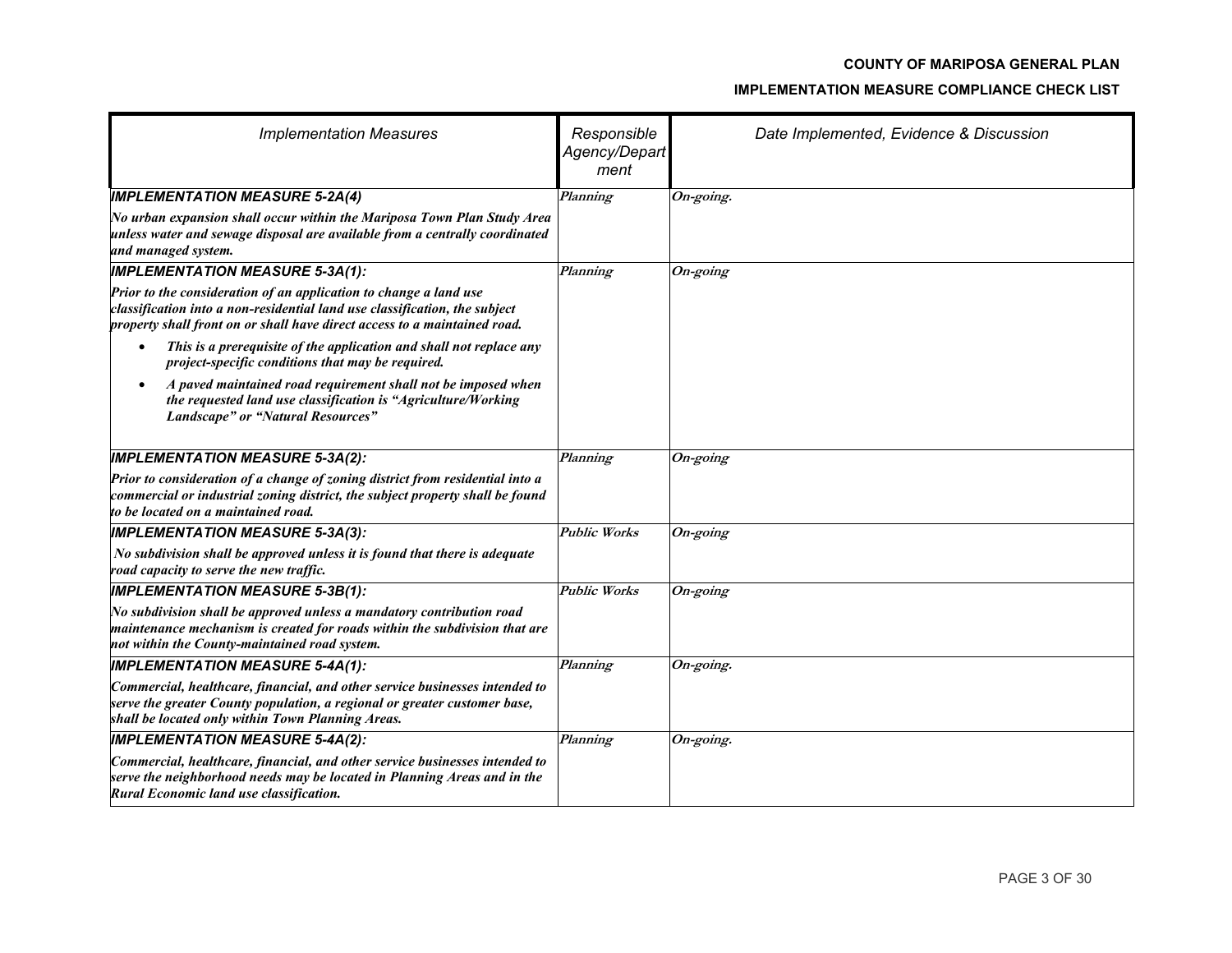| *Implementation Measures* | *Responsible Agency/Department* | *Date Implemented, Evidence & Discussion* |
|---|---|---|
| ***IMPLEMENTATION MEASURE 5-2A(4)***<br><br>***No urban expansion shall occur within the Mariposa Town Plan Study Area unless water and sewage disposal are available from a centrally coordinated and managed system.*** | *Planning* | *On-going.* |
| ***IMPLEMENTATION MEASURE 5-3A(1):***<br><br>***Prior to the consideration of an application to change a land use classification into a non-residential land use classification, the subject property shall front on or shall have direct access to a maintained road.***<br><br>• ***This is a prerequisite of the application and shall not replace any project-specific conditions that may be required.***<br><br>• ***A paved maintained road requirement shall not be imposed when the requested land use classification is "Agriculture/Working Landscape" or "Natural Resources"*** | *Planning* | *On-going* |
| ***IMPLEMENTATION MEASURE 5-3A(2):***<br><br>***Prior to consideration of a change of zoning district from residential into a commercial or industrial zoning district, the subject property shall be found to be located on a maintained road.*** | *Planning* | *On-going* |
| ***IMPLEMENTATION MEASURE 5-3A(3):***<br><br>***No subdivision shall be approved unless it is found that there is adequate road capacity to serve the new traffic.*** | *Public Works* | *On-going* |
| ***IMPLEMENTATION MEASURE 5-3B(1):***<br><br>***No subdivision shall be approved unless a mandatory contribution road maintenance mechanism is created for roads within the subdivision that are not within the County-maintained road system.*** | *Public Works* | *On-going* |
| ***IMPLEMENTATION MEASURE 5-4A(1):***<br><br>***Commercial, healthcare, financial, and other service businesses intended to serve the greater County population, a regional or greater customer base, shall be located only within Town Planning Areas.*** | *Planning* | *On-going.* |
| ***IMPLEMENTATION MEASURE 5-4A(2):***<br><br>***Commercial, healthcare, financial, and other service businesses intended to serve the neighborhood needs may be located in Planning Areas and in the Rural Economic land use classification.*** | *Planning* | *On-going.* |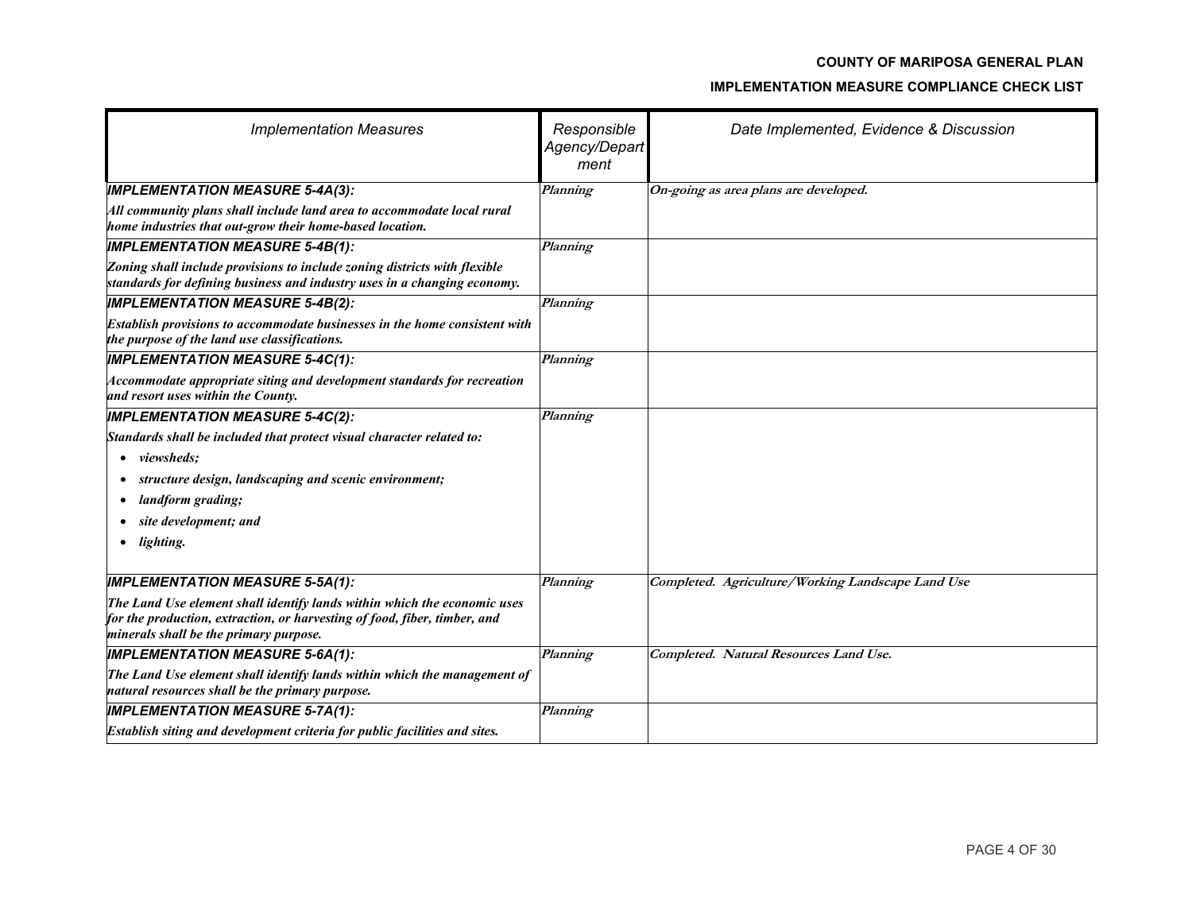| *Implementation Measures* | *Responsible Agency/Department* | *Date Implemented, Evidence & Discussion* |
|---|---|---|
| ***IMPLEMENTATION MEASURE 5-4A(3):*** ***All community plans shall include land area to accommodate local rural home industries that out-grow their home-based location.*** | *Planning* | *On-going as area plans are developed.* |
| ***IMPLEMENTATION MEASURE 5-4B(1):*** ***Zoning shall include provisions to include zoning districts with flexible standards for defining business and industry uses in a changing economy.*** | *Planning* | |
| ***IMPLEMENTATION MEASURE 5-4B(2):*** ***Establish provisions to accommodate businesses in the home consistent with the purpose of the land use classifications.*** | *Planning* | |
| ***IMPLEMENTATION MEASURE 5-4C(1):*** ***Accommodate appropriate siting and development standards for recreation and resort uses within the County.*** | *Planning* | |
| ***IMPLEMENTATION MEASURE 5-4C(2):*** ***Standards shall be included that protect visual character related to:*** • ***viewsheds;*** • ***structure design, landscaping and scenic environment;*** • ***landform grading;*** • ***site development; and*** • ***lighting.*** | *Planning* | |
| ***IMPLEMENTATION MEASURE 5-5A(1):*** ***The Land Use element shall identify lands within which the economic uses for the production, extraction, or harvesting of food, fiber, timber, and minerals shall be the primary purpose.*** | *Planning* | *Completed. Agriculture/Working Landscape Land Use* |
| ***IMPLEMENTATION MEASURE 5-6A(1):*** ***The Land Use element shall identify lands within which the management of natural resources shall be the primary purpose.*** | *Planning* | *Completed. Natural Resources Land Use.* |
| ***IMPLEMENTATION MEASURE 5-7A(1):*** ***Establish siting and development criteria for public facilities and sites.*** | *Planning* | |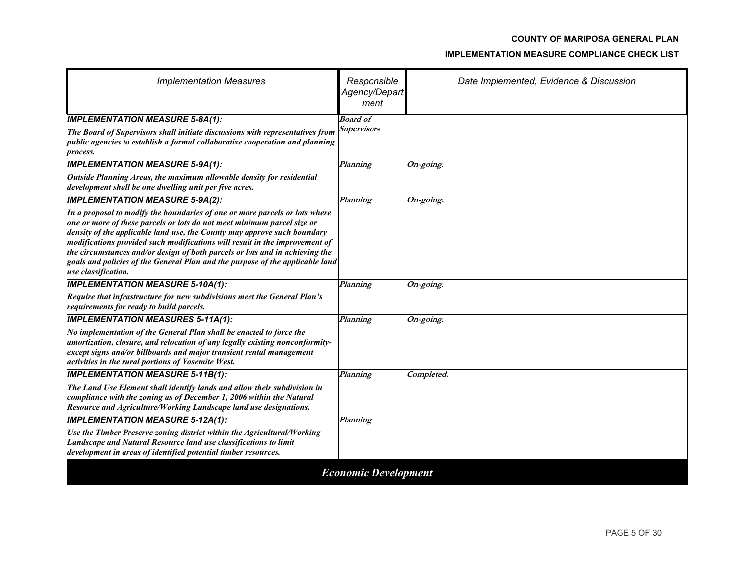| *Implementation Measures* | *Responsible Agency/Department* | *Date Implemented, Evidence & Discussion* |
|---|---|---|
| ***IMPLEMENTATION MEASURE 5-8A(1):*** ***The Board of Supervisors shall initiate discussions with representatives from public agencies to establish a formal collaborative cooperation and planning process.*** | ***Board of Supervisors*** | |
| ***IMPLEMENTATION MEASURE 5-9A(1):*** ***Outside Planning Areas, the maximum allowable density for residential development shall be one dwelling unit per five acres.*** | ***Planning*** | ***On-going.*** |
| ***IMPLEMENTATION MEASURE 5-9A(2):*** ***In a proposal to modify the boundaries of one or more parcels or lots where one or more of these parcels or lots do not meet minimum parcel size or density of the applicable land use, the County may approve such boundary modifications provided such modifications will result in the improvement of the circumstances and/or design of both parcels or lots and in achieving the goals and policies of the General Plan and the purpose of the applicable land use classification.*** | ***Planning*** | ***On-going.*** |
| ***IMPLEMENTATION MEASURE 5-10A(1):*** ***Require that infrastructure for new subdivisions meet the General Plan's requirements for ready to build parcels.*** | ***Planning*** | ***On-going.*** |
| ***IMPLEMENTATION MEASURES 5-11A(1):*** ***No implementation of the General Plan shall be enacted to force the amortization, closure, and relocation of any legally existing nonconformity-except signs and/or billboards and major transient rental management activities in the rural portions of Yosemite West.*** | ***Planning*** | ***On-going.*** |
| ***IMPLEMENTATION MEASURE 5-11B(1):*** ***The Land Use Element shall identify lands and allow their subdivision in compliance with the zoning as of December 1, 2006 within the Natural Resource and Agriculture/Working Landscape land use designations.*** | ***Planning*** | ***Completed.*** |
| ***IMPLEMENTATION MEASURE 5-12A(1):*** ***Use the Timber Preserve zoning district within the Agricultural/Working Landscape and Natural Resource land use classifications to limit development in areas of identified potential timber resources.*** | ***Planning*** | |
| ***Economic Development*** | | |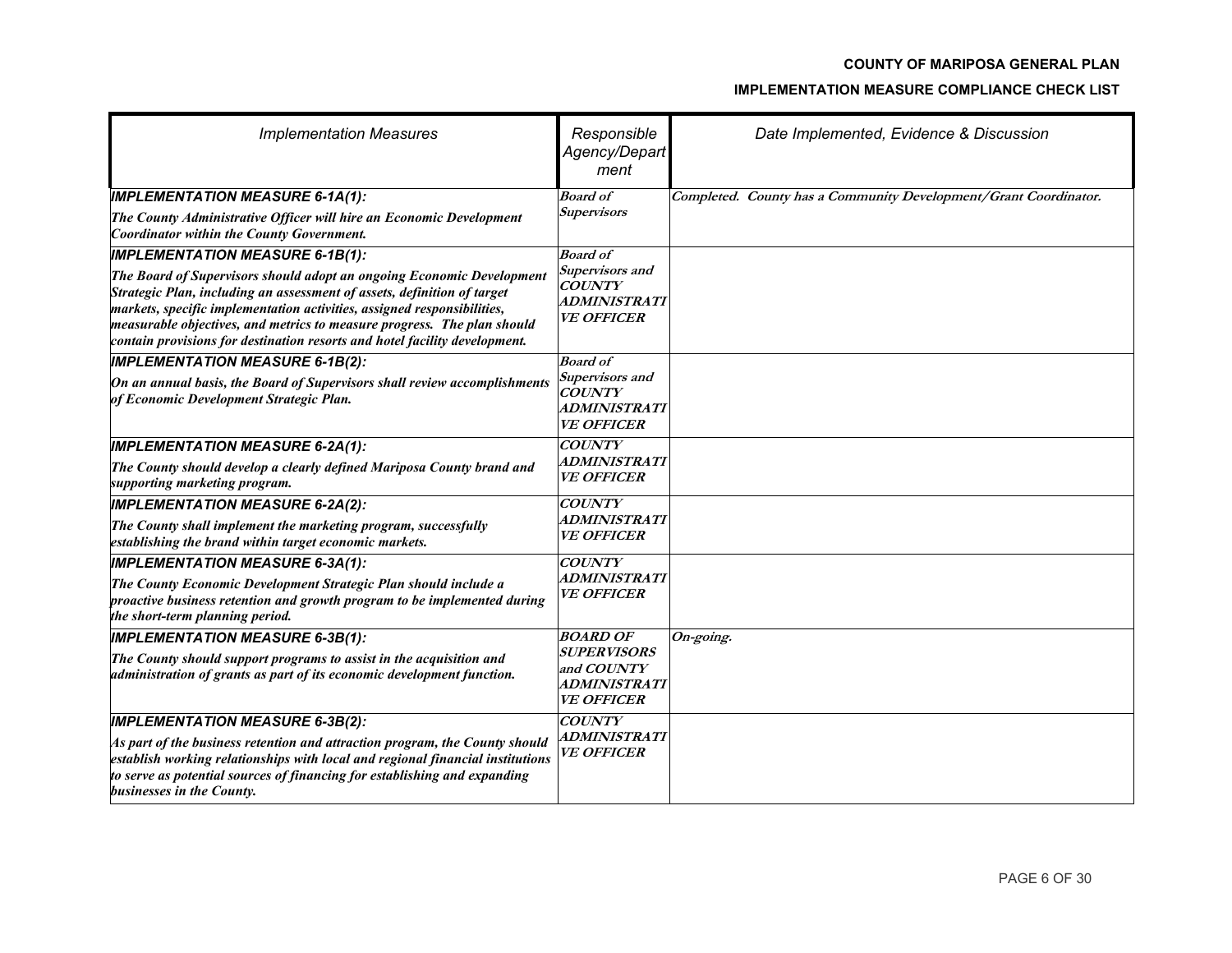**COUNTY OF MARIPOSA GENERAL PLAN**

**IMPLEMENTATION MEASURE COMPLIANCE CHECK LIST**

| *Implementation Measures* | *Responsible Agency/Department* | *Date Implemented, Evidence & Discussion* |
|---|---|---|
| ***IMPLEMENTATION MEASURE 6-1A(1):*** ***The County Administrative Officer will hire an Economic Development Coordinator within the County Government.*** | ***Board of Supervisors*** | ***Completed. County has a Community Development/Grant Coordinator.*** |
| ***IMPLEMENTATION MEASURE 6-1B(1):*** ***The Board of Supervisors should adopt an ongoing Economic Development Strategic Plan, including an assessment of assets, definition of target markets, specific implementation activities, assigned responsibilities, measurable objectives, and metrics to measure progress. The plan should contain provisions for destination resorts and hotel facility development.*** | ***Board of Supervisors and COUNTY ADMINISTRATIVE OFFICER*** | |
| ***IMPLEMENTATION MEASURE 6-1B(2):*** ***On an annual basis, the Board of Supervisors shall review accomplishments of Economic Development Strategic Plan.*** | ***Board of Supervisors and COUNTY ADMINISTRATIVE OFFICER*** | |
| ***IMPLEMENTATION MEASURE 6-2A(1):*** ***The County should develop a clearly defined Mariposa County brand and supporting marketing program.*** | ***COUNTY ADMINISTRATIVE OFFICER*** | |
| ***IMPLEMENTATION MEASURE 6-2A(2):*** ***The County shall implement the marketing program, successfully establishing the brand within target economic markets.*** | ***COUNTY ADMINISTRATIVE OFFICER*** | |
| ***IMPLEMENTATION MEASURE 6-3A(1):*** ***The County Economic Development Strategic Plan should include a proactive business retention and growth program to be implemented during the short-term planning period.*** | ***COUNTY ADMINISTRATIVE OFFICER*** | |
| ***IMPLEMENTATION MEASURE 6-3B(1):*** ***The County should support programs to assist in the acquisition and administration of grants as part of its economic development function.*** | ***BOARD OF SUPERVISORS and COUNTY ADMINISTRATIVE OFFICER*** | ***On-going.*** |
| ***IMPLEMENTATION MEASURE 6-3B(2):*** ***As part of the business retention and attraction program, the County should establish working relationships with local and regional financial institutions to serve as potential sources of financing for establishing and expanding businesses in the County.*** | ***COUNTY ADMINISTRATIVE OFFICER*** | |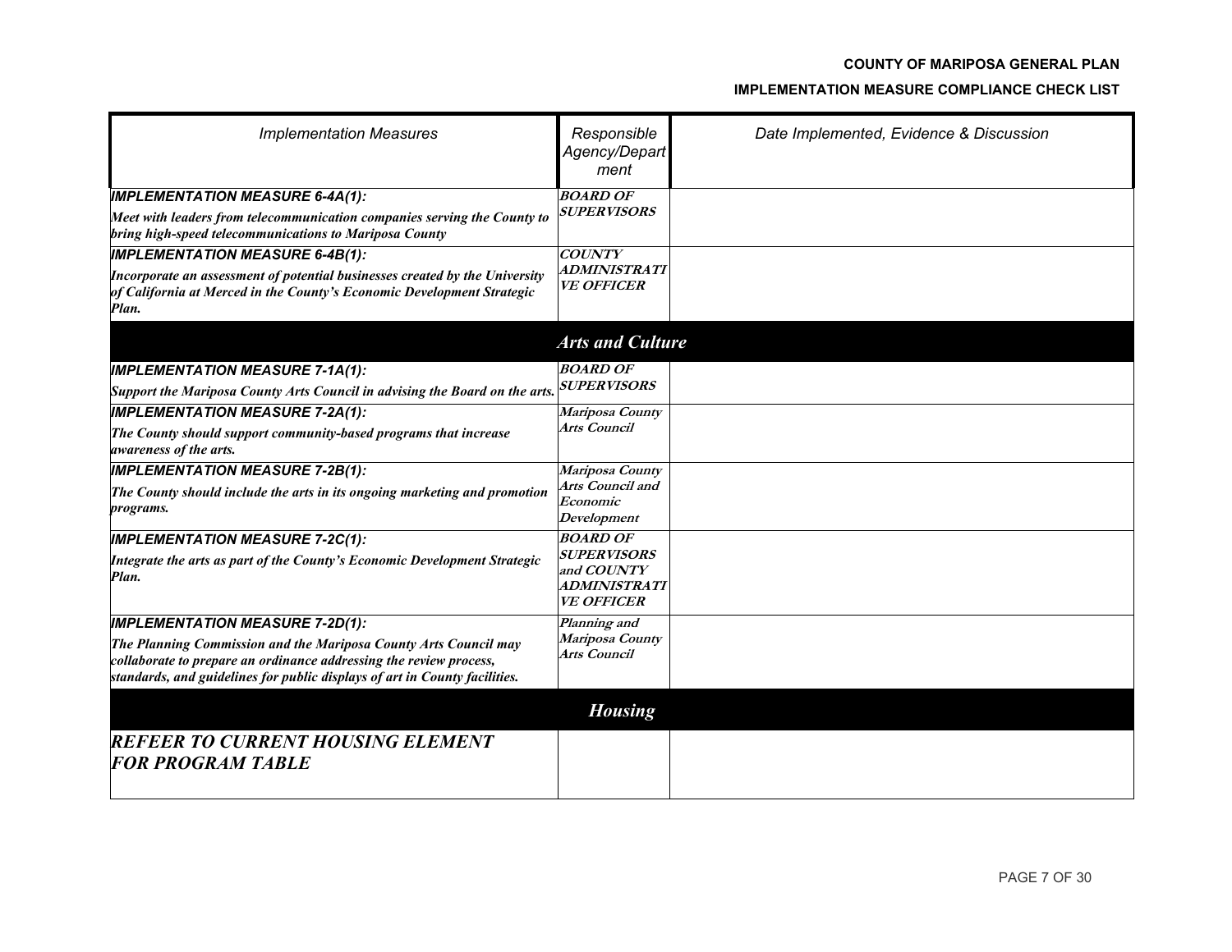| *Implementation Measures* | *Responsible Agency/Department* | *Date Implemented, Evidence & Discussion* |
|---|---|---|
| ***IMPLEMENTATION MEASURE 6-4A(1):*** ***Meet with leaders from telecommunication companies serving the County to bring high-speed telecommunications to Mariposa County*** | ***BOARD OF SUPERVISORS*** | |
| ***IMPLEMENTATION MEASURE 6-4B(1):*** ***Incorporate an assessment of potential businesses created by the University of California at Merced in the County's Economic Development Strategic Plan.*** | ***COUNTY ADMINISTRATIVE OFFICER*** | |
| ***Arts and Culture*** | | |
| ***IMPLEMENTATION MEASURE 7-1A(1):*** ***Support the Mariposa County Arts Council in advising the Board on the arts.*** | ***BOARD OF SUPERVISORS*** | |
| ***IMPLEMENTATION MEASURE 7-2A(1):*** ***The County should support community-based programs that increase awareness of the arts.*** | ***Mariposa County Arts Council*** | |
| ***IMPLEMENTATION MEASURE 7-2B(1):*** ***The County should include the arts in its ongoing marketing and promotion programs.*** | ***Mariposa County Arts Council and Economic Development*** | |
| ***IMPLEMENTATION MEASURE 7-2C(1):*** ***Integrate the arts as part of the County's Economic Development Strategic Plan.*** | ***BOARD OF SUPERVISORS and COUNTY ADMINISTRATIVE OFFICER*** | |
| ***IMPLEMENTATION MEASURE 7-2D(1):*** ***The Planning Commission and the Mariposa County Arts Council may collaborate to prepare an ordinance addressing the review process, standards, and guidelines for public displays of art in County facilities.*** | ***Planning and Mariposa County Arts Council*** | |
| ***Housing*** | | |
| ***REFEER TO CURRENT HOUSING ELEMENT FOR PROGRAM TABLE*** | | |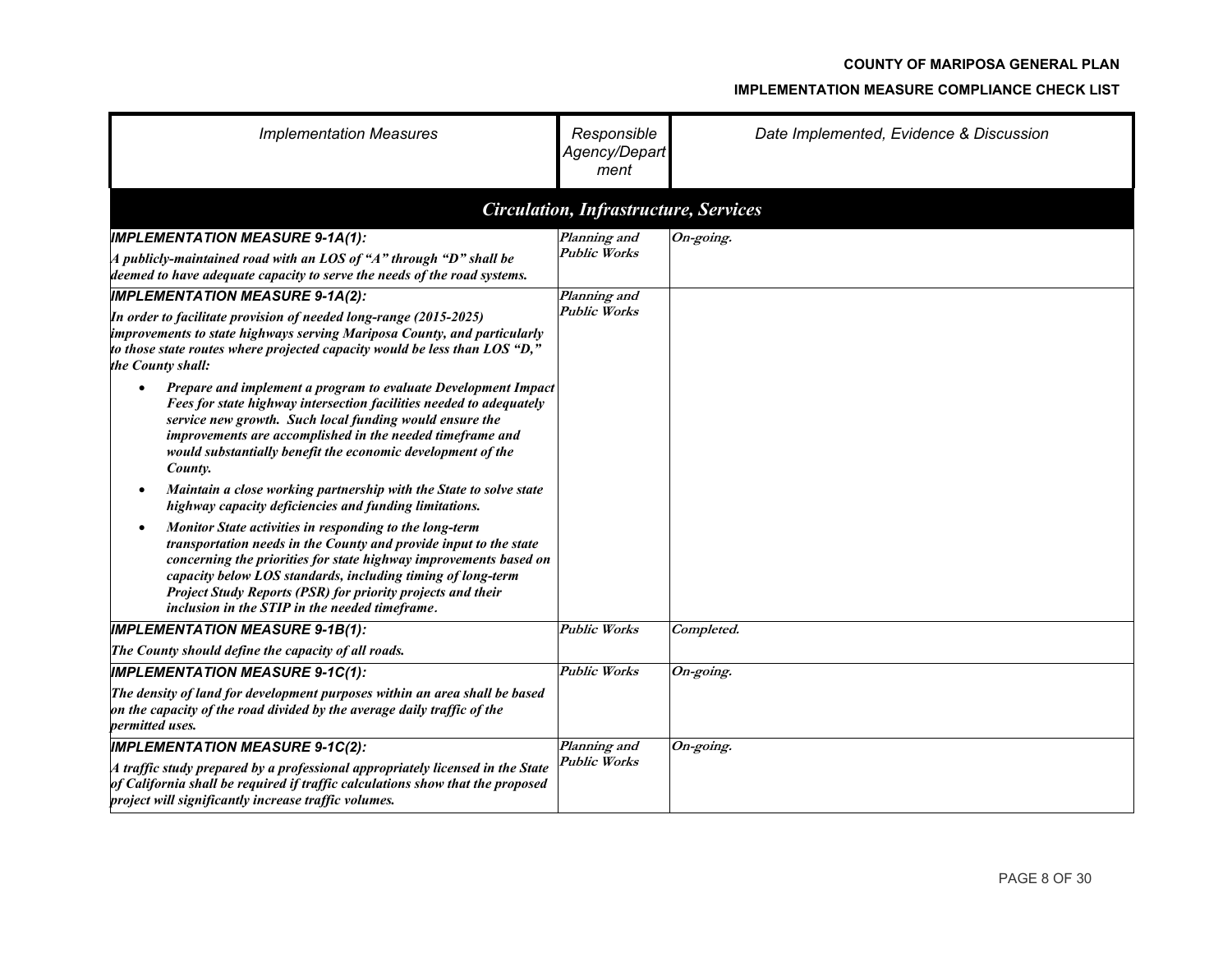| Implementation Measures | Responsible Agency/Department | Date Implemented, Evidence & Discussion |
|---|---|---|
| **Circulation, Infrastructure, Services** | | |
| ***IMPLEMENTATION MEASURE 9-1A(1):*** *A publicly-maintained road with an LOS of "A" through "D" shall be deemed to have adequate capacity to serve the needs of the road systems.* | *Planning and Public Works* | *On-going.* |
| ***IMPLEMENTATION MEASURE 9-1A(2):*** *In order to facilitate provision of needed long-range (2015-2025) improvements to state highways serving Mariposa County, and particularly to those state routes where projected capacity would be less than LOS "D," the County shall:* <br>• *Prepare and implement a program to evaluate Development Impact Fees for state highway intersection facilities needed to adequately service new growth. Such local funding would ensure the improvements are accomplished in the needed timeframe and would substantially benefit the economic development of the County.* <br>• *Maintain a close working partnership with the State to solve state highway capacity deficiencies and funding limitations.* <br>• *Monitor State activities in responding to the long-term transportation needs in the County and provide input to the state concerning the priorities for state highway improvements based on capacity below LOS standards, including timing of long-term Project Study Reports (PSR) for priority projects and their inclusion in the STIP in the needed timeframe.* | *Planning and Public Works* | |
| ***IMPLEMENTATION MEASURE 9-1B(1):*** *The County should define the capacity of all roads.* | *Public Works* | *Completed.* |
| ***IMPLEMENTATION MEASURE 9-1C(1):*** *The density of land for development purposes within an area shall be based on the capacity of the road divided by the average daily traffic of the permitted uses.* | *Public Works* | *On-going.* |
| ***IMPLEMENTATION MEASURE 9-1C(2):*** *A traffic study prepared by a professional appropriately licensed in the State of California shall be required if traffic calculations show that the proposed project will significantly increase traffic volumes.* | *Planning and Public Works* | *On-going.* |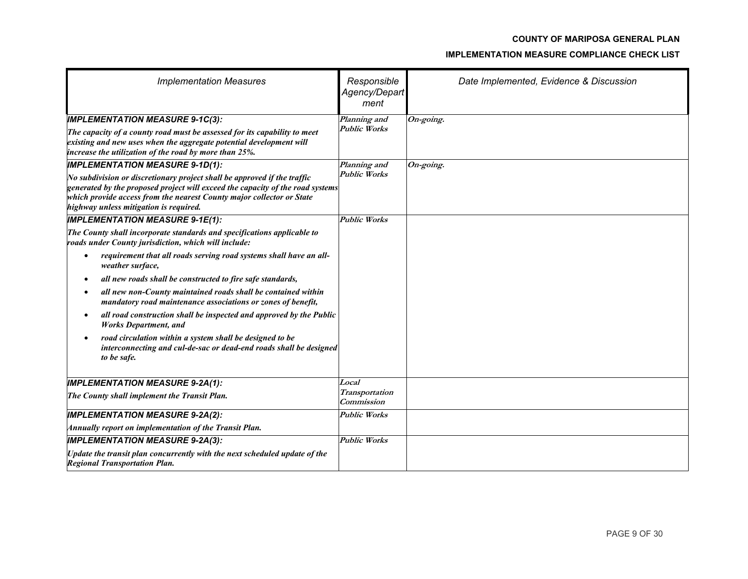| *Implementation Measures* | *Responsible Agency/Department* | *Date Implemented, Evidence & Discussion* |
|---|---|---|
| ***IMPLEMENTATION MEASURE 9-1C(3):*** ***The capacity of a county road must be assessed for its capability to meet existing and new uses when the aggregate potential development will increase the utilization of the road by more than 25%.*** | ***Planning and Public Works*** | ***On-going.*** |
| ***IMPLEMENTATION MEASURE 9-1D(1):*** ***No subdivision or discretionary project shall be approved if the traffic generated by the proposed project will exceed the capacity of the road systems which provide access from the nearest County major collector or State highway unless mitigation is required.*** | ***Planning and Public Works*** | ***On-going.*** |
| ***IMPLEMENTATION MEASURE 9-1E(1):*** ***The County shall incorporate standards and specifications applicable to roads under County jurisdiction, which will include:*** <br>• ***requirement that all roads serving road systems shall have an all-weather surface,*** <br>• ***all new roads shall be constructed to fire safe standards,*** <br>• ***all new non-County maintained roads shall be contained within mandatory road maintenance associations or zones of benefit,*** <br>• ***all road construction shall be inspected and approved by the Public Works Department, and*** <br>• ***road circulation within a system shall be designed to be interconnecting and cul-de-sac or dead-end roads shall be designed to be safe.*** | ***Public Works*** | |
| ***IMPLEMENTATION MEASURE 9-2A(1):*** ***The County shall implement the Transit Plan.*** | ***Local Transportation Commission*** | |
| ***IMPLEMENTATION MEASURE 9-2A(2):*** ***Annually report on implementation of the Transit Plan.*** | ***Public Works*** | |
| ***IMPLEMENTATION MEASURE 9-2A(3):*** ***Update the transit plan concurrently with the next scheduled update of the Regional Transportation Plan.*** | ***Public Works*** | |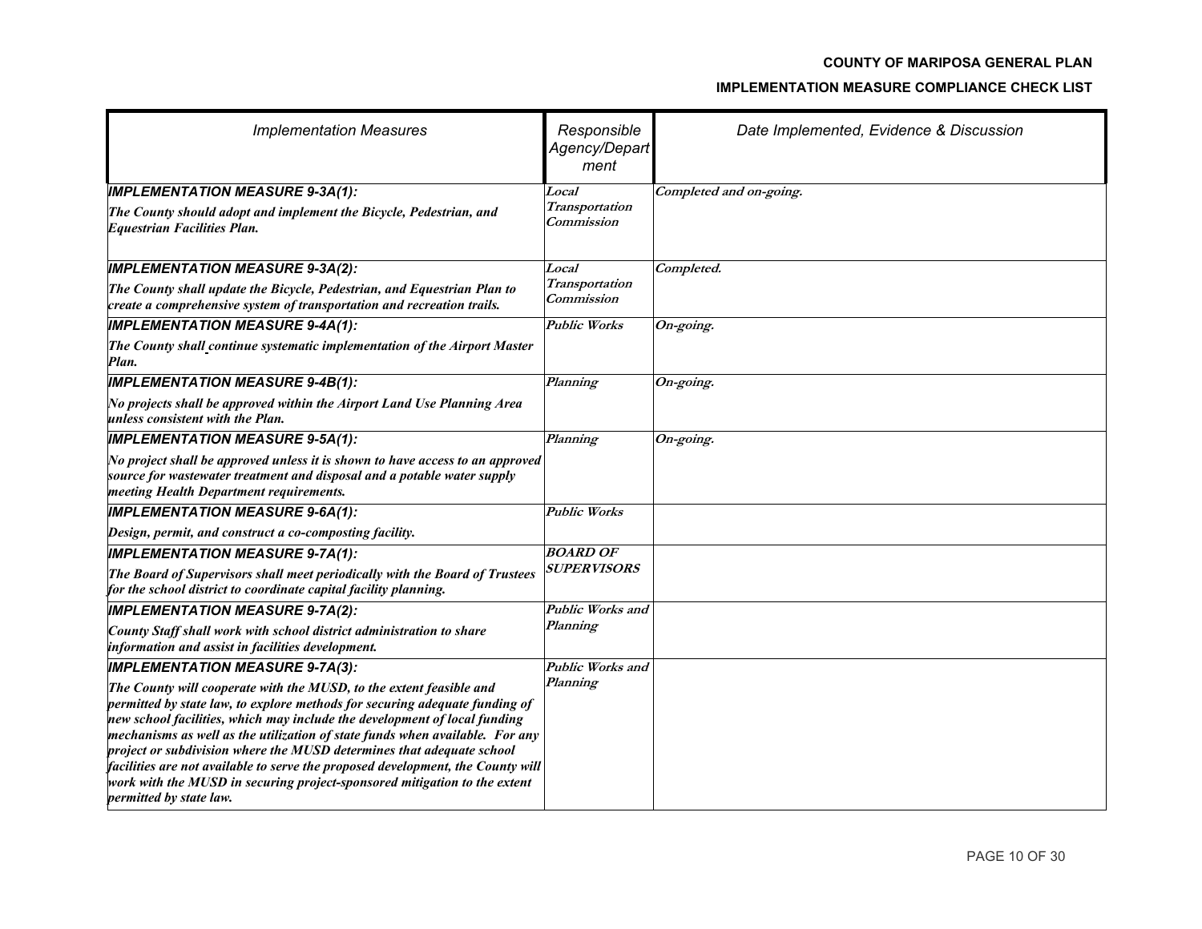| *Implementation Measures* | *Responsible Agency/Department* | *Date Implemented, Evidence & Discussion* |
|---|---|---|
| ***IMPLEMENTATION MEASURE 9-3A(1):*** ***The County should adopt and implement the Bicycle, Pedestrian, and Equestrian Facilities Plan.*** | ***Local Transportation Commission*** | ***Completed and on-going.*** |
| ***IMPLEMENTATION MEASURE 9-3A(2):*** ***The County shall update the Bicycle, Pedestrian, and Equestrian Plan to create a comprehensive system of transportation and recreation trails.*** | ***Local Transportation Commission*** | ***Completed.*** |
| ***IMPLEMENTATION MEASURE 9-4A(1):*** ***The County shall continue systematic implementation of the Airport Master Plan.*** | ***Public Works*** | ***On-going.*** |
| ***IMPLEMENTATION MEASURE 9-4B(1):*** ***No projects shall be approved within the Airport Land Use Planning Area unless consistent with the Plan.*** | ***Planning*** | ***On-going.*** |
| ***IMPLEMENTATION MEASURE 9-5A(1):*** ***No project shall be approved unless it is shown to have access to an approved source for wastewater treatment and disposal and a potable water supply meeting Health Department requirements.*** | ***Planning*** | ***On-going.*** |
| ***IMPLEMENTATION MEASURE 9-6A(1):*** ***Design, permit, and construct a co-composting facility.*** | ***Public Works*** | |
| ***IMPLEMENTATION MEASURE 9-7A(1):*** ***The Board of Supervisors shall meet periodically with the Board of Trustees for the school district to coordinate capital facility planning.*** | ***BOARD OF SUPERVISORS*** | |
| ***IMPLEMENTATION MEASURE 9-7A(2):*** ***County Staff shall work with school district administration to share information and assist in facilities development.*** | ***Public Works and Planning*** | |
| ***IMPLEMENTATION MEASURE 9-7A(3):*** ***The County will cooperate with the MUSD, to the extent feasible and permitted by state law, to explore methods for securing adequate funding of new school facilities, which may include the development of local funding mechanisms as well as the utilization of state funds when available. For any project or subdivision where the MUSD determines that adequate school facilities are not available to serve the proposed development, the County will work with the MUSD in securing project-sponsored mitigation to the extent permitted by state law.*** | ***Public Works and Planning*** | |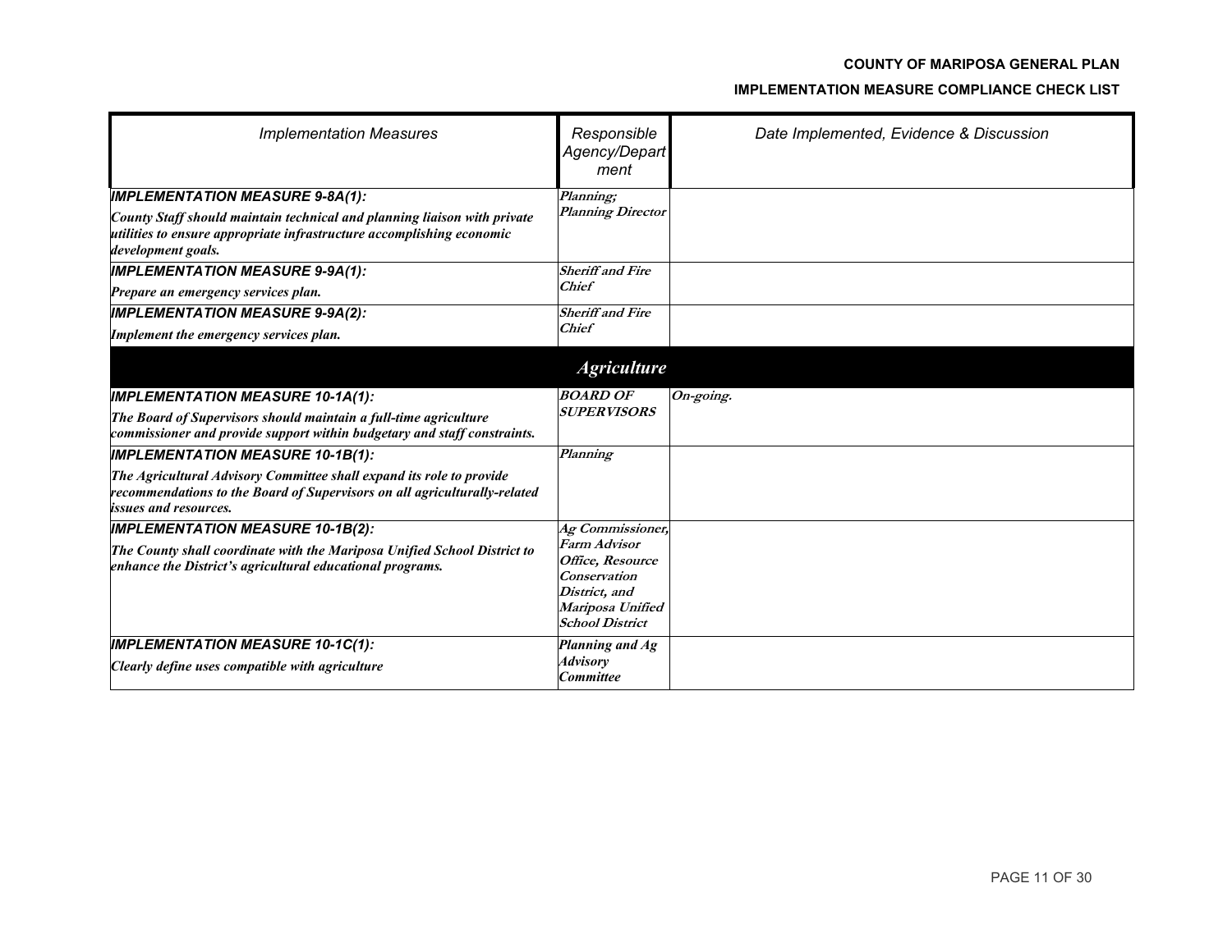| *Implementation Measures* | *Responsible Agency/Department* | *Date Implemented, Evidence & Discussion* |
|---|---|---|
| ***IMPLEMENTATION MEASURE 9-8A(1):*** ***County Staff should maintain technical and planning liaison with private utilities to ensure appropriate infrastructure accomplishing economic development goals.*** | ***Planning; Planning Director*** | |
| ***IMPLEMENTATION MEASURE 9-9A(1):*** ***Prepare an emergency services plan.*** | ***Sheriff and Fire Chief*** | |
| ***IMPLEMENTATION MEASURE 9-9A(2):*** ***Implement the emergency services plan.*** | ***Sheriff and Fire Chief*** | |
| | ***Agriculture*** | |
| ***IMPLEMENTATION MEASURE 10-1A(1):*** ***The Board of Supervisors should maintain a full-time agriculture commissioner and provide support within budgetary and staff constraints.*** | ***BOARD OF SUPERVISORS*** | ***On-going.*** |
| ***IMPLEMENTATION MEASURE 10-1B(1):*** ***The Agricultural Advisory Committee shall expand its role to provide recommendations to the Board of Supervisors on all agriculturally-related issues and resources.*** | ***Planning*** | |
| ***IMPLEMENTATION MEASURE 10-1B(2):*** ***The County shall coordinate with the Mariposa Unified School District to enhance the District's agricultural educational programs.*** | ***Ag Commissioner, Farm Advisor Office, Resource Conservation District, and Mariposa Unified School District*** | |
| ***IMPLEMENTATION MEASURE 10-1C(1):*** ***Clearly define uses compatible with agriculture*** | ***Planning and Ag Advisory Committee*** | |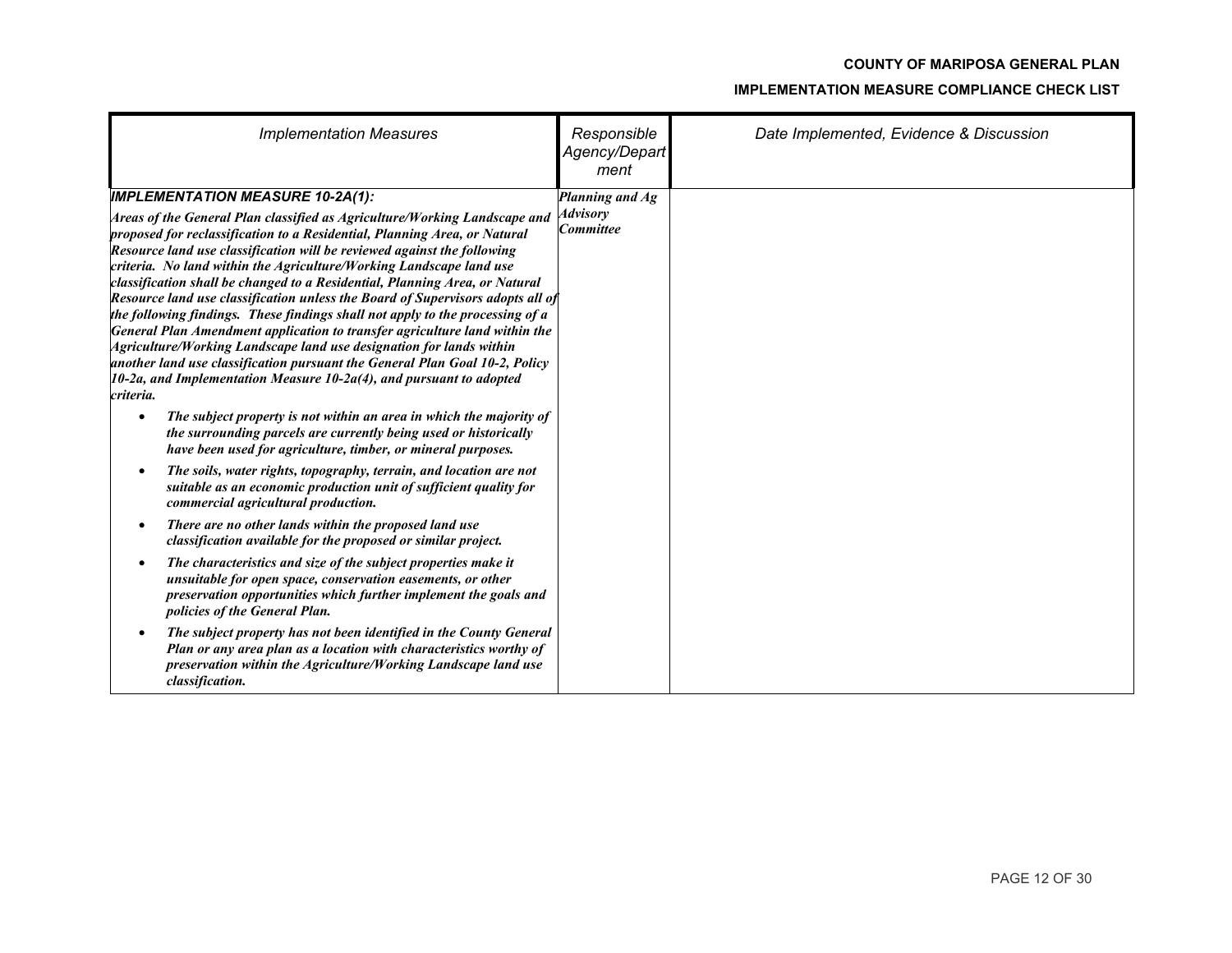| *Implementation Measures* | *Responsible Agency/Department* | *Date Implemented, Evidence & Discussion* |
|---|---|---|
| ***IMPLEMENTATION MEASURE 10-2A(1):*** <br><br> ***Areas of the General Plan classified as Agriculture/Working Landscape and proposed for reclassification to a Residential, Planning Area, or Natural Resource land use classification will be reviewed against the following criteria. No land within the Agriculture/Working Landscape land use classification shall be changed to a Residential, Planning Area, or Natural Resource land use classification unless the Board of Supervisors adopts all of the following findings. These findings shall not apply to the processing of a General Plan Amendment application to transfer agriculture land within the Agriculture/Working Landscape land use designation for lands within another land use classification pursuant the General Plan Goal 10-2, Policy 10-2a, and Implementation Measure 10-2a(4), and pursuant to adopted criteria.*** <br><br> • ***The subject property is not within an area in which the majority of the surrounding parcels are currently being used or historically have been used for agriculture, timber, or mineral purposes.*** <br> • ***The soils, water rights, topography, terrain, and location are not suitable as an economic production unit of sufficient quality for commercial agricultural production.*** <br> • ***There are no other lands within the proposed land use classification available for the proposed or similar project.*** <br> • ***The characteristics and size of the subject properties make it unsuitable for open space, conservation easements, or other preservation opportunities which further implement the goals and policies of the General Plan.*** <br> • ***The subject property has not been identified in the County General Plan or any area plan as a location with characteristics worthy of preservation within the Agriculture/Working Landscape land use classification.*** | ***Planning and Ag Advisory Committee*** | |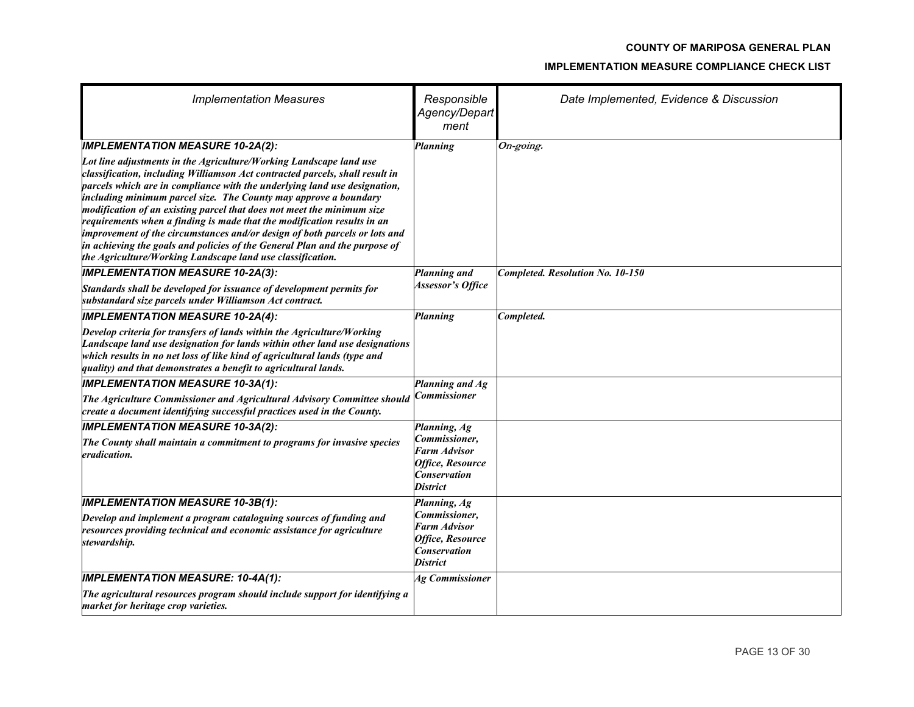| Implementation Measures | Responsible Agency/Department | Date Implemented, Evidence & Discussion |
|---|---|---|
| ***IMPLEMENTATION MEASURE 10-2A(2):*** *Lot line adjustments in the Agriculture/Working Landscape land use classification, including Williamson Act contracted parcels, shall result in parcels which are in compliance with the underlying land use designation, including minimum parcel size. The County may approve a boundary modification of an existing parcel that does not meet the minimum size requirements when a finding is made that the modification results in an improvement of the circumstances and/or design of both parcels or lots and in achieving the goals and policies of the General Plan and the purpose of the Agriculture/Working Landscape land use classification.* | *Planning* | *On-going.* |
| ***IMPLEMENTATION MEASURE 10-2A(3):*** *Standards shall be developed for issuance of development permits for substandard size parcels under Williamson Act contract.* | *Planning and Assessor's Office* | *Completed. Resolution No. 10-150* |
| ***IMPLEMENTATION MEASURE 10-2A(4):*** *Develop criteria for transfers of lands within the Agriculture/Working Landscape land use designation for lands within other land use designations which results in no net loss of like kind of agricultural lands (type and quality) and that demonstrates a benefit to agricultural lands.* | *Planning* | *Completed.* |
| ***IMPLEMENTATION MEASURE 10-3A(1):*** *The Agriculture Commissioner and Agricultural Advisory Committee should create a document identifying successful practices used in the County.* | *Planning and Ag Commissioner* | |
| ***IMPLEMENTATION MEASURE 10-3A(2):*** *The County shall maintain a commitment to programs for invasive species eradication.* | *Planning, Ag Commissioner, Farm Advisor Office, Resource Conservation District* | |
| ***IMPLEMENTATION MEASURE 10-3B(1):*** *Develop and implement a program cataloguing sources of funding and resources providing technical and economic assistance for agriculture stewardship.* | *Planning, Ag Commissioner, Farm Advisor Office, Resource Conservation District* | |
| ***IMPLEMENTATION MEASURE: 10-4A(1):*** *The agricultural resources program should include support for identifying a market for heritage crop varieties.* | *Ag Commissioner* | |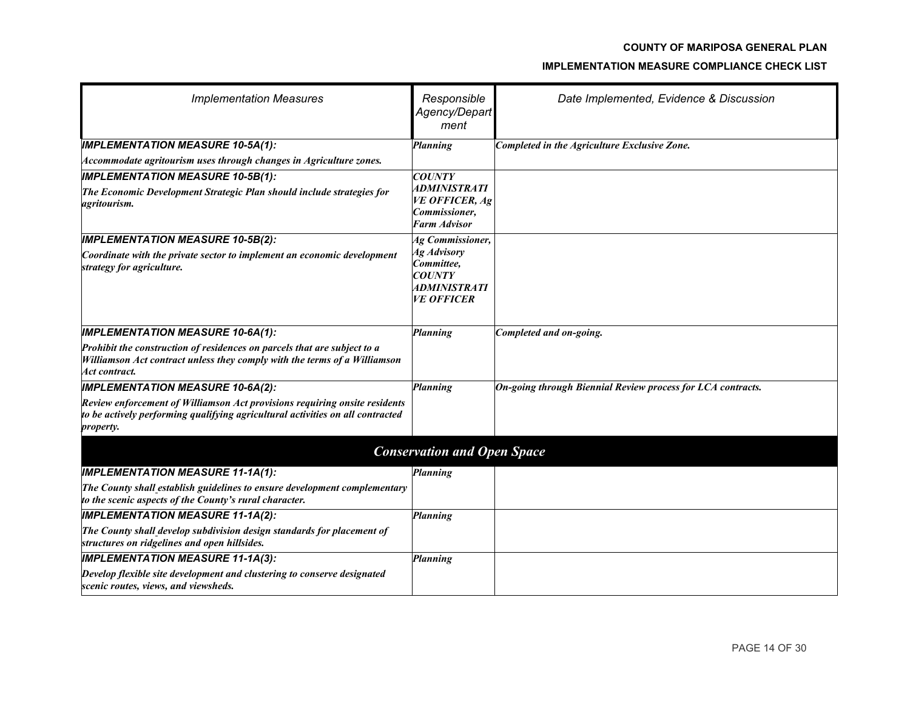| *Implementation Measures* | *Responsible Agency/Department* | *Date Implemented, Evidence & Discussion* |
|---|---|---|
| ***IMPLEMENTATION MEASURE 10-5A(1):*** *Accommodate agritourism uses through changes in Agriculture zones.* | *Planning* | *Completed in the Agriculture Exclusive Zone.* |
| ***IMPLEMENTATION MEASURE 10-5B(1):*** *The Economic Development Strategic Plan should include strategies for agritourism.* | *COUNTY ADMINISTRATIVE OFFICER, Ag Commissioner, Farm Advisor* | |
| ***IMPLEMENTATION MEASURE 10-5B(2):*** *Coordinate with the private sector to implement an economic development strategy for agriculture.* | *Ag Commissioner, Ag Advisory Committee, COUNTY ADMINISTRATIVE OFFICER* | |
| ***IMPLEMENTATION MEASURE 10-6A(1):*** *Prohibit the construction of residences on parcels that are subject to a Williamson Act contract unless they comply with the terms of a Williamson Act contract.* | *Planning* | *Completed and on-going.* |
| ***IMPLEMENTATION MEASURE 10-6A(2):*** *Review enforcement of Williamson Act provisions requiring onsite residents to be actively performing qualifying agricultural activities on all contracted property.* | *Planning* | *On-going through Biennial Review process for LCA contracts.* |
| ***Conservation and Open Space*** | | |
| ***IMPLEMENTATION MEASURE 11-1A(1):*** *The County shall establish guidelines to ensure development complementary to the scenic aspects of the County's rural character.* | *Planning* | |
| ***IMPLEMENTATION MEASURE 11-1A(2):*** *The County shall develop subdivision design standards for placement of structures on ridgelines and open hillsides.* | *Planning* | |
| ***IMPLEMENTATION MEASURE 11-1A(3):*** *Develop flexible site development and clustering to conserve designated scenic routes, views, and viewsheds.* | *Planning* | |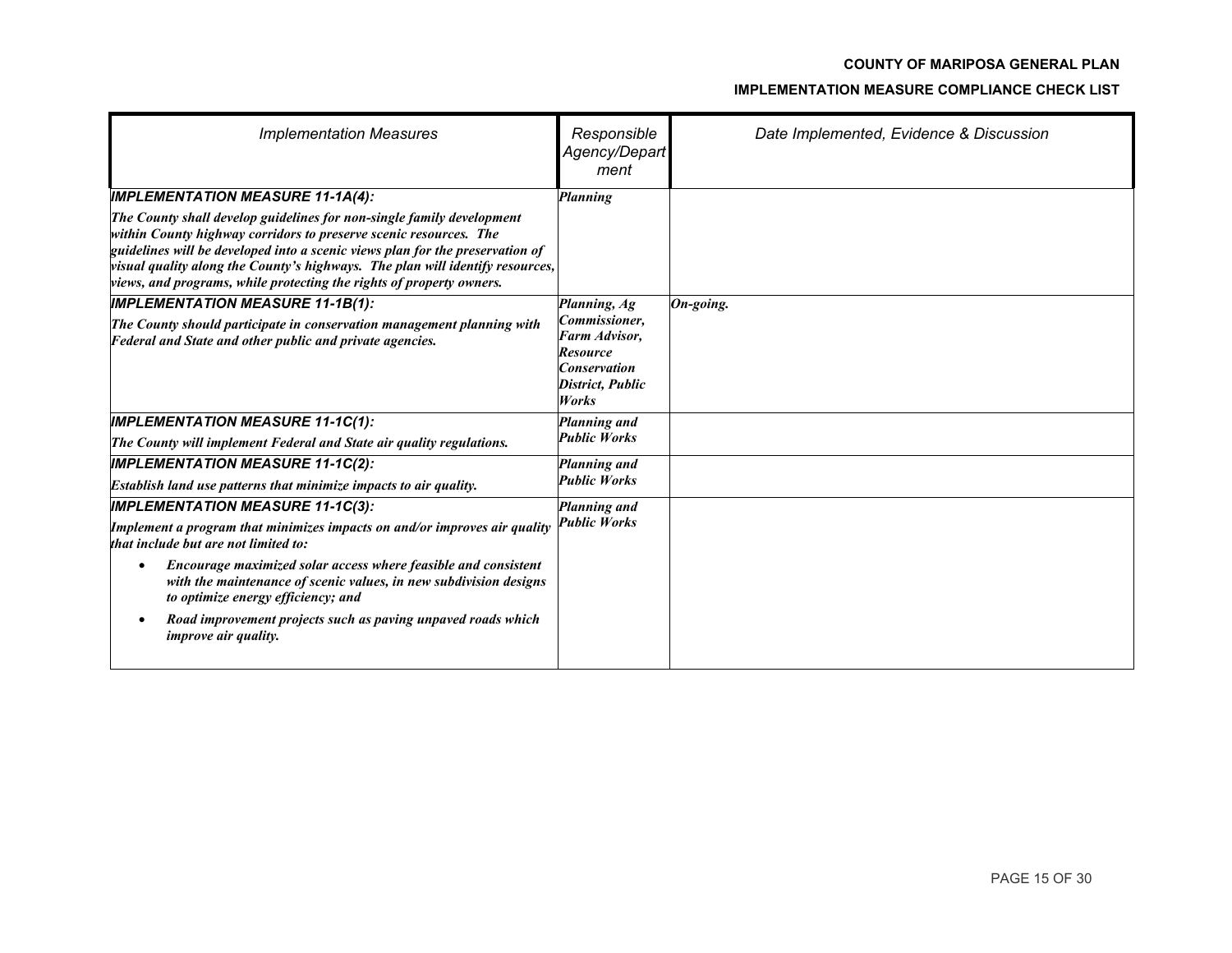| *Implementation Measures* | *Responsible Agency/Department* | *Date Implemented, Evidence & Discussion* |
|---|---|---|
| ***IMPLEMENTATION MEASURE 11-1A(4):*** ***The County shall develop guidelines for non-single family development within County highway corridors to preserve scenic resources. The guidelines will be developed into a scenic views plan for the preservation of visual quality along the County's highways. The plan will identify resources, views, and programs, while protecting the rights of property owners.*** | ***Planning*** | |
| ***IMPLEMENTATION MEASURE 11-1B(1):*** ***The County should participate in conservation management planning with Federal and State and other public and private agencies.*** | ***Planning, Ag Commissioner, Farm Advisor, Resource Conservation District, Public Works*** | ***On-going.*** |
| ***IMPLEMENTATION MEASURE 11-1C(1):*** ***The County will implement Federal and State air quality regulations.*** | ***Planning and Public Works*** | |
| ***IMPLEMENTATION MEASURE 11-1C(2):*** ***Establish land use patterns that minimize impacts to air quality.*** | ***Planning and Public Works*** | |
| ***IMPLEMENTATION MEASURE 11-1C(3):*** ***Implement a program that minimizes impacts on and/or improves air quality that include but are not limited to:*** <br>• ***Encourage maximized solar access where feasible and consistent with the maintenance of scenic values, in new subdivision designs to optimize energy efficiency; and*** <br>• ***Road improvement projects such as paving unpaved roads which improve air quality.*** | ***Planning and Public Works*** | |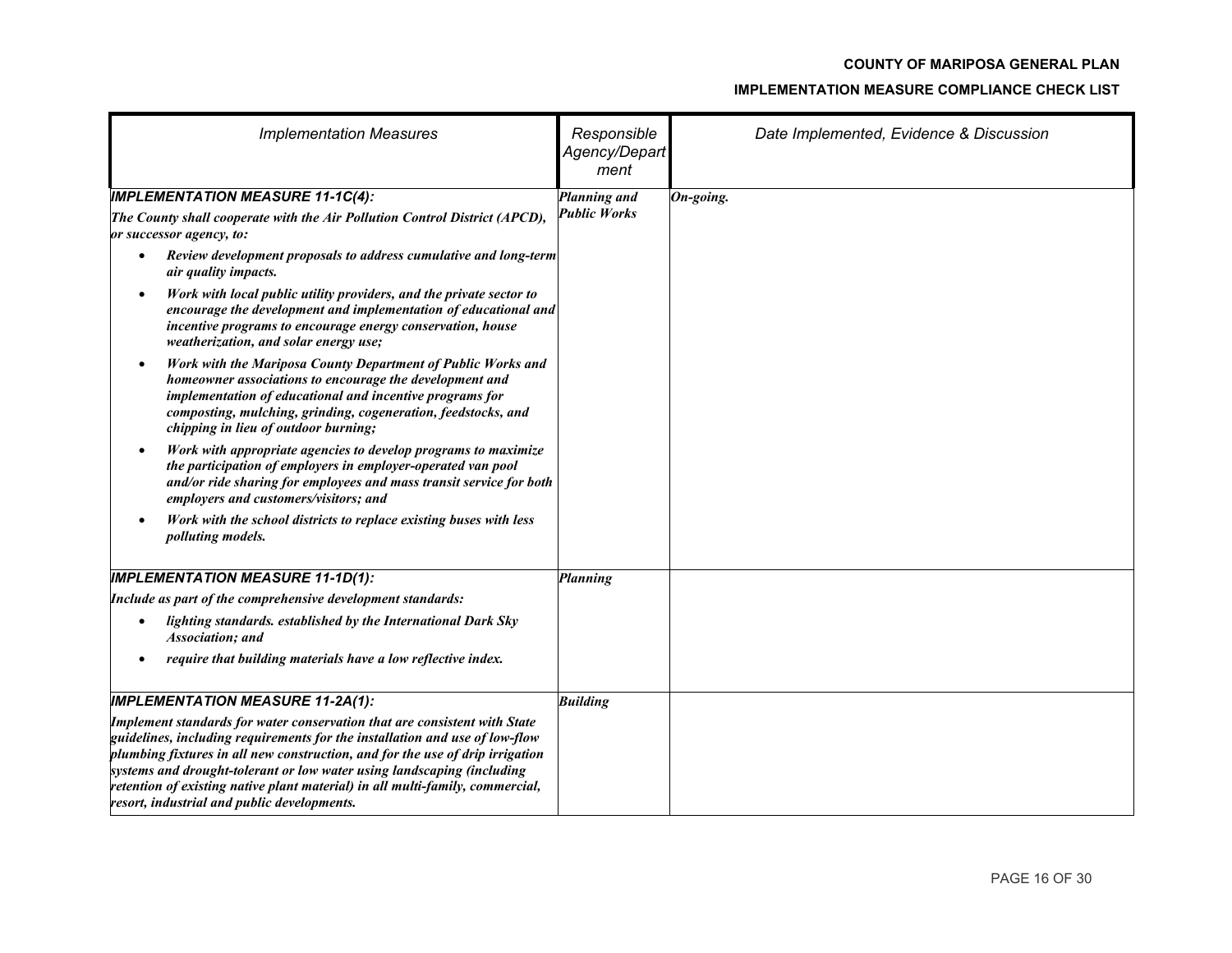| Implementation Measures | Responsible Agency/Department | Date Implemented, Evidence & Discussion |
|---|---|---|
| ***IMPLEMENTATION MEASURE 11-1C(4):*** <br> ***The County shall cooperate with the Air Pollution Control District (APCD), or successor agency, to:*** <br> • ***Review development proposals to address cumulative and long-term air quality impacts.*** <br> • ***Work with local public utility providers, and the private sector to encourage the development and implementation of educational and incentive programs to encourage energy conservation, house weatherization, and solar energy use;*** <br> • ***Work with the Mariposa County Department of Public Works and homeowner associations to encourage the development and implementation of educational and incentive programs for composting, mulching, grinding, cogeneration, feedstocks, and chipping in lieu of outdoor burning;*** <br> • ***Work with appropriate agencies to develop programs to maximize the participation of employers in employer-operated van pool and/or ride sharing for employees and mass transit service for both employers and customers/visitors; and*** <br> • ***Work with the school districts to replace existing buses with less polluting models.*** | ***Planning and Public Works*** | ***On-going.*** |
| ***IMPLEMENTATION MEASURE 11-1D(1):*** <br> ***Include as part of the comprehensive development standards:*** <br> • ***lighting standards. established by the International Dark Sky Association; and*** <br> • ***require that building materials have a low reflective index.*** | ***Planning*** | |
| ***IMPLEMENTATION MEASURE 11-2A(1):*** <br> ***Implement standards for water conservation that are consistent with State guidelines, including requirements for the installation and use of low-flow plumbing fixtures in all new construction, and for the use of drip irrigation systems and drought-tolerant or low water using landscaping (including retention of existing native plant material) in all multi-family, commercial, resort, industrial and public developments.*** | ***Building*** | |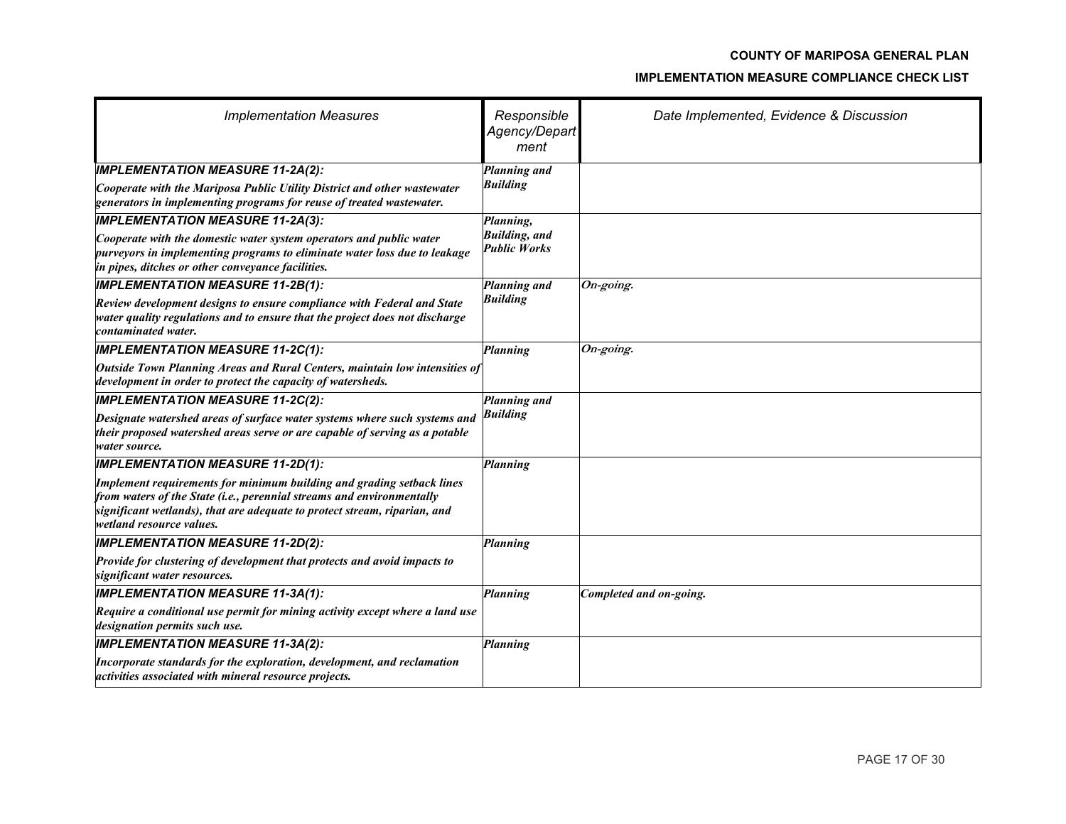| *Implementation Measures* | *Responsible Agency/Department* | *Date Implemented, Evidence & Discussion* |
|---|---|---|
| ***IMPLEMENTATION MEASURE 11-2A(2):*** ***Cooperate with the Mariposa Public Utility District and other wastewater generators in implementing programs for reuse of treated wastewater.*** | ***Planning and Building*** | |
| ***IMPLEMENTATION MEASURE 11-2A(3):*** ***Cooperate with the domestic water system operators and public water purveyors in implementing programs to eliminate water loss due to leakage in pipes, ditches or other conveyance facilities.*** | ***Planning, Building, and Public Works*** | |
| ***IMPLEMENTATION MEASURE 11-2B(1):*** ***Review development designs to ensure compliance with Federal and State water quality regulations and to ensure that the project does not discharge contaminated water.*** | ***Planning and Building*** | ***On-going.*** |
| ***IMPLEMENTATION MEASURE 11-2C(1):*** ***Outside Town Planning Areas and Rural Centers, maintain low intensities of development in order to protect the capacity of watersheds.*** | ***Planning*** | ***On-going.*** |
| ***IMPLEMENTATION MEASURE 11-2C(2):*** ***Designate watershed areas of surface water systems where such systems and their proposed watershed areas serve or are capable of serving as a potable water source.*** | ***Planning and Building*** | |
| ***IMPLEMENTATION MEASURE 11-2D(1):*** ***Implement requirements for minimum building and grading setback lines from waters of the State (i.e., perennial streams and environmentally significant wetlands), that are adequate to protect stream, riparian, and wetland resource values.*** | ***Planning*** | |
| ***IMPLEMENTATION MEASURE 11-2D(2):*** ***Provide for clustering of development that protects and avoid impacts to significant water resources.*** | ***Planning*** | |
| ***IMPLEMENTATION MEASURE 11-3A(1):*** ***Require a conditional use permit for mining activity except where a land use designation permits such use.*** | ***Planning*** | ***Completed and on-going.*** |
| ***IMPLEMENTATION MEASURE 11-3A(2):*** ***Incorporate standards for the exploration, development, and reclamation activities associated with mineral resource projects.*** | ***Planning*** | |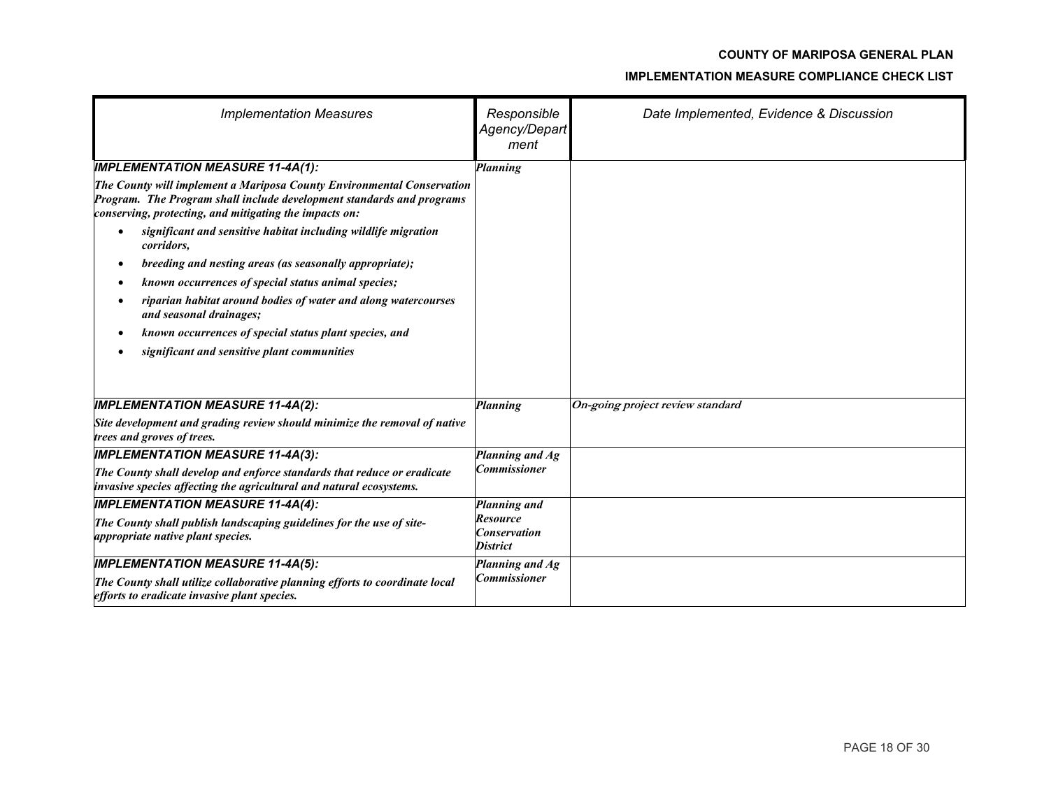| Implementation Measures | Responsible Agency/Department | Date Implemented, Evidence & Discussion |
|---|---|---|
| ***IMPLEMENTATION MEASURE 11-4A(1):*** ***The County will implement a Mariposa County Environmental Conservation Program. The Program shall include development standards and programs conserving, protecting, and mitigating the impacts on:*** <br>• ***significant and sensitive habitat including wildlife migration corridors,*** <br>• ***breeding and nesting areas (as seasonally appropriate);*** <br>• ***known occurrences of special status animal species;*** <br>• ***riparian habitat around bodies of water and along watercourses and seasonal drainages;*** <br>• ***known occurrences of special status plant species, and*** <br>• ***significant and sensitive plant communities*** | ***Planning*** | |
| ***IMPLEMENTATION MEASURE 11-4A(2):*** ***Site development and grading review should minimize the removal of native trees and groves of trees.*** | ***Planning*** | ***On-going project review standard*** |
| ***IMPLEMENTATION MEASURE 11-4A(3):*** ***The County shall develop and enforce standards that reduce or eradicate invasive species affecting the agricultural and natural ecosystems.*** | ***Planning and Ag Commissioner*** | |
| ***IMPLEMENTATION MEASURE 11-4A(4):*** ***The County shall publish landscaping guidelines for the use of site-appropriate native plant species.*** | ***Planning and Resource Conservation District*** | |
| ***IMPLEMENTATION MEASURE 11-4A(5):*** ***The County shall utilize collaborative planning efforts to coordinate local efforts to eradicate invasive plant species.*** | ***Planning and Ag Commissioner*** | |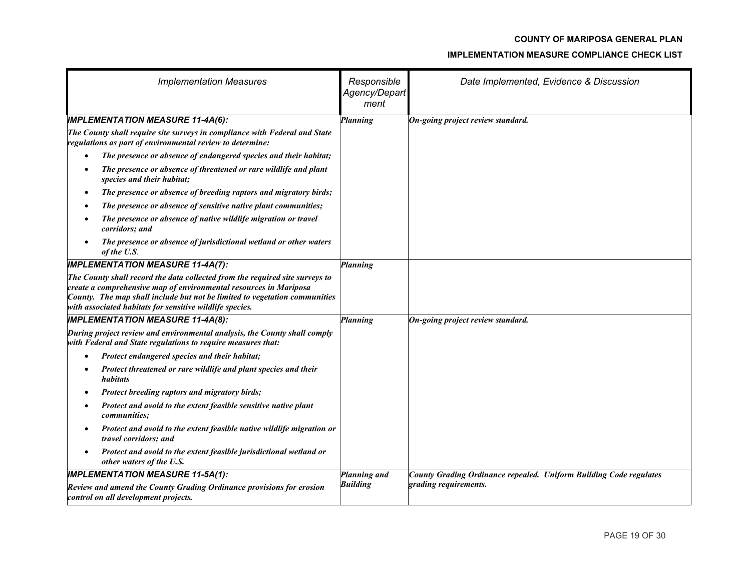| Implementation Measures | Responsible Agency/Department | Date Implemented, Evidence & Discussion |
|---|---|---|
| ***IMPLEMENTATION MEASURE 11-4A(6):*** <br> ***The County shall require site surveys in compliance with Federal and State regulations as part of environmental review to determine:*** <br> • ***The presence or absence of endangered species and their habitat;*** <br> • ***The presence or absence of threatened or rare wildlife and plant species and their habitat;*** <br> • ***The presence or absence of breeding raptors and migratory birds;*** <br> • ***The presence or absence of sensitive native plant communities;*** <br> • ***The presence or absence of native wildlife migration or travel corridors; and*** <br> • ***The presence or absence of jurisdictional wetland or other waters of the U.S.*** | ***Planning*** | ***On-going project review standard.*** |
| ***IMPLEMENTATION MEASURE 11-4A(7):*** <br> ***The County shall record the data collected from the required site surveys to create a comprehensive map of environmental resources in Mariposa County. The map shall include but not be limited to vegetation communities with associated habitats for sensitive wildlife species.*** | ***Planning*** | |
| ***IMPLEMENTATION MEASURE 11-4A(8):*** <br> ***During project review and environmental analysis, the County shall comply with Federal and State regulations to require measures that:*** <br> • ***Protect endangered species and their habitat;*** <br> • ***Protect threatened or rare wildlife and plant species and their habitats*** <br> • ***Protect breeding raptors and migratory birds;*** <br> • ***Protect and avoid to the extent feasible sensitive native plant communities;*** <br> • ***Protect and avoid to the extent feasible native wildlife migration or travel corridors; and*** <br> • ***Protect and avoid to the extent feasible jurisdictional wetland or other waters of the U.S.*** | ***Planning*** | ***On-going project review standard.*** |
| ***IMPLEMENTATION MEASURE 11-5A(1):*** <br> ***Review and amend the County Grading Ordinance provisions for erosion control on all development projects.*** | ***Planning and Building*** | ***County Grading Ordinance repealed. Uniform Building Code regulates grading requirements.*** |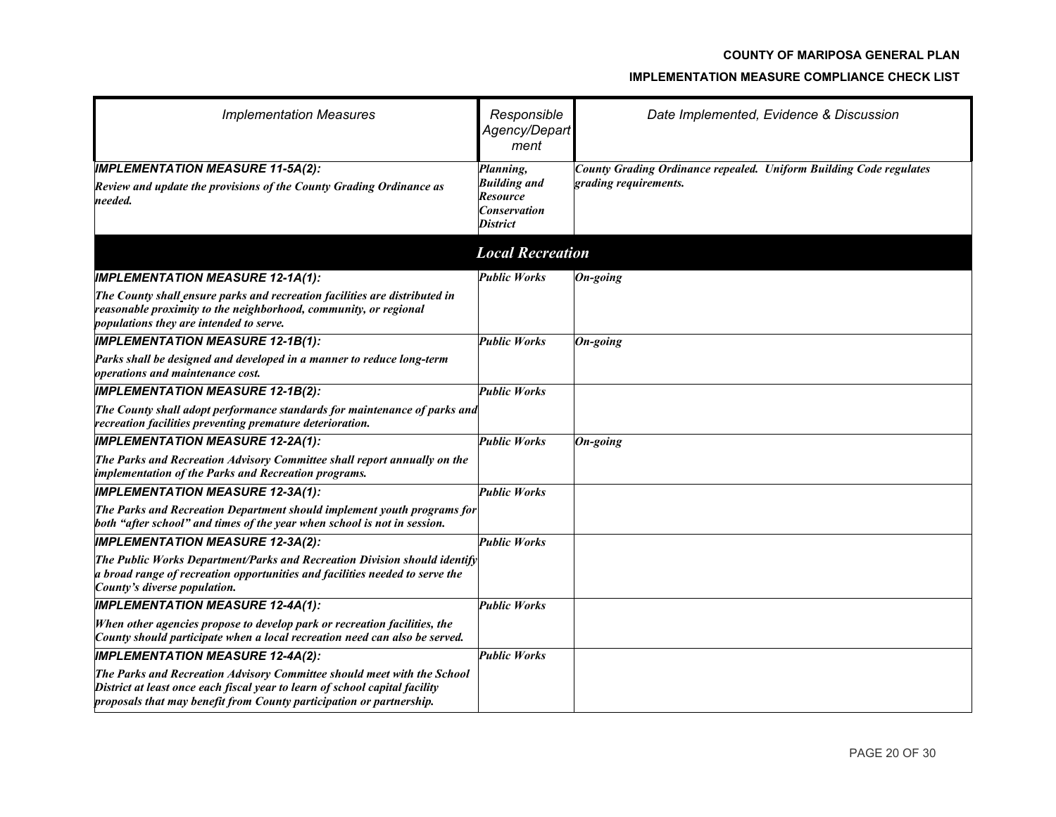**COUNTY OF MARIPOSA GENERAL PLAN**

**IMPLEMENTATION MEASURE COMPLIANCE CHECK LIST**

| *Implementation Measures* | *Responsible Agency/Department* | *Date Implemented, Evidence & Discussion* |
|---|---|---|
| ***IMPLEMENTATION MEASURE 11-5A(2):*** ***Review and update the provisions of the County Grading Ordinance as needed.*** | ***Planning, Building and Resource Conservation District*** | ***County Grading Ordinance repealed. Uniform Building Code regulates grading requirements.*** |
| | ***Local Recreation*** | |
| ***IMPLEMENTATION MEASURE 12-1A(1):*** ***The County shall ensure parks and recreation facilities are distributed in reasonable proximity to the neighborhood, community, or regional populations they are intended to serve.*** | ***Public Works*** | ***On-going*** |
| ***IMPLEMENTATION MEASURE 12-1B(1):*** ***Parks shall be designed and developed in a manner to reduce long-term operations and maintenance cost.*** | ***Public Works*** | ***On-going*** |
| ***IMPLEMENTATION MEASURE 12-1B(2):*** ***The County shall adopt performance standards for maintenance of parks and recreation facilities preventing premature deterioration.*** | ***Public Works*** | |
| ***IMPLEMENTATION MEASURE 12-2A(1):*** ***The Parks and Recreation Advisory Committee shall report annually on the implementation of the Parks and Recreation programs.*** | ***Public Works*** | ***On-going*** |
| ***IMPLEMENTATION MEASURE 12-3A(1):*** ***The Parks and Recreation Department should implement youth programs for both "after school" and times of the year when school is not in session.*** | ***Public Works*** | |
| ***IMPLEMENTATION MEASURE 12-3A(2):*** ***The Public Works Department/Parks and Recreation Division should identify a broad range of recreation opportunities and facilities needed to serve the County's diverse population.*** | ***Public Works*** | |
| ***IMPLEMENTATION MEASURE 12-4A(1):*** ***When other agencies propose to develop park or recreation facilities, the County should participate when a local recreation need can also be served.*** | ***Public Works*** | |
| ***IMPLEMENTATION MEASURE 12-4A(2):*** ***The Parks and Recreation Advisory Committee should meet with the School District at least once each fiscal year to learn of school capital facility proposals that may benefit from County participation or partnership.*** | ***Public Works*** | |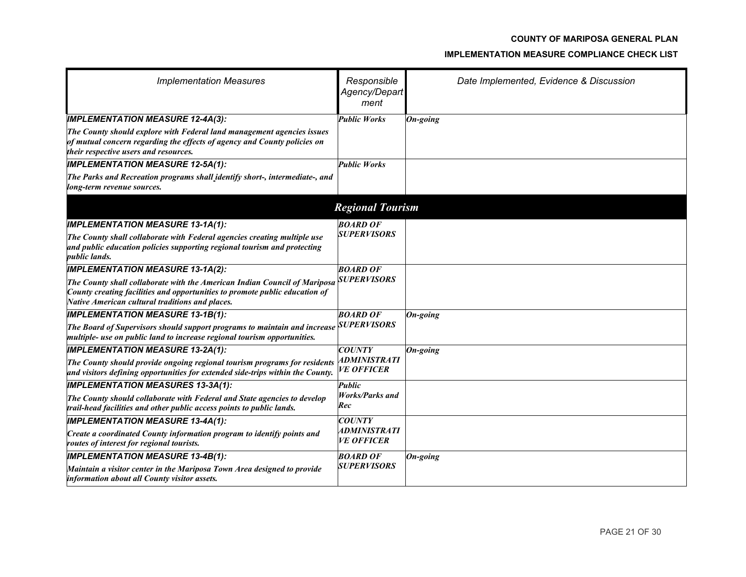| *Implementation Measures* | *Responsible Agency/Department* | *Date Implemented, Evidence & Discussion* |
| --- | --- | --- |
| ***IMPLEMENTATION MEASURE 12-4A(3):*** ***The County should explore with Federal land management agencies issues of mutual concern regarding the effects of agency and County policies on their respective users and resources.*** | ***Public Works*** | ***On-going*** |
| ***IMPLEMENTATION MEASURE 12-5A(1):*** ***The Parks and Recreation programs shall identify short-, intermediate-, and long-term revenue sources.*** | ***Public Works*** | |
| | ***Regional Tourism*** | |
| ***IMPLEMENTATION MEASURE 13-1A(1):*** ***The County shall collaborate with Federal agencies creating multiple use and public education policies supporting regional tourism and protecting public lands.*** | ***BOARD OF SUPERVISORS*** | |
| ***IMPLEMENTATION MEASURE 13-1A(2):*** ***The County shall collaborate with the American Indian Council of Mariposa County creating facilities and opportunities to promote public education of Native American cultural traditions and places.*** | ***BOARD OF SUPERVISORS*** | |
| ***IMPLEMENTATION MEASURE 13-1B(1):*** ***The Board of Supervisors should support programs to maintain and increase multiple- use on public land to increase regional tourism opportunities.*** | ***BOARD OF SUPERVISORS*** | ***On-going*** |
| ***IMPLEMENTATION MEASURE 13-2A(1):*** ***The County should provide ongoing regional tourism programs for residents and visitors defining opportunities for extended side-trips within the County.*** | ***COUNTY ADMINISTRATIVE OFFICER*** | ***On-going*** |
| ***IMPLEMENTATION MEASURES 13-3A(1):*** ***The County should collaborate with Federal and State agencies to develop trail-head facilities and other public access points to public lands.*** | ***Public Works/Parks and Rec*** | |
| ***IMPLEMENTATION MEASURE 13-4A(1):*** ***Create a coordinated County information program to identify points and routes of interest for regional tourists.*** | ***COUNTY ADMINISTRATIVE OFFICER*** | |
| ***IMPLEMENTATION MEASURE 13-4B(1):*** ***Maintain a visitor center in the Mariposa Town Area designed to provide information about all County visitor assets.*** | ***BOARD OF SUPERVISORS*** | ***On-going*** |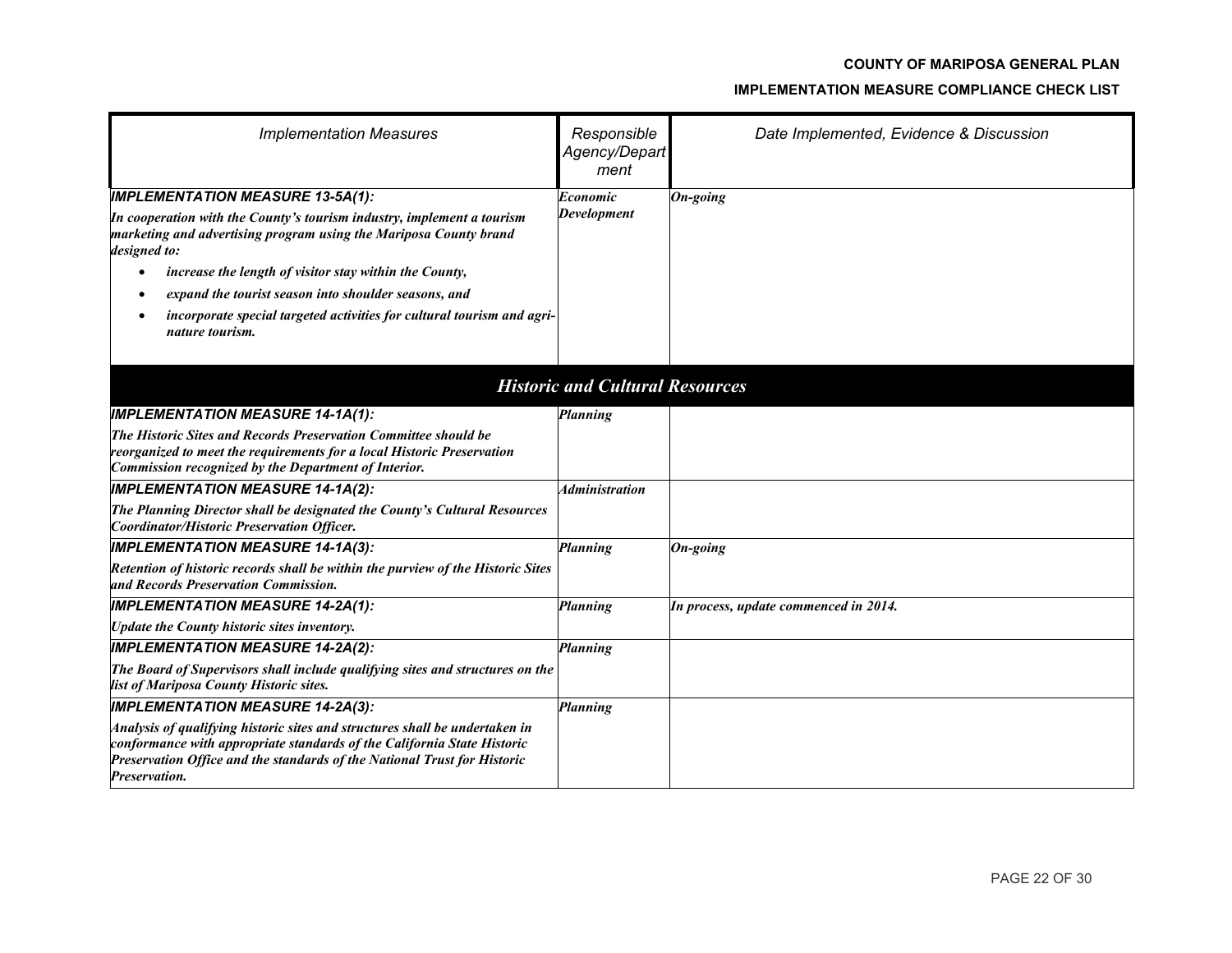| *Implementation Measures* | *Responsible Agency/Department* | *Date Implemented, Evidence & Discussion* |
|---|---|---|
| ***IMPLEMENTATION MEASURE 13-5A(1):*** ***In cooperation with the County's tourism industry, implement a tourism marketing and advertising program using the Mariposa County brand designed to:*** <br>• ***increase the length of visitor stay within the County,*** <br>• ***expand the tourist season into shoulder seasons, and*** <br>• ***incorporate special targeted activities for cultural tourism and agri-nature tourism.*** | ***Economic Development*** | ***On-going*** |
| ***Historic and Cultural Resources*** | | |
| ***IMPLEMENTATION MEASURE 14-1A(1):*** ***The Historic Sites and Records Preservation Committee should be reorganized to meet the requirements for a local Historic Preservation Commission recognized by the Department of Interior.*** | ***Planning*** | |
| ***IMPLEMENTATION MEASURE 14-1A(2):*** ***The Planning Director shall be designated the County's Cultural Resources Coordinator/Historic Preservation Officer.*** | ***Administration*** | |
| ***IMPLEMENTATION MEASURE 14-1A(3):*** ***Retention of historic records shall be within the purview of the Historic Sites and Records Preservation Commission.*** | ***Planning*** | ***On-going*** |
| ***IMPLEMENTATION MEASURE 14-2A(1):*** ***Update the County historic sites inventory.*** | ***Planning*** | ***In process, update commenced in 2014.*** |
| ***IMPLEMENTATION MEASURE 14-2A(2):*** ***The Board of Supervisors shall include qualifying sites and structures on the list of Mariposa County Historic sites.*** | ***Planning*** | |
| ***IMPLEMENTATION MEASURE 14-2A(3):*** ***Analysis of qualifying historic sites and structures shall be undertaken in conformance with appropriate standards of the California State Historic Preservation Office and the standards of the National Trust for Historic Preservation.*** | ***Planning*** | |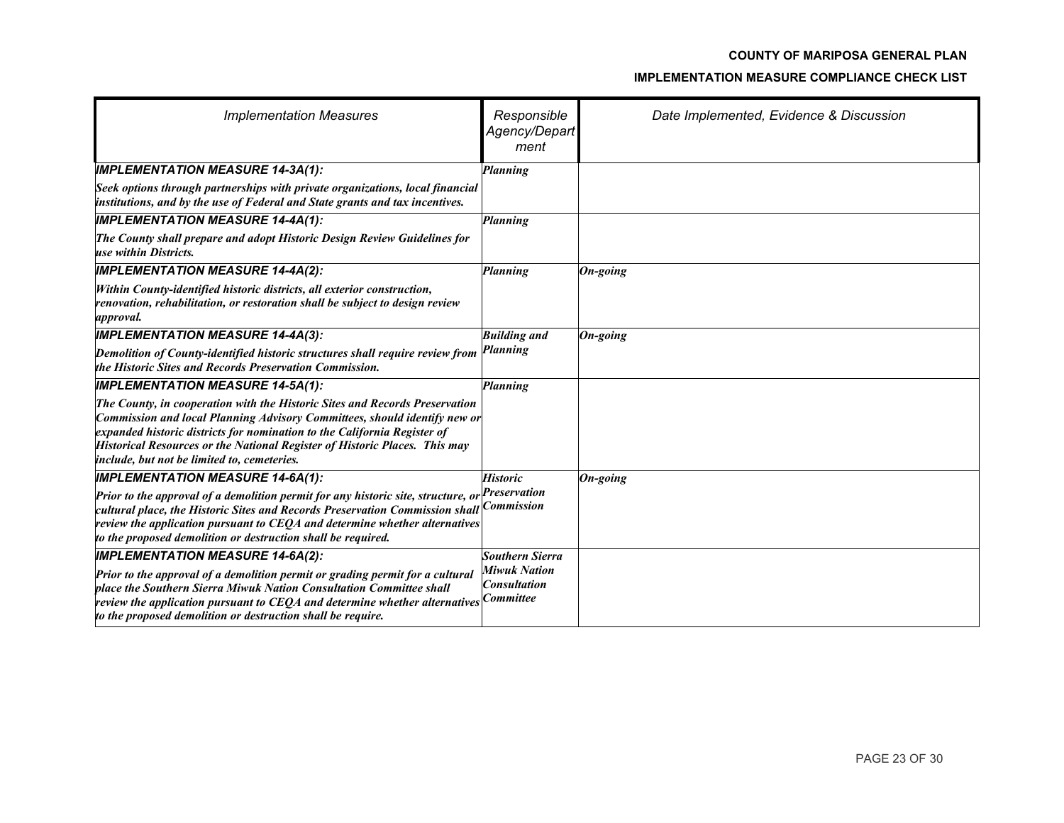| *Implementation Measures* | *Responsible Agency/Department* | *Date Implemented, Evidence & Discussion* |
|---|---|---|
| ***IMPLEMENTATION MEASURE 14-3A(1):*** ***Seek options through partnerships with private organizations, local financial institutions, and by the use of Federal and State grants and tax incentives.*** | ***Planning*** | |
| ***IMPLEMENTATION MEASURE 14-4A(1):*** ***The County shall prepare and adopt Historic Design Review Guidelines for use within Districts.*** | ***Planning*** | |
| ***IMPLEMENTATION MEASURE 14-4A(2):*** ***Within County-identified historic districts, all exterior construction, renovation, rehabilitation, or restoration shall be subject to design review approval.*** | ***Planning*** | ***On-going*** |
| ***IMPLEMENTATION MEASURE 14-4A(3):*** ***Demolition of County-identified historic structures shall require review from the Historic Sites and Records Preservation Commission.*** | ***Building and Planning*** | ***On-going*** |
| ***IMPLEMENTATION MEASURE 14-5A(1):*** ***The County, in cooperation with the Historic Sites and Records Preservation Commission and local Planning Advisory Committees, should identify new or expanded historic districts for nomination to the California Register of Historical Resources or the National Register of Historic Places. This may include, but not be limited to, cemeteries.*** | ***Planning*** | |
| ***IMPLEMENTATION MEASURE 14-6A(1):*** ***Prior to the approval of a demolition permit for any historic site, structure, or cultural place, the Historic Sites and Records Preservation Commission shall review the application pursuant to CEQA and determine whether alternatives to the proposed demolition or destruction shall be required.*** | ***Historic Preservation Commission*** | ***On-going*** |
| ***IMPLEMENTATION MEASURE 14-6A(2):*** ***Prior to the approval of a demolition permit or grading permit for a cultural place the Southern Sierra Miwuk Nation Consultation Committee shall review the application pursuant to CEQA and determine whether alternatives to the proposed demolition or destruction shall be require.*** | ***Southern Sierra Miwuk Nation Consultation Committee*** | |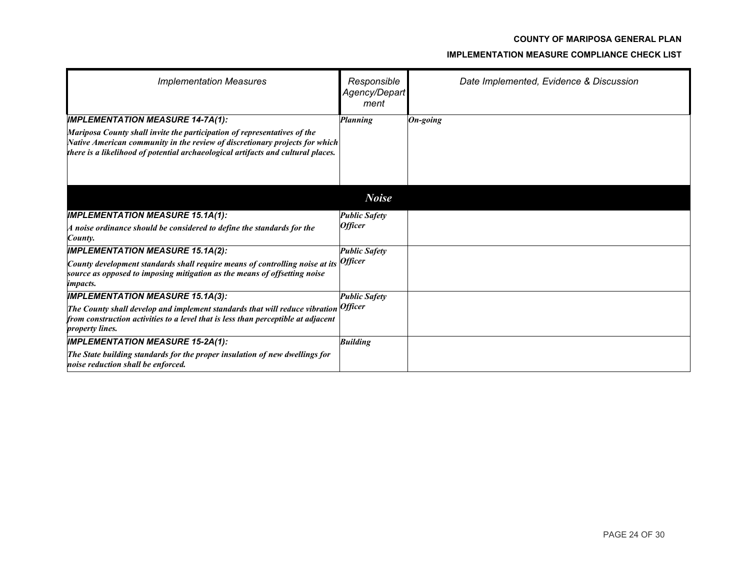| Implementation Measures | Responsible Agency/Department | Date Implemented, Evidence & Discussion |
|---|---|---|
| ***IMPLEMENTATION MEASURE 14-7A(1):*** ***Mariposa County shall invite the participation of representatives of the Native American community in the review of discretionary projects for which there is a likelihood of potential archaeological artifacts and cultural places.*** | ***Planning*** | ***On-going*** |
| | ***Noise*** | |
| ***IMPLEMENTATION MEASURE 15.1A(1):*** ***A noise ordinance should be considered to define the standards for the County.*** | ***Public Safety Officer*** | |
| ***IMPLEMENTATION MEASURE 15.1A(2):*** ***County development standards shall require means of controlling noise at its source as opposed to imposing mitigation as the means of offsetting noise impacts.*** | ***Public Safety Officer*** | |
| ***IMPLEMENTATION MEASURE 15.1A(3):*** ***The County shall develop and implement standards that will reduce vibration from construction activities to a level that is less than perceptible at adjacent property lines.*** | ***Public Safety Officer*** | |
| ***IMPLEMENTATION MEASURE 15-2A(1):*** ***The State building standards for the proper insulation of new dwellings for noise reduction shall be enforced.*** | ***Building*** | |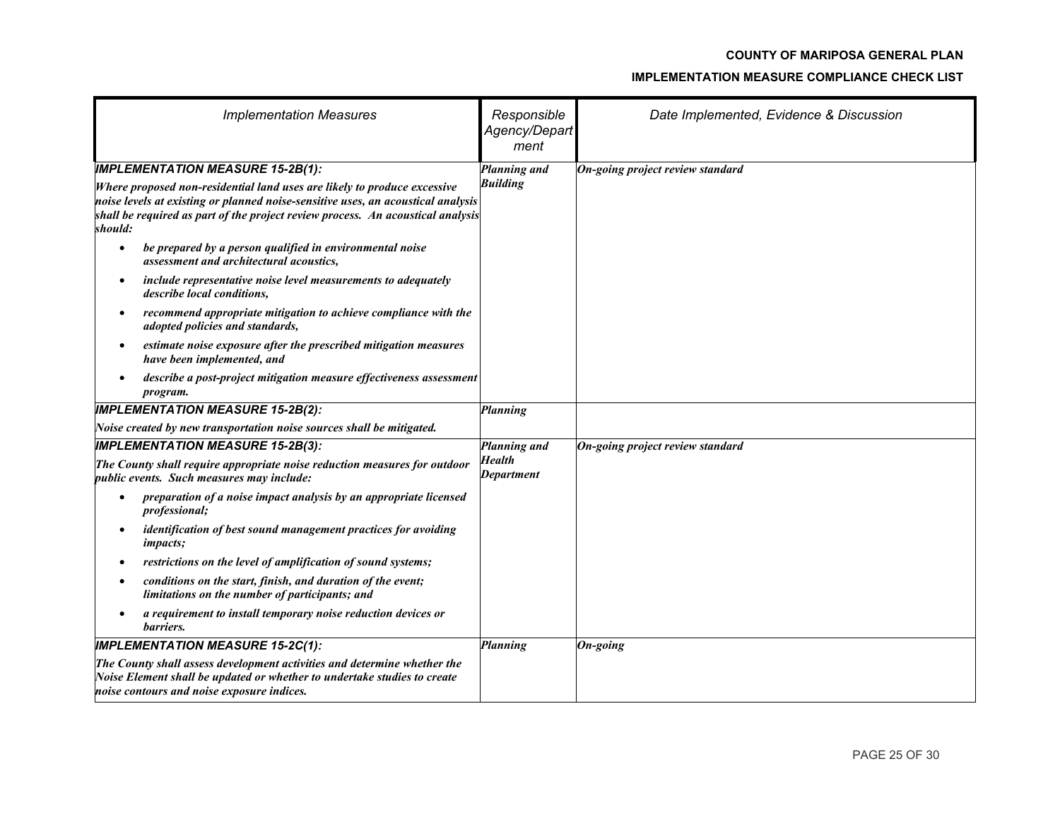| Implementation Measures | Responsible Agency/Department | Date Implemented, Evidence & Discussion |
|---|---|---|
| ***IMPLEMENTATION MEASURE 15-2B(1):*** <br> ***Where proposed non-residential land uses are likely to produce excessive noise levels at existing or planned noise-sensitive uses, an acoustical analysis shall be required as part of the project review process. An acoustical analysis should:*** <br> • ***be prepared by a person qualified in environmental noise assessment and architectural acoustics,*** <br> • ***include representative noise level measurements to adequately describe local conditions,*** <br> • ***recommend appropriate mitigation to achieve compliance with the adopted policies and standards,*** <br> • ***estimate noise exposure after the prescribed mitigation measures have been implemented, and*** <br> • ***describe a post-project mitigation measure effectiveness assessment program.*** | ***Planning and Building*** | ***On-going project review standard*** |
| ***IMPLEMENTATION MEASURE 15-2B(2):*** <br> ***Noise created by new transportation noise sources shall be mitigated.*** | ***Planning*** | |
| ***IMPLEMENTATION MEASURE 15-2B(3):*** <br> ***The County shall require appropriate noise reduction measures for outdoor public events. Such measures may include:*** <br> • ***preparation of a noise impact analysis by an appropriate licensed professional;*** <br> • ***identification of best sound management practices for avoiding impacts;*** <br> • ***restrictions on the level of amplification of sound systems;*** <br> • ***conditions on the start, finish, and duration of the event; limitations on the number of participants; and*** <br> • ***a requirement to install temporary noise reduction devices or barriers.*** | ***Planning and Health Department*** | ***On-going project review standard*** |
| ***IMPLEMENTATION MEASURE 15-2C(1):*** <br> ***The County shall assess development activities and determine whether the Noise Element shall be updated or whether to undertake studies to create noise contours and noise exposure indices.*** | ***Planning*** | ***On-going*** |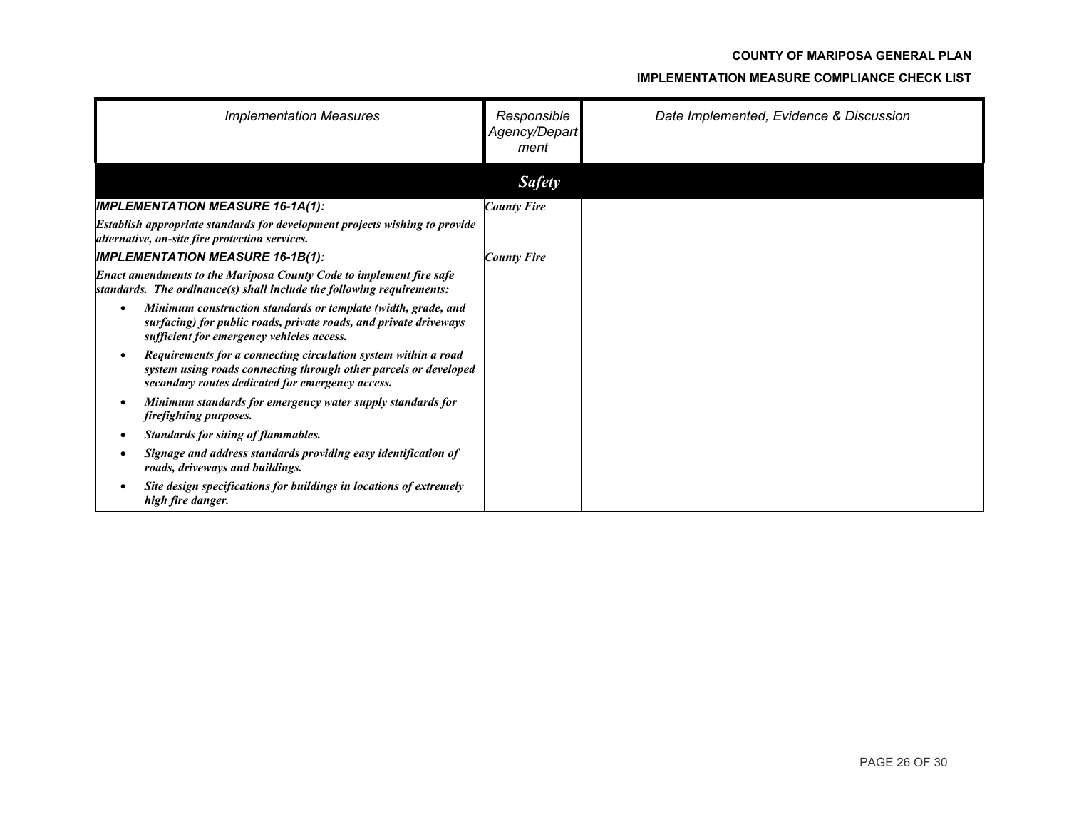| *Implementation Measures* | *Responsible Agency/Department* | *Date Implemented, Evidence & Discussion* |
|---|---|---|
| | ***Safety*** | |
| ***IMPLEMENTATION MEASURE 16-1A(1):*** <br> ***Establish appropriate standards for development projects wishing to provide alternative, on-site fire protection services.*** | ***County Fire*** | |
| ***IMPLEMENTATION MEASURE 16-1B(1):*** <br> ***Enact amendments to the Mariposa County Code to implement fire safe standards. The ordinance(s) shall include the following requirements:*** <br> • ***Minimum construction standards or template (width, grade, and surfacing) for public roads, private roads, and private driveways sufficient for emergency vehicles access.*** <br> • ***Requirements for a connecting circulation system within a road system using roads connecting through other parcels or developed secondary routes dedicated for emergency access.*** <br> • ***Minimum standards for emergency water supply standards for firefighting purposes.*** <br> • ***Standards for siting of flammables.*** <br> • ***Signage and address standards providing easy identification of roads, driveways and buildings.*** <br> • ***Site design specifications for buildings in locations of extremely high fire danger.*** | ***County Fire*** | |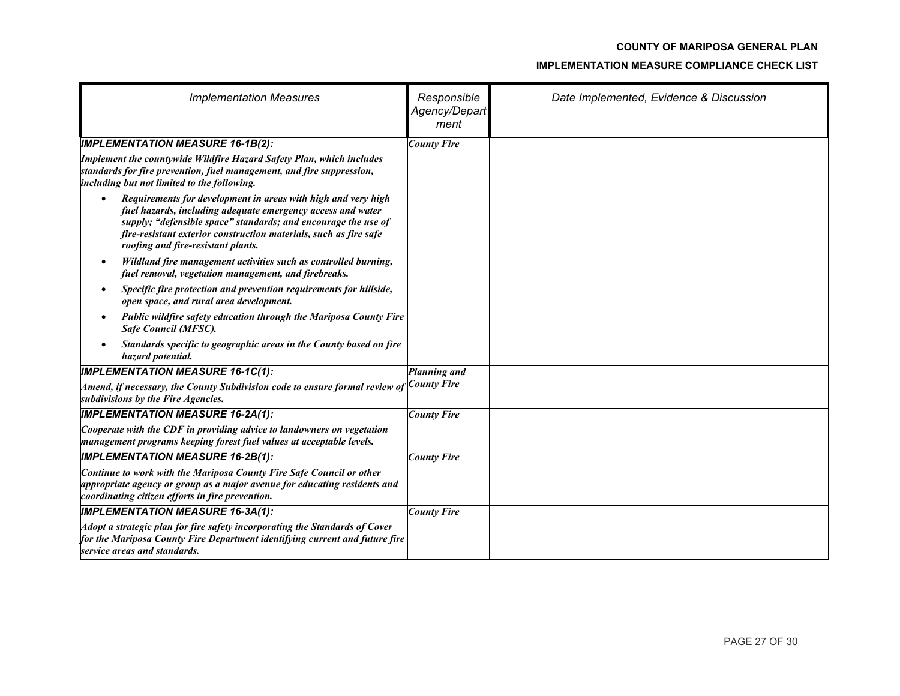| *Implementation Measures* | *Responsible Agency/Department* | *Date Implemented, Evidence & Discussion* |
|---|---|---|
| ***IMPLEMENTATION MEASURE 16-1B(2):*** <br> ***Implement the countywide Wildfire Hazard Safety Plan, which includes standards for fire prevention, fuel management, and fire suppression, including but not limited to the following.*** <br> • ***Requirements for development in areas with high and very high fuel hazards, including adequate emergency access and water supply; "defensible space" standards; and encourage the use of fire-resistant exterior construction materials, such as fire safe roofing and fire-resistant plants.*** <br> • ***Wildland fire management activities such as controlled burning, fuel removal, vegetation management, and firebreaks.*** <br> • ***Specific fire protection and prevention requirements for hillside, open space, and rural area development.*** <br> • ***Public wildfire safety education through the Mariposa County Fire Safe Council (MFSC).*** <br> • ***Standards specific to geographic areas in the County based on fire hazard potential.*** | ***County Fire*** | |
| ***IMPLEMENTATION MEASURE 16-1C(1):*** <br> ***Amend, if necessary, the County Subdivision code to ensure formal review of subdivisions by the Fire Agencies.*** | ***Planning and County Fire*** | |
| ***IMPLEMENTATION MEASURE 16-2A(1):*** <br> ***Cooperate with the CDF in providing advice to landowners on vegetation management programs keeping forest fuel values at acceptable levels.*** | ***County Fire*** | |
| ***IMPLEMENTATION MEASURE 16-2B(1):*** <br> ***Continue to work with the Mariposa County Fire Safe Council or other appropriate agency or group as a major avenue for educating residents and coordinating citizen efforts in fire prevention.*** | ***County Fire*** | |
| ***IMPLEMENTATION MEASURE 16-3A(1):*** <br> ***Adopt a strategic plan for fire safety incorporating the Standards of Cover for the Mariposa County Fire Department identifying current and future fire service areas and standards.*** | ***County Fire*** | |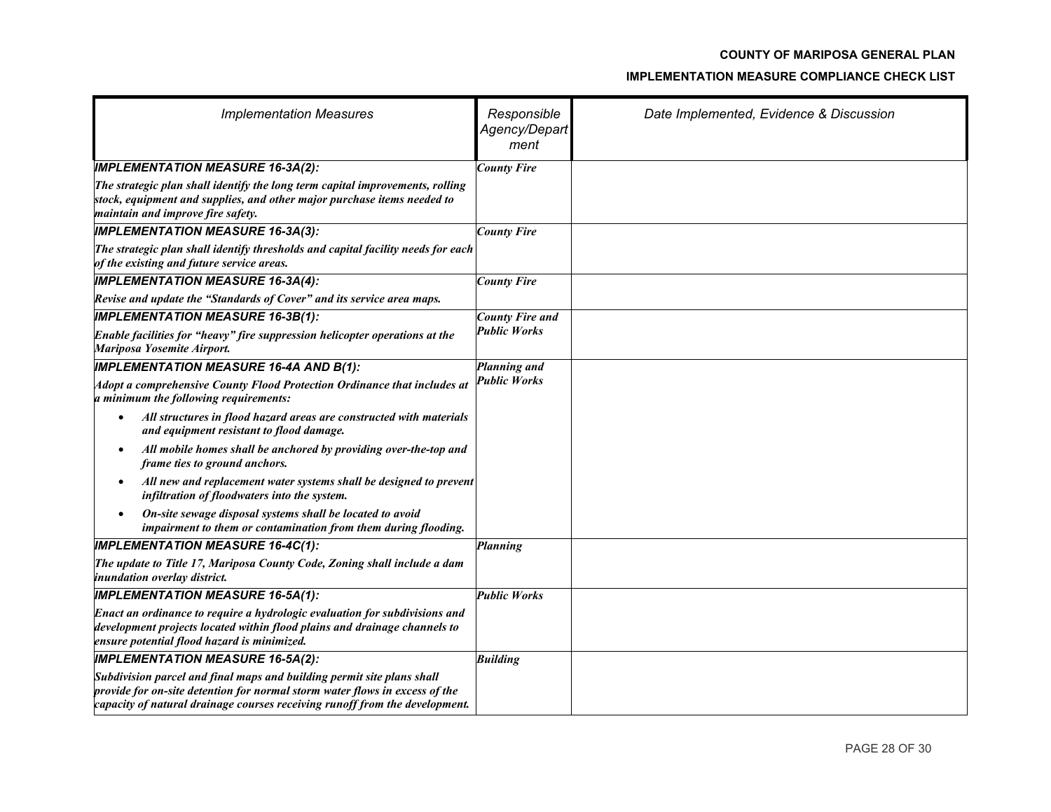| *Implementation Measures* | *Responsible Agency/Department* | *Date Implemented, Evidence & Discussion* |
|---|---|---|
| ***IMPLEMENTATION MEASURE 16-3A(2):*** ***The strategic plan shall identify the long term capital improvements, rolling stock, equipment and supplies, and other major purchase items needed to maintain and improve fire safety.*** | ***County Fire*** | |
| ***IMPLEMENTATION MEASURE 16-3A(3):*** ***The strategic plan shall identify thresholds and capital facility needs for each of the existing and future service areas.*** | ***County Fire*** | |
| ***IMPLEMENTATION MEASURE 16-3A(4):*** ***Revise and update the "Standards of Cover" and its service area maps.*** | ***County Fire*** | |
| ***IMPLEMENTATION MEASURE 16-3B(1):*** ***Enable facilities for "heavy" fire suppression helicopter operations at the Mariposa Yosemite Airport.*** | ***County Fire and Public Works*** | |
| ***IMPLEMENTATION MEASURE 16-4A AND B(1):*** ***Adopt a comprehensive County Flood Protection Ordinance that includes at a minimum the following requirements:*** <br>• ***All structures in flood hazard areas are constructed with materials and equipment resistant to flood damage.*** <br>• ***All mobile homes shall be anchored by providing over-the-top and frame ties to ground anchors.*** <br>• ***All new and replacement water systems shall be designed to prevent infiltration of floodwaters into the system.*** <br>• ***On-site sewage disposal systems shall be located to avoid impairment to them or contamination from them during flooding.*** | ***Planning and Public Works*** | |
| ***IMPLEMENTATION MEASURE 16-4C(1):*** ***The update to Title 17, Mariposa County Code, Zoning shall include a dam inundation overlay district.*** | ***Planning*** | |
| ***IMPLEMENTATION MEASURE 16-5A(1):*** ***Enact an ordinance to require a hydrologic evaluation for subdivisions and development projects located within flood plains and drainage channels to ensure potential flood hazard is minimized.*** | ***Public Works*** | |
| ***IMPLEMENTATION MEASURE 16-5A(2):*** ***Subdivision parcel and final maps and building permit site plans shall provide for on-site detention for normal storm water flows in excess of the capacity of natural drainage courses receiving runoff from the development.*** | ***Building*** | |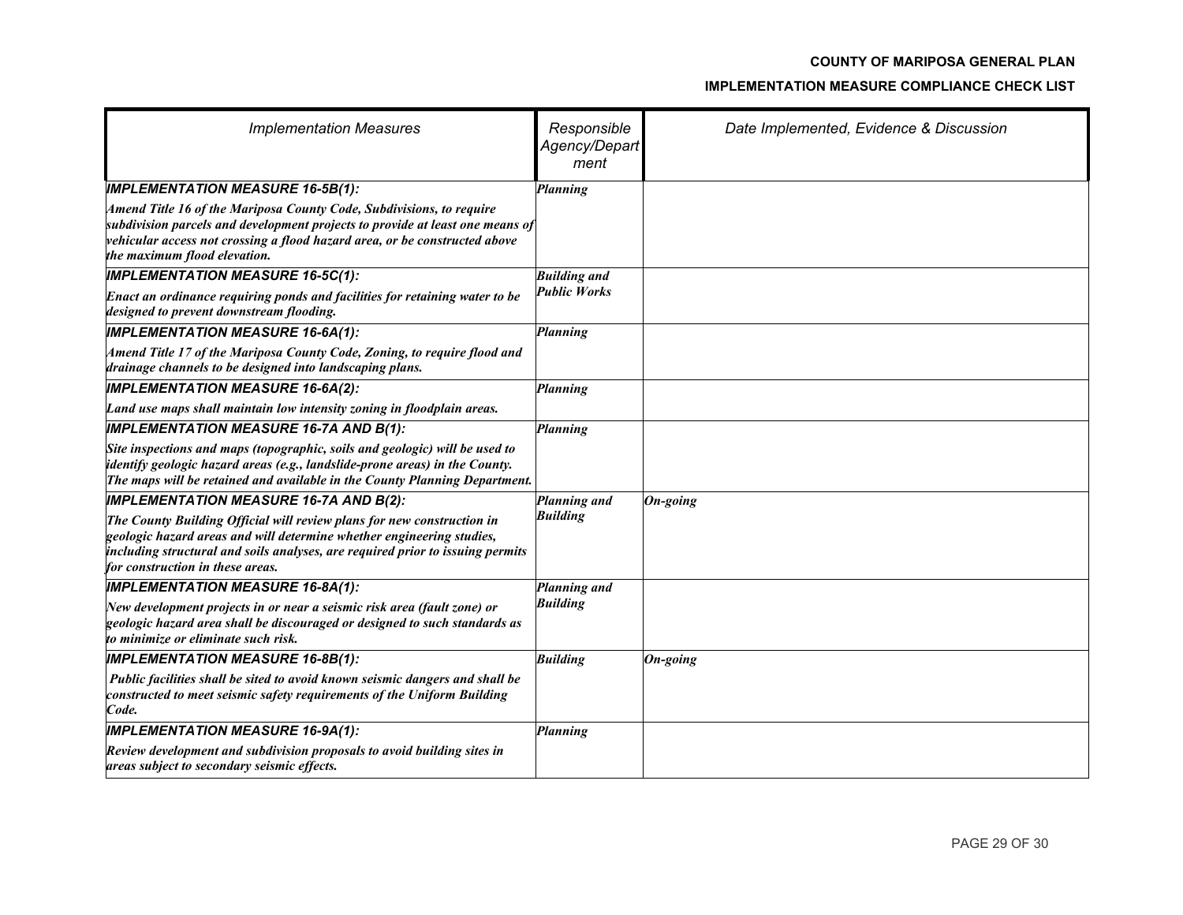| Implementation Measures | Responsible Agency/Department | Date Implemented, Evidence & Discussion |
|---|---|---|
| ***IMPLEMENTATION MEASURE 16-5B(1):*** ***Amend Title 16 of the Mariposa County Code, Subdivisions, to require subdivision parcels and development projects to provide at least one means of vehicular access not crossing a flood hazard area, or be constructed above the maximum flood elevation.*** | ***Planning*** | |
| ***IMPLEMENTATION MEASURE 16-5C(1):*** ***Enact an ordinance requiring ponds and facilities for retaining water to be designed to prevent downstream flooding.*** | ***Building and Public Works*** | |
| ***IMPLEMENTATION MEASURE 16-6A(1):*** ***Amend Title 17 of the Mariposa County Code, Zoning, to require flood and drainage channels to be designed into landscaping plans.*** | ***Planning*** | |
| ***IMPLEMENTATION MEASURE 16-6A(2):*** ***Land use maps shall maintain low intensity zoning in floodplain areas.*** | ***Planning*** | |
| ***IMPLEMENTATION MEASURE 16-7A AND B(1):*** ***Site inspections and maps (topographic, soils and geologic) will be used to identify geologic hazard areas (e.g., landslide-prone areas) in the County. The maps will be retained and available in the County Planning Department.*** | ***Planning*** | |
| ***IMPLEMENTATION MEASURE 16-7A AND B(2):*** ***The County Building Official will review plans for new construction in geologic hazard areas and will determine whether engineering studies, including structural and soils analyses, are required prior to issuing permits for construction in these areas.*** | ***Planning and Building*** | ***On-going*** |
| ***IMPLEMENTATION MEASURE 16-8A(1):*** ***New development projects in or near a seismic risk area (fault zone) or geologic hazard area shall be discouraged or designed to such standards as to minimize or eliminate such risk.*** | ***Planning and Building*** | |
| ***IMPLEMENTATION MEASURE 16-8B(1):*** ***Public facilities shall be sited to avoid known seismic dangers and shall be constructed to meet seismic safety requirements of the Uniform Building Code.*** | ***Building*** | ***On-going*** |
| ***IMPLEMENTATION MEASURE 16-9A(1):*** ***Review development and subdivision proposals to avoid building sites in areas subject to secondary seismic effects.*** | ***Planning*** | |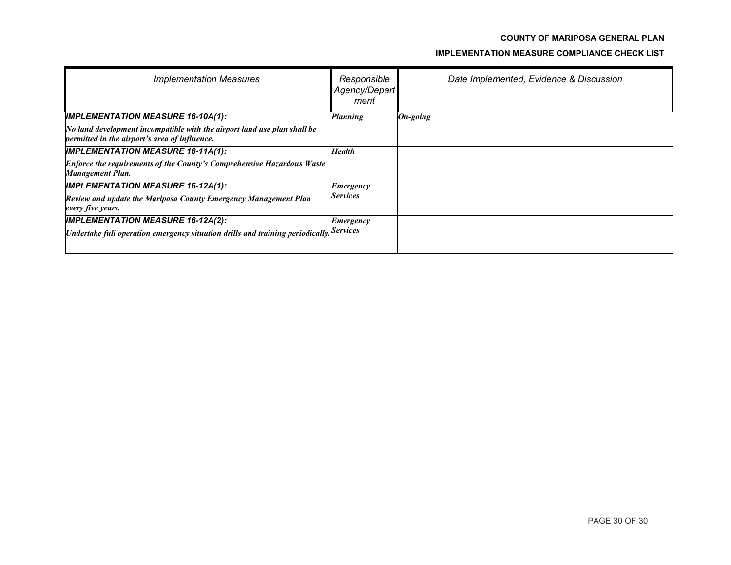| *Implementation Measures* | *Responsible Agency/Department* | *Date Implemented, Evidence & Discussion* |
|---|---|---|
| ***IMPLEMENTATION MEASURE 16-10A(1):*** ***No land development incompatible with the airport land use plan shall be permitted in the airport's area of influence.*** | ***Planning*** | ***On-going*** |
| ***IMPLEMENTATION MEASURE 16-11A(1):*** ***Enforce the requirements of the County's Comprehensive Hazardous Waste Management Plan.*** | ***Health*** | |
| ***IMPLEMENTATION MEASURE 16-12A(1):*** ***Review and update the Mariposa County Emergency Management Plan every five years.*** | ***Emergency Services*** | |
| ***IMPLEMENTATION MEASURE 16-12A(2):*** ***Undertake full operation emergency situation drills and training periodically.*** | ***Emergency Services*** | |
| | | |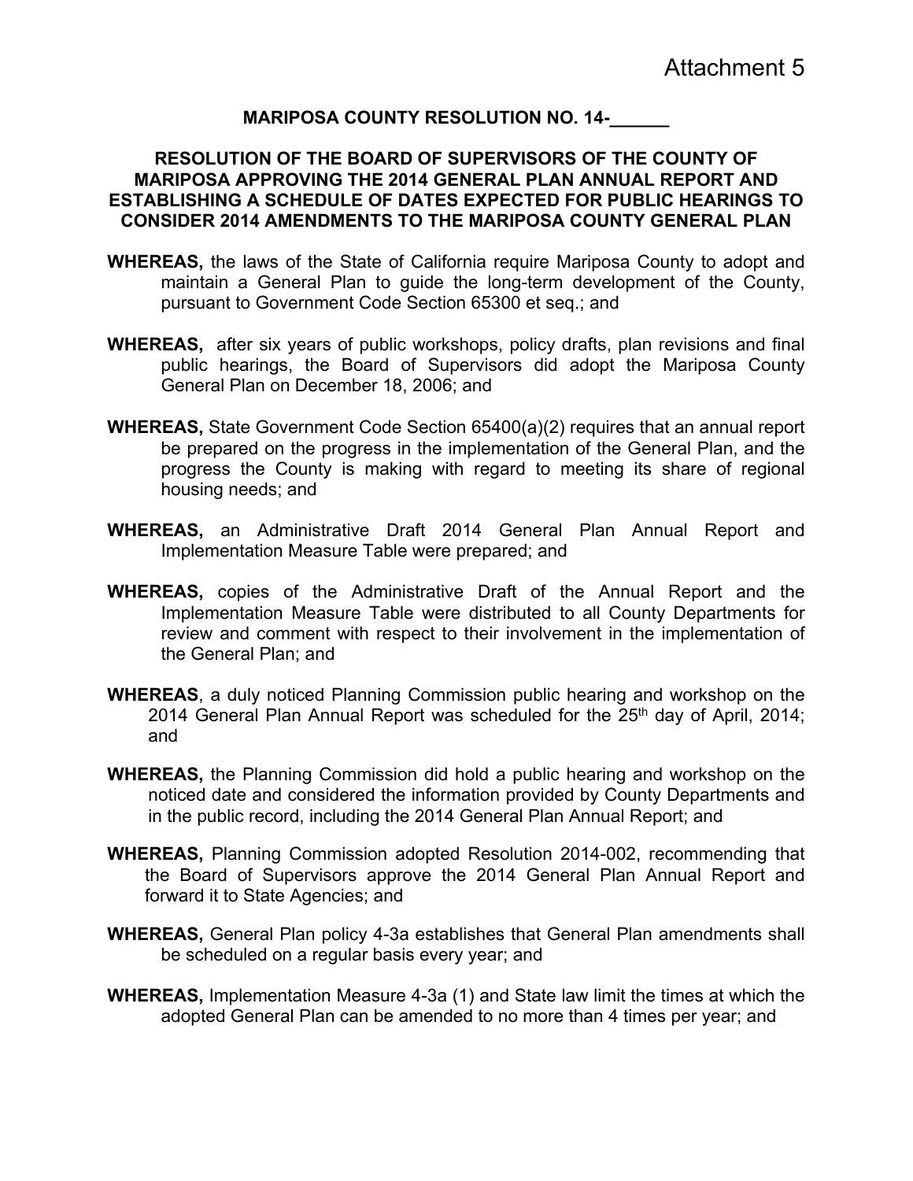Attachment 5

**MARIPOSA COUNTY RESOLUTION NO. 14-______**

**RESOLUTION OF THE BOARD OF SUPERVISORS OF THE COUNTY OF MARIPOSA APPROVING THE 2014 GENERAL PLAN ANNUAL REPORT AND ESTABLISHING A SCHEDULE OF DATES EXPECTED FOR PUBLIC HEARINGS TO CONSIDER 2014 AMENDMENTS TO THE MARIPOSA COUNTY GENERAL PLAN**

**WHEREAS,** the laws of the State of California require Mariposa County to adopt and maintain a General Plan to guide the long-term development of the County, pursuant to Government Code Section 65300 et seq.; and

**WHEREAS,** after six years of public workshops, policy drafts, plan revisions and final public hearings, the Board of Supervisors did adopt the Mariposa County General Plan on December 18, 2006; and

**WHEREAS,** State Government Code Section 65400(a)(2) requires that an annual report be prepared on the progress in the implementation of the General Plan, and the progress the County is making with regard to meeting its share of regional housing needs; and

**WHEREAS,** an Administrative Draft 2014 General Plan Annual Report and Implementation Measure Table were prepared; and

**WHEREAS,** copies of the Administrative Draft of the Annual Report and the Implementation Measure Table were distributed to all County Departments for review and comment with respect to their involvement in the implementation of the General Plan; and

**WHEREAS**, a duly noticed Planning Commission public hearing and workshop on the 2014 General Plan Annual Report was scheduled for the 25th day of April, 2014; and

**WHEREAS,** the Planning Commission did hold a public hearing and workshop on the noticed date and considered the information provided by County Departments and in the public record, including the 2014 General Plan Annual Report; and

**WHEREAS,** Planning Commission adopted Resolution 2014-002, recommending that the Board of Supervisors approve the 2014 General Plan Annual Report and forward it to State Agencies; and

**WHEREAS,** General Plan policy 4-3a establishes that General Plan amendments shall be scheduled on a regular basis every year; and

**WHEREAS,** Implementation Measure 4-3a (1) and State law limit the times at which the adopted General Plan can be amended to no more than 4 times per year; and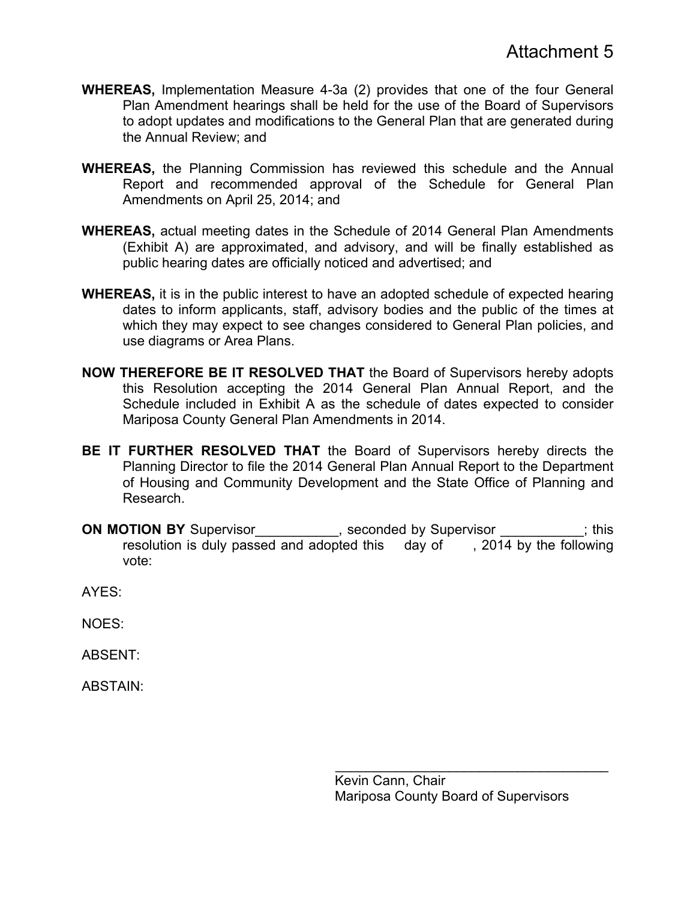Attachment 5

**WHEREAS,** Implementation Measure 4-3a (2) provides that one of the four General Plan Amendment hearings shall be held for the use of the Board of Supervisors to adopt updates and modifications to the General Plan that are generated during the Annual Review; and

**WHEREAS,** the Planning Commission has reviewed this schedule and the Annual Report and recommended approval of the Schedule for General Plan Amendments on April 25, 2014; and

**WHEREAS,** actual meeting dates in the Schedule of 2014 General Plan Amendments (Exhibit A) are approximated, and advisory, and will be finally established as public hearing dates are officially noticed and advertised; and

**WHEREAS,** it is in the public interest to have an adopted schedule of expected hearing dates to inform applicants, staff, advisory bodies and the public of the times at which they may expect to see changes considered to General Plan policies, and use diagrams or Area Plans.

**NOW THEREFORE BE IT RESOLVED THAT** the Board of Supervisors hereby adopts this Resolution accepting the 2014 General Plan Annual Report, and the Schedule included in Exhibit A as the schedule of dates expected to consider Mariposa County General Plan Amendments in 2014.

**BE IT FURTHER RESOLVED THAT** the Board of Supervisors hereby directs the Planning Director to file the 2014 General Plan Annual Report to the Department of Housing and Community Development and the State Office of Planning and Research.

**ON MOTION BY** Supervisor___________, seconded by Supervisor ___________; this resolution is duly passed and adopted this day of , 2014 by the following vote:

AYES:

NOES:

ABSENT:

ABSTAIN:

_____________________________________

Kevin Cann, Chair
Mariposa County Board of Supervisors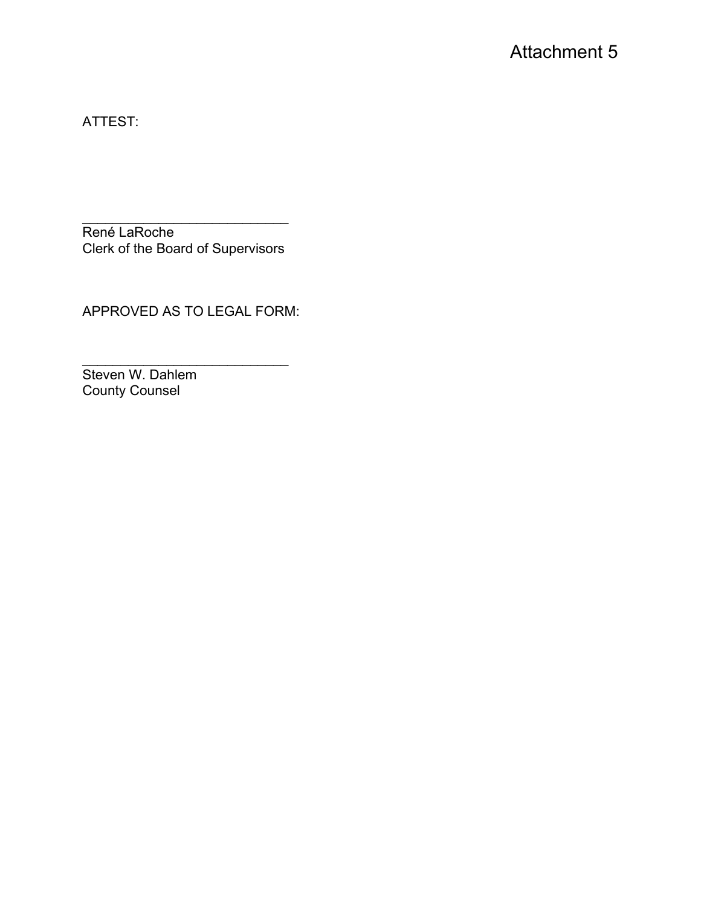Attachment 5

ATTEST:

\_\_\_\_\_\_\_\_\_\_\_\_\_\_\_\_\_\_\_\_\_\_\_\_\_\_\_\_
René LaRoche
Clerk of the Board of Supervisors

APPROVED AS TO LEGAL FORM:

\_\_\_\_\_\_\_\_\_\_\_\_\_\_\_\_\_\_\_\_\_\_\_\_\_\_\_\_
Steven W. Dahlem
County Counsel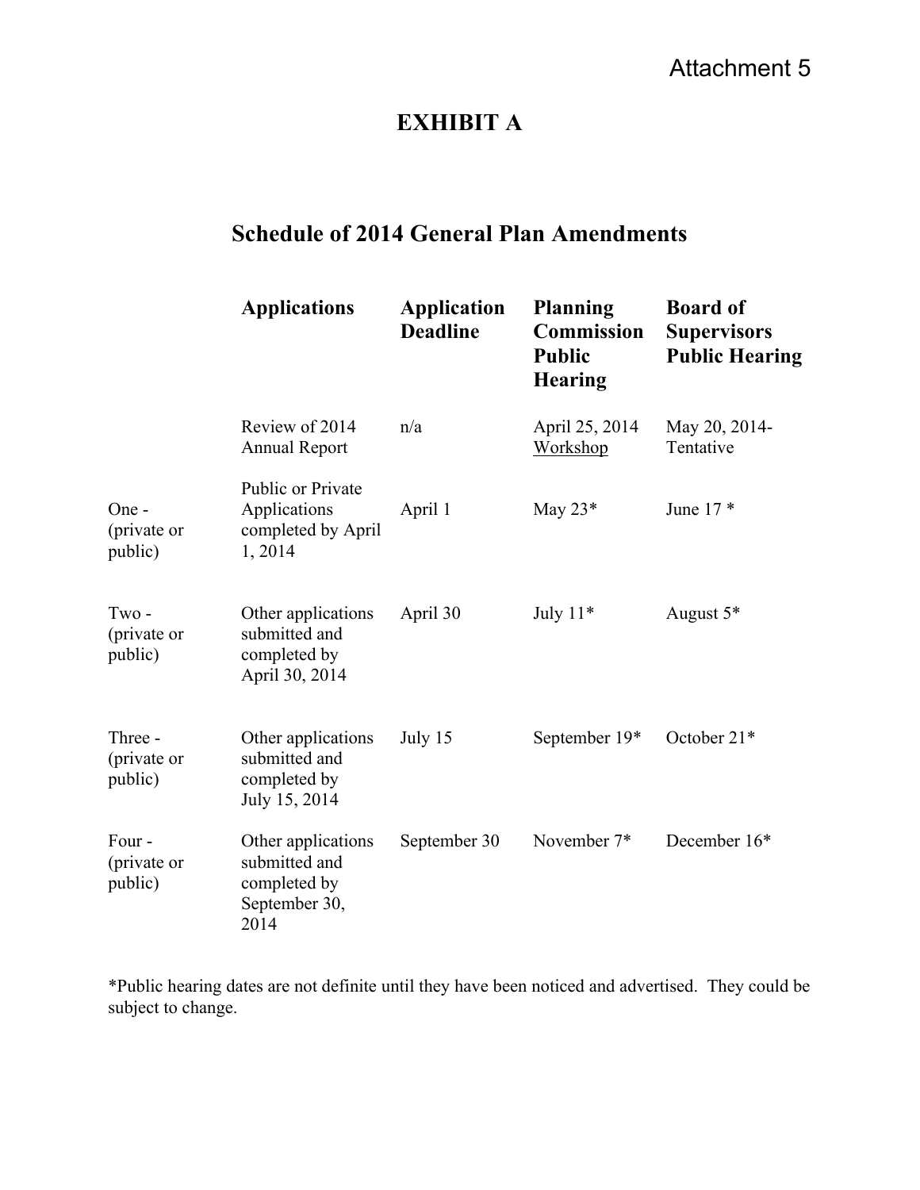Attachment 5

# EXHIBIT A

## Schedule of 2014 General Plan Amendments

| | Applications | Application Deadline | Planning Commission Public Hearing | Board of Supervisors Public Hearing |
|---|---|---|---|---|
| | Review of 2014 Annual Report | n/a | April 25, 2014 Workshop | May 20, 2014- Tentative |
| One - (private or public) | Public or Private Applications completed by April 1, 2014 | April 1 | May 23* | June 17 * |
| Two - (private or public) | Other applications submitted and completed by April 30, 2014 | April 30 | July 11* | August 5* |
| Three - (private or public) | Other applications submitted and completed by July 15, 2014 | July 15 | September 19* | October 21* |
| Four - (private or public) | Other applications submitted and completed by September 30, 2014 | September 30 | November 7* | December 16* |

*Public hearing dates are not definite until they have been noticed and advertised. They could be subject to change.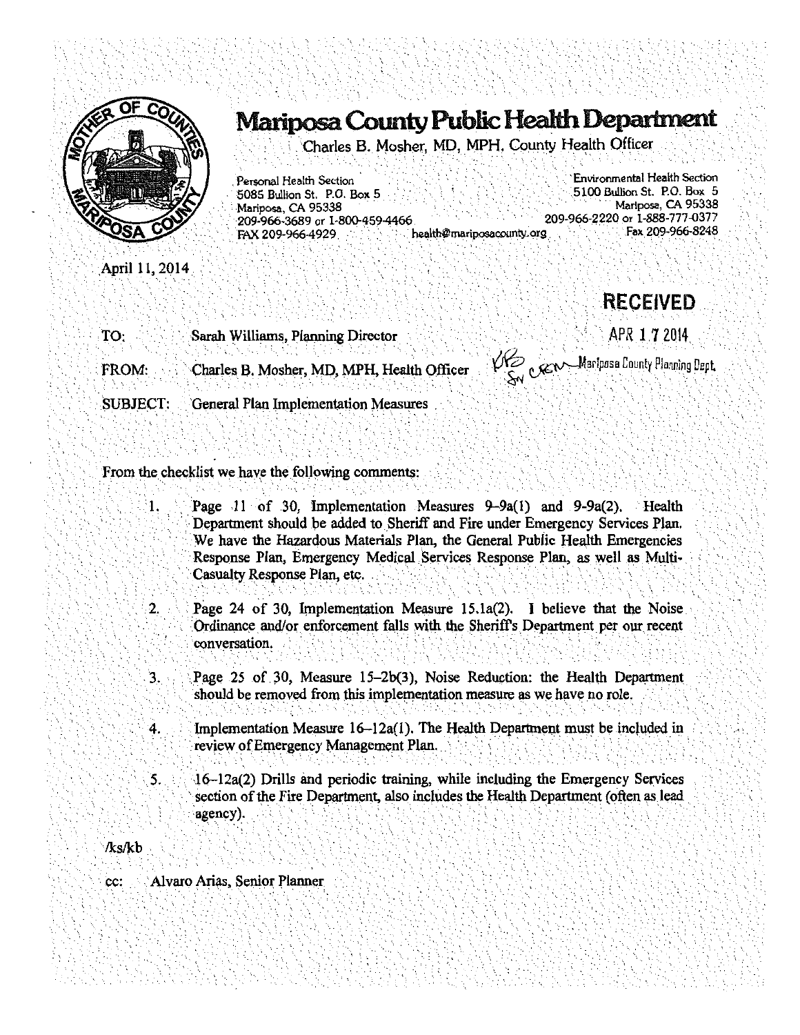# Mariposa County Public Health Department

Charles B. Mosher, MD, MPH, County Health Officer

Personal Health Section
5085 Bullion St. P.O. Box 5
Mariposa, CA 95338
209-966-3689 or 1-800-459-4466
FAX 209-966-4929

health@mariposacounty.org

Environmental Health Section
5100 Bullion St. P.O. Box 5
Mariposa, CA 95338
209-966-2220 or 1-888-777-0377
Fax 209-966-8248

April 11, 2014

RECEIVED
APR 17 2014
Mariposa County Planning Dept.

TO: Sarah Williams, Planning Director

FROM: Charles B. Mosher, MD, MPH, Health Officer

SUBJECT: General Plan Implementation Measures

From the checklist we have the following comments:

1. Page 11 of 30, Implementation Measures 9–9a(1) and 9-9a(2). Health Department should be added to Sheriff and Fire under Emergency Services Plan. We have the Hazardous Materials Plan, the General Public Health Emergencies Response Plan, Emergency Medical Services Response Plan, as well as Multi-Casualty Response Plan, etc.

2. Page 24 of 30, Implementation Measure 15.1a(2). I believe that the Noise Ordinance and/or enforcement falls with the Sheriff's Department per our recent conversation.

3. Page 25 of 30, Measure 15–2b(3), Noise Reduction: the Health Department should be removed from this implementation measure as we have no role.

4. Implementation Measure 16–12a(1). The Health Department must be included in review of Emergency Management Plan.

5. 16–12a(2) Drills and periodic training, while including the Emergency Services section of the Fire Department, also includes the Health Department (often as lead agency).

/ks/kb

cc: Alvaro Arias, Senior Planner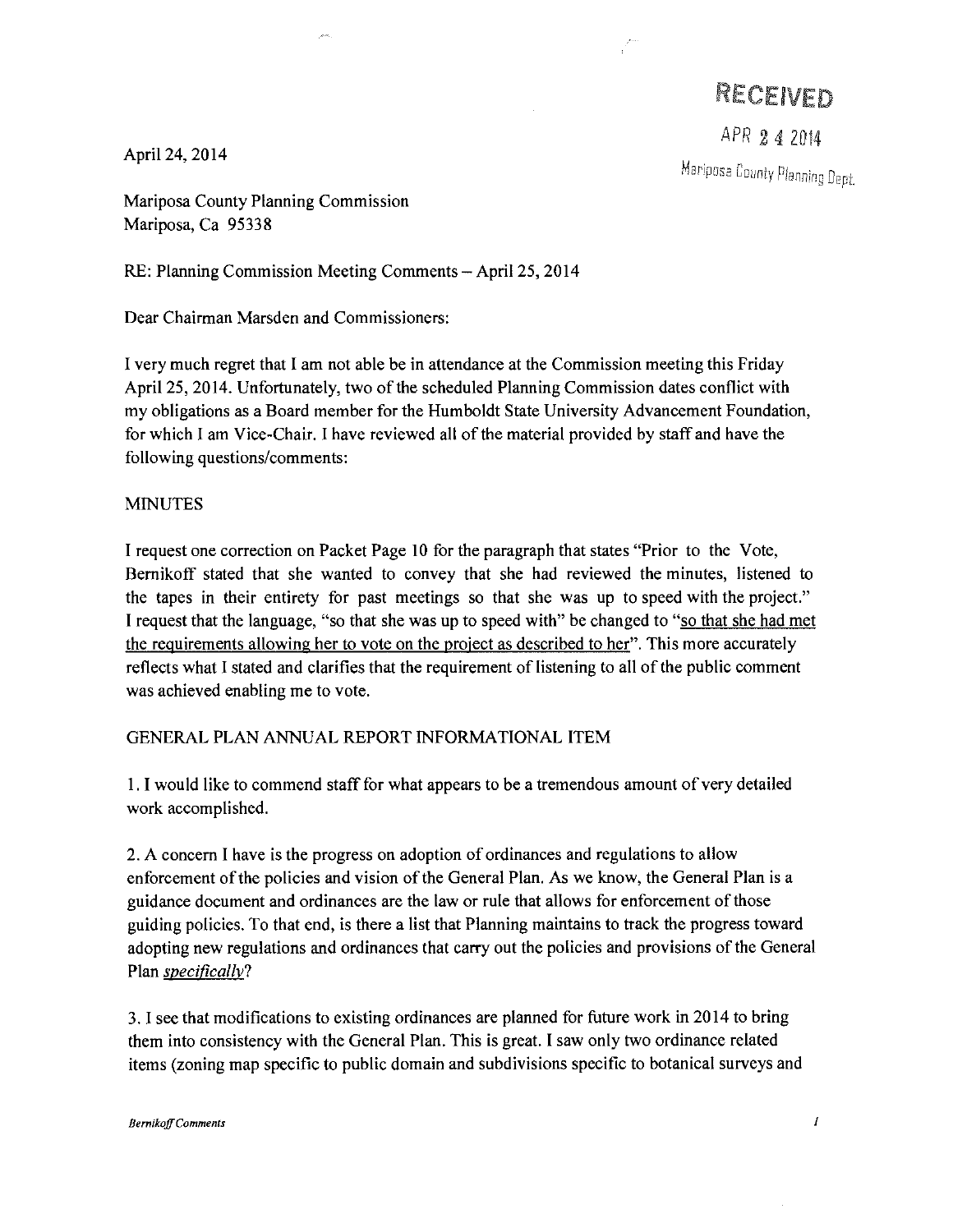RECEIVED

APR 24 2014

Mariposa County Planning Dept.

April 24, 2014

Mariposa County Planning Commission
Mariposa, Ca 95338

RE: Planning Commission Meeting Comments – April 25, 2014

Dear Chairman Marsden and Commissioners:

I very much regret that I am not able be in attendance at the Commission meeting this Friday April 25, 2014. Unfortunately, two of the scheduled Planning Commission dates conflict with my obligations as a Board member for the Humboldt State University Advancement Foundation, for which I am Vice-Chair. I have reviewed all of the material provided by staff and have the following questions/comments:

MINUTES

I request one correction on Packet Page 10 for the paragraph that states "Prior to the Vote, Bernikoff stated that she wanted to convey that she had reviewed the minutes, listened to the tapes in their entirety for past meetings so that she was up to speed with the project." I request that the language, "so that she was up to speed with" be changed to "so that she had met the requirements allowing her to vote on the project as described to her". This more accurately reflects what I stated and clarifies that the requirement of listening to all of the public comment was achieved enabling me to vote.

GENERAL PLAN ANNUAL REPORT INFORMATIONAL ITEM

1. I would like to commend staff for what appears to be a tremendous amount of very detailed work accomplished.

2. A concern I have is the progress on adoption of ordinances and regulations to allow enforcement of the policies and vision of the General Plan. As we know, the General Plan is a guidance document and ordinances are the law or rule that allows for enforcement of those guiding policies. To that end, is there a list that Planning maintains to track the progress toward adopting new regulations and ordinances that carry out the policies and provisions of the General Plan *specifically*?

3. I see that modifications to existing ordinances are planned for future work in 2014 to bring them into consistency with the General Plan. This is great. I saw only two ordinance related items (zoning map specific to public domain and subdivisions specific to botanical surveys and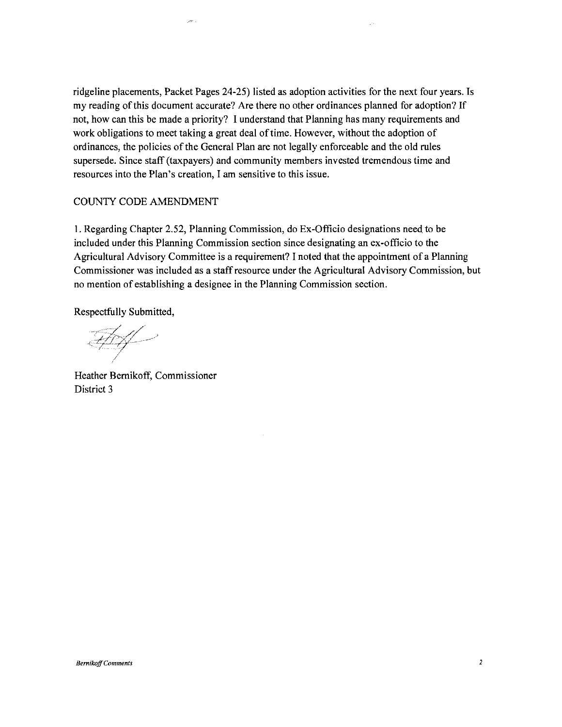ridgeline placements, Packet Pages 24-25) listed as adoption activities for the next four years. Is my reading of this document accurate? Are there no other ordinances planned for adoption? If not, how can this be made a priority? I understand that Planning has many requirements and work obligations to meet taking a great deal of time. However, without the adoption of ordinances, the policies of the General Plan are not legally enforceable and the old rules supersede. Since staff (taxpayers) and community members invested tremendous time and resources into the Plan's creation, I am sensitive to this issue.

COUNTY CODE AMENDMENT

1. Regarding Chapter 2.52, Planning Commission, do Ex-Officio designations need to be included under this Planning Commission section since designating an ex-officio to the Agricultural Advisory Committee is a requirement? I noted that the appointment of a Planning Commissioner was included as a staff resource under the Agricultural Advisory Commission, but no mention of establishing a designee in the Planning Commission section.

Respectfully Submitted,

Heather Bernikoff, Commissioner
District 3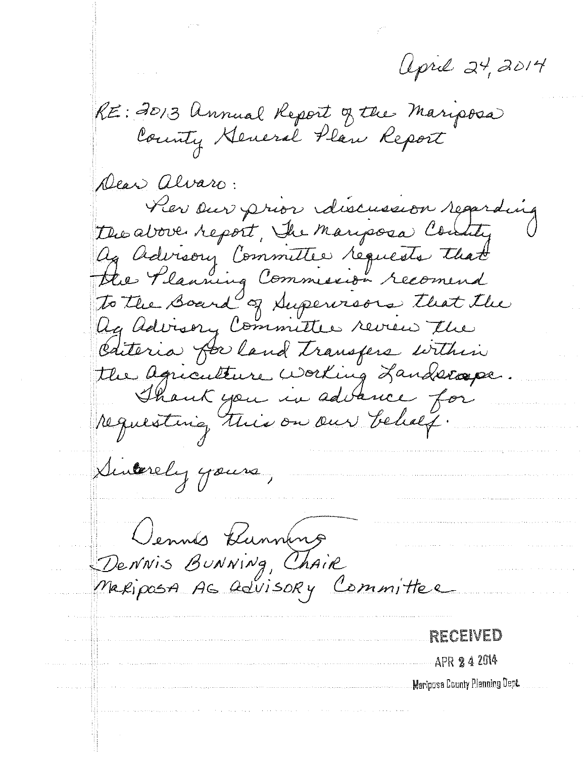April 24, 2014

RE: 2013 Annual Report of the Mariposa County General Plan Report

Dear Alvaro:

Per our prior discussion regarding the above report, The Mariposa County Ag Advisory Committee requests that the Planning Commission recomend to the Board of Supervisors that the Ag Advisory Committee review the criteria for land transfers within the Agriculture Working Landscape.

Thank you in advance for requesting this on our behalf.

Sincerely yours,

Dennis Bunning

DENNIS BUNNING, CHAIR
MARIPOSA AG ADVISORY Committee

**RECEIVED**
APR 24 2014
Mariposa County Planning Dept.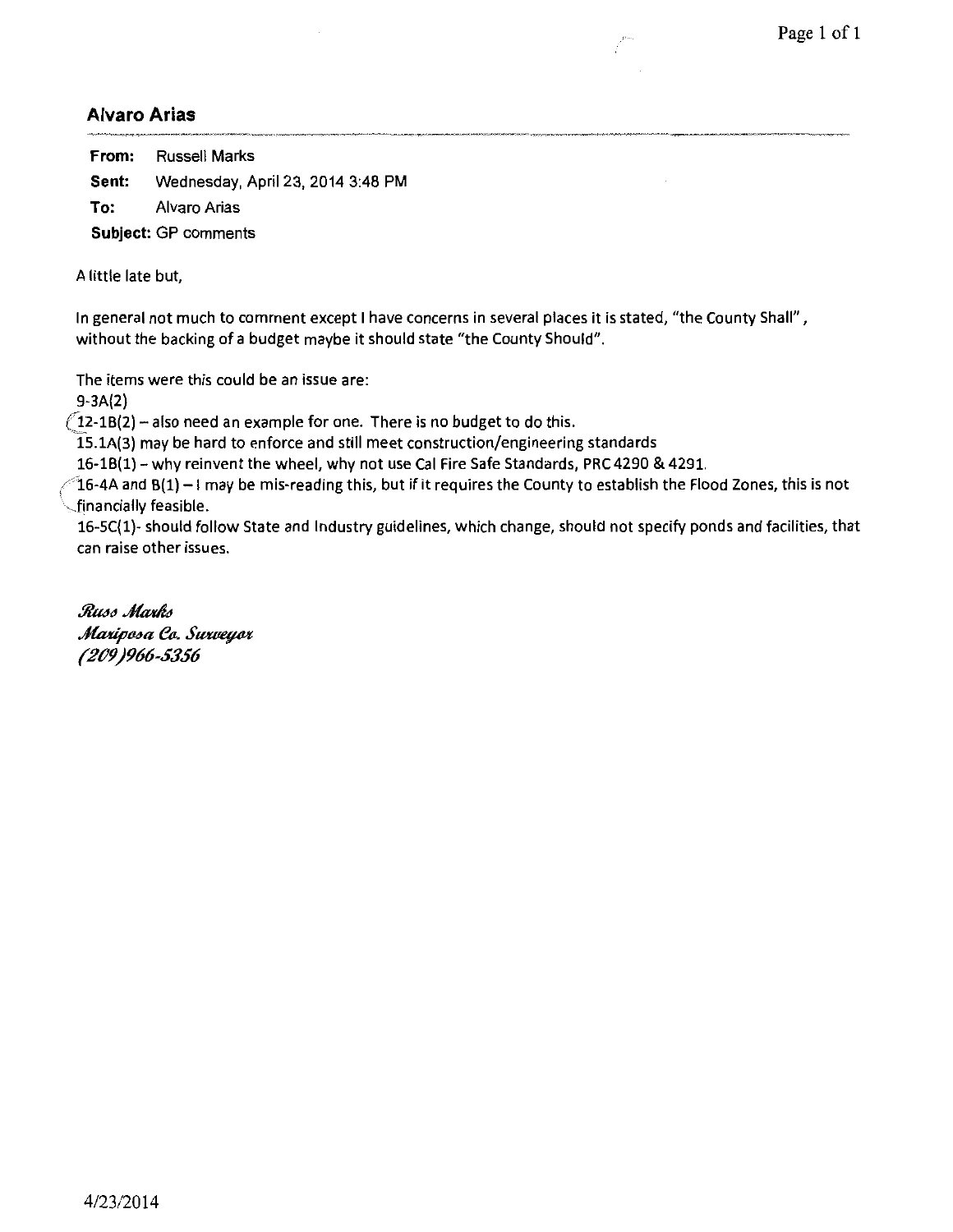## Alvaro Arias

**From:** Russell Marks

**Sent:** Wednesday, April 23, 2014 3:48 PM

**To:** Alvaro Arias

**Subject:** GP comments

A little late but,

In general not much to comment except I have concerns in several places it is stated, "the County Shall", without the backing of a budget maybe it should state "the County Should".

The items were this could be an issue are:

9-3A(2)

12-1B(2) – also need an example for one. There is no budget to do this.

15.1A(3) may be hard to enforce and still meet construction/engineering standards

16-1B(1) – why reinvent the wheel, why not use Cal Fire Safe Standards, PRC 4290 & 4291.

16-4A and B(1) – I may be mis-reading this, but if it requires the County to establish the Flood Zones, this is not financially feasible.

16-5C(1)- should follow State and Industry guidelines, which change, should not specify ponds and facilities, that can raise other issues.

*Russ Marks*
*Mariposa Co. Surveyor*
*(209)966-5356*

4/23/2014